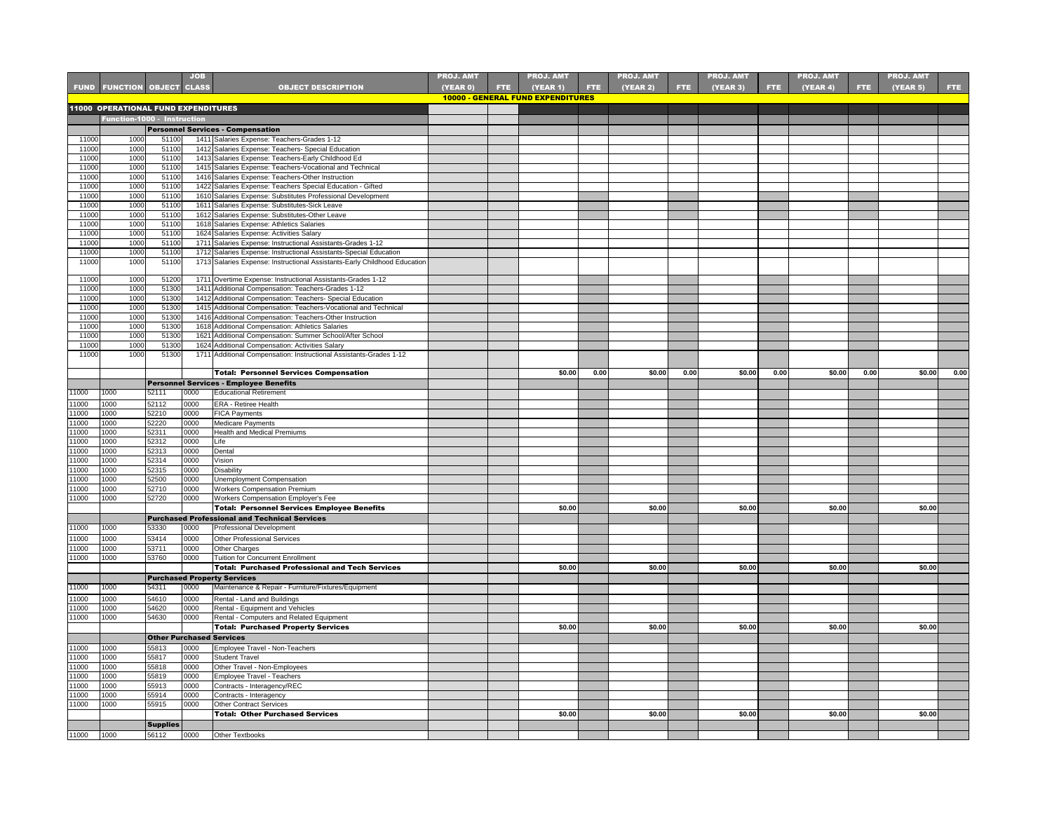| FUND | FUNCTION | OBJECT | JOB CLASS | OBJECT DESCRIPTION | PROJ. AMT (YEAR 0) | FTE | PROJ. AMT (YEAR 1) | FTE | PROJ. AMT (YEAR 2) | FTE | PROJ. AMT (YEAR 3) | FTE | PROJ. AMT (YEAR 4) | FTE | PROJ. AMT (YEAR 5) | FTE |
|---|---|---|---|---|---|---|---|---|---|---|---|---|---|---|---|---|
| | | | | | | | **10000 - GENERAL FUND EXPENDITURES** | | | | | | | | | |
| **11000 OPERATIONAL FUND EXPENDITURES** | | | | | | | | | | | | | | | | |
| | **Function-1000 - Instruction** | | | | | | | | | | | | | | | |
| | | **Personnel Services - Compensation** | | | | | | | | | | | | | | |
| 11000 | 1000 | 51100 | 1411 | Salaries Expense: Teachers-Grades 1-12 | | | | | | | | | | | | |
| 11000 | 1000 | 51100 | 1412 | Salaries Expense: Teachers- Special Education | | | | | | | | | | | | |
| 11000 | 1000 | 51100 | 1413 | Salaries Expense: Teachers-Early Childhood Ed | | | | | | | | | | | | |
| 11000 | 1000 | 51100 | 1415 | Salaries Expense: Teachers-Vocational and Technical | | | | | | | | | | | | |
| 11000 | 1000 | 51100 | 1416 | Salaries Expense: Teachers-Other Instruction | | | | | | | | | | | | |
| 11000 | 1000 | 51100 | 1422 | Salaries Expense: Teachers Special Education - Gifted | | | | | | | | | | | | |
| 11000 | 1000 | 51100 | 1610 | Salaries Expense: Substitutes Professional Development | | | | | | | | | | | | |
| 11000 | 1000 | 51100 | 1611 | Salaries Expense: Substitutes-Sick Leave | | | | | | | | | | | | |
| 11000 | 1000 | 51100 | 1612 | Salaries Expense: Substitutes-Other Leave | | | | | | | | | | | | |
| 11000 | 1000 | 51100 | 1618 | Salaries Expense: Athletics Salaries | | | | | | | | | | | | |
| 11000 | 1000 | 51100 | 1624 | Salaries Expense: Activities Salary | | | | | | | | | | | | |
| 11000 | 1000 | 51100 | 1711 | Salaries Expense: Instructional Assistants-Grades 1-12 | | | | | | | | | | | | |
| 11000 | 1000 | 51100 | 1712 | Salaries Expense: Instructional Assistants-Special Education | | | | | | | | | | | | |
| 11000 | 1000 | 51100 | 1713 | Salaries Expense: Instructional Assistants-Early Childhood Education | | | | | | | | | | | | |
| 11000 | 1000 | 51200 | 1711 | Overtime Expense: Instructional Assistants-Grades 1-12 | | | | | | | | | | | | |
| 11000 | 1000 | 51300 | 1411 | Additional Compensation: Teachers-Grades 1-12 | | | | | | | | | | | | |
| 11000 | 1000 | 51300 | 1412 | Additional Compensation: Teachers- Special Education | | | | | | | | | | | | |
| 11000 | 1000 | 51300 | 1415 | Additional Compensation: Teachers-Vocational and Technical | | | | | | | | | | | | |
| 11000 | 1000 | 51300 | 1416 | Additional Compensation: Teachers-Other Instruction | | | | | | | | | | | | |
| 11000 | 1000 | 51300 | 1618 | Additional Compensation: Athletics Salaries | | | | | | | | | | | | |
| 11000 | 1000 | 51300 | 1621 | Additional Compensation: Summer School/After School | | | | | | | | | | | | |
| 11000 | 1000 | 51300 | 1624 | Additional Compensation: Activities Salary | | | | | | | | | | | | |
| 11000 | 1000 | 51300 | 1711 | Additional Compensation: Instructional Assistants-Grades 1-12 | | | | | | | | | | | | |
| | | | | **Total: Personnel Services Compensation** | | | $0.00 | 0.00 | $0.00 | 0.00 | $0.00 | 0.00 | $0.00 | 0.00 | $0.00 | 0.00 |
| | | **Personnel Services - Employee Benefits** | | | | | | | | | | | | | | |
| 11000 | 1000 | 52111 | 0000 | Educational Retirement | | | | | | | | | | | | |
| 11000 | 1000 | 52112 | 0000 | ERA - Retiree Health | | | | | | | | | | | | |
| 11000 | 1000 | 52210 | 0000 | FICA Payments | | | | | | | | | | | | |
| 11000 | 1000 | 52220 | 0000 | Medicare Payments | | | | | | | | | | | | |
| 11000 | 1000 | 52311 | 0000 | Health and Medical Premiums | | | | | | | | | | | | |
| 11000 | 1000 | 52312 | 0000 | Life | | | | | | | | | | | | |
| 11000 | 1000 | 52313 | 0000 | Dental | | | | | | | | | | | | |
| 11000 | 1000 | 52314 | 0000 | Vision | | | | | | | | | | | | |
| 11000 | 1000 | 52315 | 0000 | Disability | | | | | | | | | | | | |
| 11000 | 1000 | 52500 | 0000 | Unemployment Compensation | | | | | | | | | | | | |
| 11000 | 1000 | 52710 | 0000 | Workers Compensation Premium | | | | | | | | | | | | |
| 11000 | 1000 | 52720 | 0000 | Workers Compensation Employer's Fee | | | | | | | | | | | | |
| | | | | **Total: Personnel Services Employee Benefits** | | | $0.00 | | $0.00 | | $0.00 | | $0.00 | | $0.00 | |
| | | **Purchased Professional and Technical Services** | | | | | | | | | | | | | | |
| 11000 | 1000 | 53330 | 0000 | Professional Development | | | | | | | | | | | | |
| 11000 | 1000 | 53414 | 0000 | Other Professional Services | | | | | | | | | | | | |
| 11000 | 1000 | 53711 | 0000 | Other Charges | | | | | | | | | | | | |
| 11000 | 1000 | 53760 | 0000 | Tuition for Concurrent Enrollment | | | | | | | | | | | | |
| | | | | **Total: Purchased Professional and Tech Services** | | | $0.00 | | $0.00 | | $0.00 | | $0.00 | | $0.00 | |
| | | **Purchased Property Services** | | | | | | | | | | | | | | |
| 11000 | 1000 | 54311 | 0000 | Maintenance & Repair - Furniture/Fixtures/Equipment | | | | | | | | | | | | |
| 11000 | 1000 | 54610 | 0000 | Rental - Land and Buildings | | | | | | | | | | | | |
| 11000 | 1000 | 54620 | 0000 | Rental - Equipment and Vehicles | | | | | | | | | | | | |
| 11000 | 1000 | 54630 | 0000 | Rental - Computers and Related Equipment | | | | | | | | | | | | |
| | | | | **Total: Purchased Property Services** | | | $0.00 | | $0.00 | | $0.00 | | $0.00 | | $0.00 | |
| | | **Other Purchased Services** | | | | | | | | | | | | | | |
| 11000 | 1000 | 55813 | 0000 | Employee Travel - Non-Teachers | | | | | | | | | | | | |
| 11000 | 1000 | 55817 | 0000 | Student Travel | | | | | | | | | | | | |
| 11000 | 1000 | 55818 | 0000 | Other Travel - Non-Employees | | | | | | | | | | | | |
| 11000 | 1000 | 55819 | 0000 | Employee Travel - Teachers | | | | | | | | | | | | |
| 11000 | 1000 | 55913 | 0000 | Contracts - Interagency/REC | | | | | | | | | | | | |
| 11000 | 1000 | 55914 | 0000 | Contracts - Interagency | | | | | | | | | | | | |
| 11000 | 1000 | 55915 | 0000 | Other Contract Services | | | | | | | | | | | | |
| | | | | **Total: Other Purchased Services** | | | $0.00 | | $0.00 | | $0.00 | | $0.00 | | $0.00 | |
| | | **Supplies** | | | | | | | | | | | | | | |
| 11000 | 1000 | 56112 | 0000 | Other Textbooks | | | | | | | | | | | | |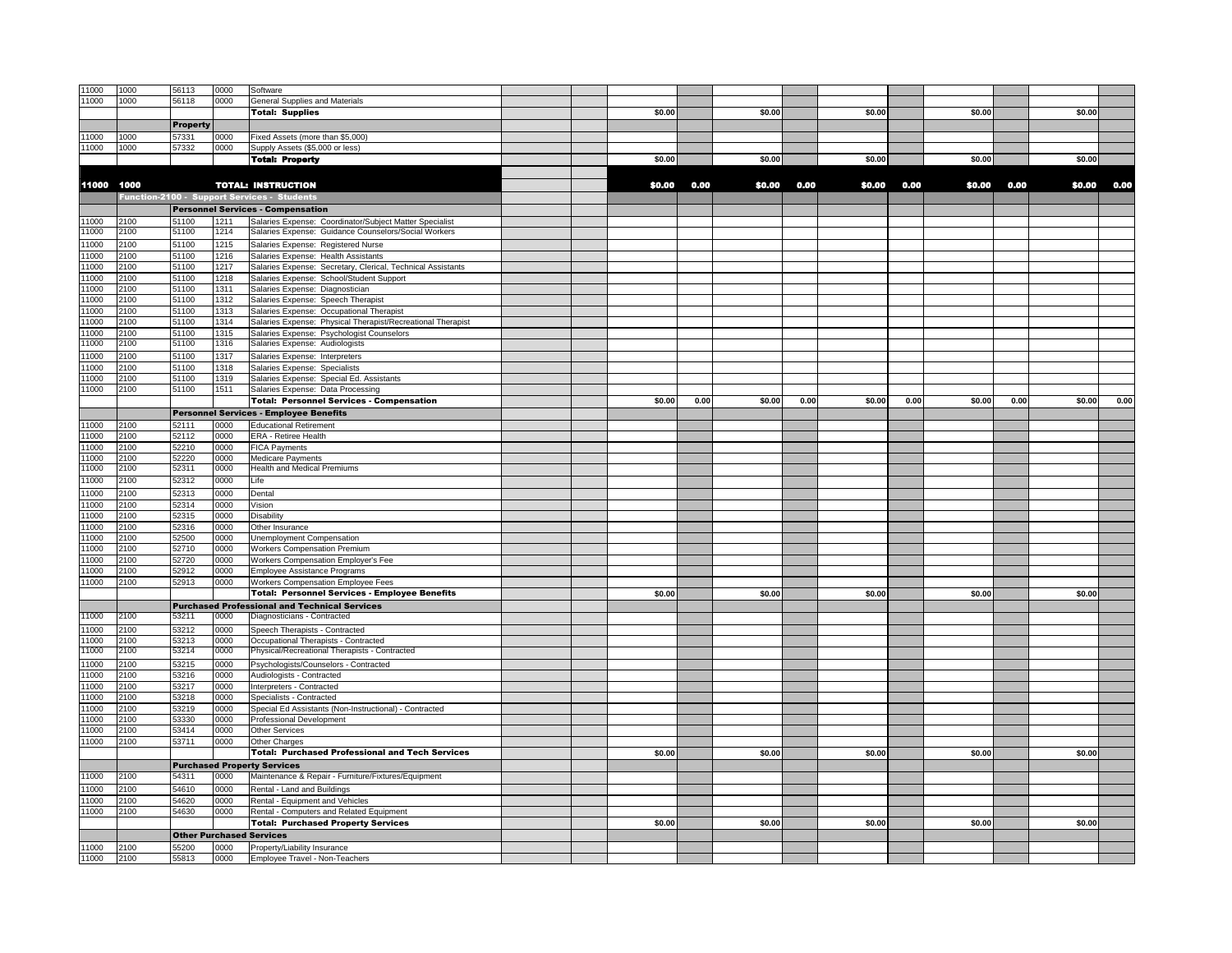| | | | | | | | | | | | | | | | | |
|---|---|---|---|---|---|---|---|---|---|---|---|---|---|---|---|---|
| 11000 | 1000 | 56113 | 0000 | Software | | | | | | | | | | | | |
| 11000 | 1000 | 56118 | 0000 | General Supplies and Materials | | | | | | | | | | | | |
| | | | | **Total: Supplies** | | | $0.00 | | $0.00 | | $0.00 | | $0.00 | | $0.00 | |
| | | **Property** | | | | | | | | | | | | | | |
| 11000 | 1000 | 57331 | 0000 | Fixed Assets (more than $5,000) | | | | | | | | | | | | |
| 11000 | 1000 | 57332 | 0000 | Supply Assets ($5,000 or less) | | | | | | | | | | | | |
| | | | | **Total: Property** | | | $0.00 | | $0.00 | | $0.00 | | $0.00 | | $0.00 | |
| **11000** | **1000** | | | **TOTAL: INSTRUCTION** | | | **$0.00** | **0.00** | **$0.00** | **0.00** | **$0.00** | **0.00** | **$0.00** | **0.00** | **$0.00** | **0.00** |
| | **Function-2100 - Support Services - Students** | | | | | | | | | | | | | | | |
| | | **Personnel Services - Compensation** | | | | | | | | | | | | | | |
| 11000 | 2100 | 51100 | 1211 | Salaries Expense: Coordinator/Subject Matter Specialist | | | | | | | | | | | | |
| 11000 | 2100 | 51100 | 1214 | Salaries Expense: Guidance Counselors/Social Workers | | | | | | | | | | | | |
| 11000 | 2100 | 51100 | 1215 | Salaries Expense: Registered Nurse | | | | | | | | | | | | |
| 11000 | 2100 | 51100 | 1216 | Salaries Expense: Health Assistants | | | | | | | | | | | | |
| 11000 | 2100 | 51100 | 1217 | Salaries Expense: Secretary, Clerical, Technical Assistants | | | | | | | | | | | | |
| 11000 | 2100 | 51100 | 1218 | Salaries Expense: School/Student Support | | | | | | | | | | | | |
| 11000 | 2100 | 51100 | 1311 | Salaries Expense: Diagnostician | | | | | | | | | | | | |
| 11000 | 2100 | 51100 | 1312 | Salaries Expense: Speech Therapist | | | | | | | | | | | | |
| 11000 | 2100 | 51100 | 1313 | Salaries Expense: Occupational Therapist | | | | | | | | | | | | |
| 11000 | 2100 | 51100 | 1314 | Salaries Expense: Physical Therapist/Recreational Therapist | | | | | | | | | | | | |
| 11000 | 2100 | 51100 | 1315 | Salaries Expense: Psychologist Counselors | | | | | | | | | | | | |
| 11000 | 2100 | 51100 | 1316 | Salaries Expense: Audiologists | | | | | | | | | | | | |
| 11000 | 2100 | 51100 | 1317 | Salaries Expense: Interpreters | | | | | | | | | | | | |
| 11000 | 2100 | 51100 | 1318 | Salaries Expense: Specialists | | | | | | | | | | | | |
| 11000 | 2100 | 51100 | 1319 | Salaries Expense: Special Ed. Assistants | | | | | | | | | | | | |
| 11000 | 2100 | 51100 | 1511 | Salaries Expense: Data Processing | | | | | | | | | | | | |
| | | | | **Total: Personnel Services - Compensation** | | | $0.00 | 0.00 | $0.00 | 0.00 | $0.00 | 0.00 | $0.00 | 0.00 | $0.00 | 0.00 |
| | | **Personnel Services - Employee Benefits** | | | | | | | | | | | | | | |
| 11000 | 2100 | 52111 | 0000 | Educational Retirement | | | | | | | | | | | | |
| 11000 | 2100 | 52112 | 0000 | ERA - Retiree Health | | | | | | | | | | | | |
| 11000 | 2100 | 52210 | 0000 | FICA Payments | | | | | | | | | | | | |
| 11000 | 2100 | 52220 | 0000 | Medicare Payments | | | | | | | | | | | | |
| 11000 | 2100 | 52311 | 0000 | Health and Medical Premiums | | | | | | | | | | | | |
| 11000 | 2100 | 52312 | 0000 | Life | | | | | | | | | | | | |
| 11000 | 2100 | 52313 | 0000 | Dental | | | | | | | | | | | | |
| 11000 | 2100 | 52314 | 0000 | Vision | | | | | | | | | | | | |
| 11000 | 2100 | 52315 | 0000 | Disability | | | | | | | | | | | | |
| 11000 | 2100 | 52316 | 0000 | Other Insurance | | | | | | | | | | | | |
| 11000 | 2100 | 52500 | 0000 | Unemployment Compensation | | | | | | | | | | | | |
| 11000 | 2100 | 52710 | 0000 | Workers Compensation Premium | | | | | | | | | | | | |
| 11000 | 2100 | 52720 | 0000 | Workers Compensation Employer's Fee | | | | | | | | | | | | |
| 11000 | 2100 | 52912 | 0000 | Employee Assistance Programs | | | | | | | | | | | | |
| 11000 | 2100 | 52913 | 0000 | Workers Compensation Employee Fees | | | | | | | | | | | | |
| | | | | **Total: Personnel Services - Employee Benefits** | | | $0.00 | | $0.00 | | $0.00 | | $0.00 | | $0.00 | |
| | | **Purchased Professional and Technical Services** | | | | | | | | | | | | | | |
| 11000 | 2100 | 53211 | 0000 | Diagnosticians - Contracted | | | | | | | | | | | | |
| 11000 | 2100 | 53212 | 0000 | Speech Therapists - Contracted | | | | | | | | | | | | |
| 11000 | 2100 | 53213 | 0000 | Occupational Therapists - Contracted | | | | | | | | | | | | |
| 11000 | 2100 | 53214 | 0000 | Physical/Recreational Therapists - Contracted | | | | | | | | | | | | |
| 11000 | 2100 | 53215 | 0000 | Psychologists/Counselors - Contracted | | | | | | | | | | | | |
| 11000 | 2100 | 53216 | 0000 | Audiologists - Contracted | | | | | | | | | | | | |
| 11000 | 2100 | 53217 | 0000 | Interpreters - Contracted | | | | | | | | | | | | |
| 11000 | 2100 | 53218 | 0000 | Specialists - Contracted | | | | | | | | | | | | |
| 11000 | 2100 | 53219 | 0000 | Special Ed Assistants (Non-Instructional) - Contracted | | | | | | | | | | | | |
| 11000 | 2100 | 53330 | 0000 | Professional Development | | | | | | | | | | | | |
| 11000 | 2100 | 53414 | 0000 | Other Services | | | | | | | | | | | | |
| 11000 | 2100 | 53711 | 0000 | Other Charges | | | | | | | | | | | | |
| | | | | **Total: Purchased Professional and Tech Services** | | | $0.00 | | $0.00 | | $0.00 | | $0.00 | | $0.00 | |
| | | **Purchased Property Services** | | | | | | | | | | | | | | |
| 11000 | 2100 | 54311 | 0000 | Maintenance & Repair - Furniture/Fixtures/Equipment | | | | | | | | | | | | |
| 11000 | 2100 | 54610 | 0000 | Rental - Land and Buildings | | | | | | | | | | | | |
| 11000 | 2100 | 54620 | 0000 | Rental - Equipment and Vehicles | | | | | | | | | | | | |
| 11000 | 2100 | 54630 | 0000 | Rental - Computers and Related Equipment | | | | | | | | | | | | |
| | | | | **Total: Purchased Property Services** | | | $0.00 | | $0.00 | | $0.00 | | $0.00 | | $0.00 | |
| | | **Other Purchased Services** | | | | | | | | | | | | | | |
| 11000 | 2100 | 55200 | 0000 | Property/Liability Insurance | | | | | | | | | | | | |
| 11000 | 2100 | 55813 | 0000 | Employee Travel - Non-Teachers | | | | | | | | | | | | |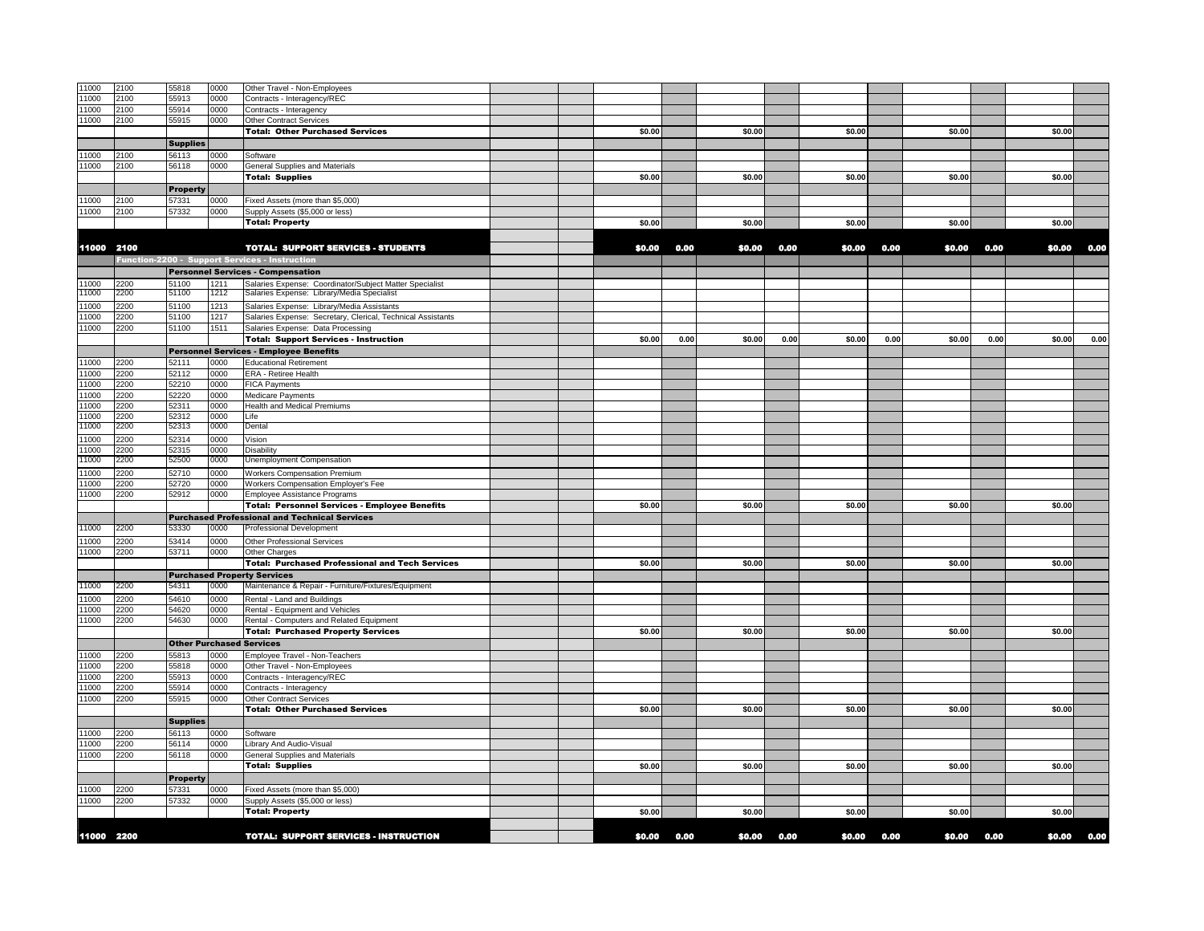| | | | | | | | | | | | | | | | | | |
|---|---|---|---|---|---|---|---|---|---|---|---|---|---|---|---|---|---|
| 11000 | 2100 | 55818 | 0000 | Other Travel - Non-Employees | | | | | | | | | | | | | |
| 11000 | 2100 | 55913 | 0000 | Contracts - Interagency/REC | | | | | | | | | | | | | |
| 11000 | 2100 | 55914 | 0000 | Contracts - Interagency | | | | | | | | | | | | | |
| 11000 | 2100 | 55915 | 0000 | Other Contract Services | | | | | | | | | | | | | |
| | | | | **Total: Other Purchased Services** | | | $0.00 | | $0.00 | | $0.00 | | $0.00 | | $0.00 | | |
| | | **Supplies** | | | | | | | | | | | | | | | |
| 11000 | 2100 | 56113 | 0000 | Software | | | | | | | | | | | | | |
| 11000 | 2100 | 56118 | 0000 | General Supplies and Materials | | | | | | | | | | | | | |
| | | | | **Total: Supplies** | | | $0.00 | | $0.00 | | $0.00 | | $0.00 | | $0.00 | | |
| | | **Property** | | | | | | | | | | | | | | | |
| 11000 | 2100 | 57331 | 0000 | Fixed Assets (more than $5,000) | | | | | | | | | | | | | |
| 11000 | 2100 | 57332 | 0000 | Supply Assets ($5,000 or less) | | | | | | | | | | | | | |
| | | | | **Total: Property** | | | $0.00 | | $0.00 | | $0.00 | | $0.00 | | $0.00 | | |
| **11000** | **2100** | | | **TOTAL: SUPPORT SERVICES - STUDENTS** | | | **$0.00** | **0.00** | **$0.00** | **0.00** | **$0.00** | **0.00** | **$0.00** | **0.00** | **$0.00** | **0.00** | |
| | **Function-2200 - Support Services - Instruction** | | | | | | | | | | | | | | | | |
| | | **Personnel Services - Compensation** | | | | | | | | | | | | | | | |
| 11000 | 2200 | 51100 | 1211 | Salaries Expense: Coordinator/Subject Matter Specialist | | | | | | | | | | | | | |
| 11000 | 2200 | 51100 | 1212 | Salaries Expense: Library/Media Specialist | | | | | | | | | | | | | |
| 11000 | 2200 | 51100 | 1213 | Salaries Expense: Library/Media Assistants | | | | | | | | | | | | | |
| 11000 | 2200 | 51100 | 1217 | Salaries Expense: Secretary, Clerical, Technical Assistants | | | | | | | | | | | | | |
| 11000 | 2200 | 51100 | 1511 | Salaries Expense: Data Processing | | | | | | | | | | | | | |
| | | | | **Total: Support Services - Instruction** | | | $0.00 | 0.00 | $0.00 | 0.00 | $0.00 | 0.00 | $0.00 | 0.00 | $0.00 | 0.00 | |
| | | **Personnel Services - Employee Benefits** | | | | | | | | | | | | | | | |
| 11000 | 2200 | 52111 | 0000 | Educational Retirement | | | | | | | | | | | | | |
| 11000 | 2200 | 52112 | 0000 | ERA - Retiree Health | | | | | | | | | | | | | |
| 11000 | 2200 | 52210 | 0000 | FICA Payments | | | | | | | | | | | | | |
| 11000 | 2200 | 52220 | 0000 | Medicare Payments | | | | | | | | | | | | | |
| 11000 | 2200 | 52311 | 0000 | Health and Medical Premiums | | | | | | | | | | | | | |
| 11000 | 2200 | 52312 | 0000 | Life | | | | | | | | | | | | | |
| 11000 | 2200 | 52313 | 0000 | Dental | | | | | | | | | | | | | |
| 11000 | 2200 | 52314 | 0000 | Vision | | | | | | | | | | | | | |
| 11000 | 2200 | 52315 | 0000 | Disability | | | | | | | | | | | | | |
| 11000 | 2200 | 52500 | 0000 | Unemployment Compensation | | | | | | | | | | | | | |
| 11000 | 2200 | 52710 | 0000 | Workers Compensation Premium | | | | | | | | | | | | | |
| 11000 | 2200 | 52720 | 0000 | Workers Compensation Employer's Fee | | | | | | | | | | | | | |
| 11000 | 2200 | 52912 | 0000 | Employee Assistance Programs | | | | | | | | | | | | | |
| | | | | **Total: Personnel Services - Employee Benefits** | | | $0.00 | | $0.00 | | $0.00 | | $0.00 | | $0.00 | | |
| | | **Purchased Professional and Technical Services** | | | | | | | | | | | | | | | |
| 11000 | 2200 | 53330 | 0000 | Professional Development | | | | | | | | | | | | | |
| 11000 | 2200 | 53414 | 0000 | Other Professional Services | | | | | | | | | | | | | |
| 11000 | 2200 | 53711 | 0000 | Other Charges | | | | | | | | | | | | | |
| | | | | **Total: Purchased Professional and Tech Services** | | | $0.00 | | $0.00 | | $0.00 | | $0.00 | | $0.00 | | |
| | | **Purchased Property Services** | | | | | | | | | | | | | | | |
| 11000 | 2200 | 54311 | 0000 | Maintenance & Repair - Furniture/Fixtures/Equipment | | | | | | | | | | | | | |
| 11000 | 2200 | 54610 | 0000 | Rental - Land and Buildings | | | | | | | | | | | | | |
| 11000 | 2200 | 54620 | 0000 | Rental - Equipment and Vehicles | | | | | | | | | | | | | |
| 11000 | 2200 | 54630 | 0000 | Rental - Computers and Related Equipment | | | | | | | | | | | | | |
| | | | | **Total: Purchased Property Services** | | | $0.00 | | $0.00 | | $0.00 | | $0.00 | | $0.00 | | |
| | | **Other Purchased Services** | | | | | | | | | | | | | | | |
| 11000 | 2200 | 55813 | 0000 | Employee Travel - Non-Teachers | | | | | | | | | | | | | |
| 11000 | 2200 | 55818 | 0000 | Other Travel - Non-Employees | | | | | | | | | | | | | |
| 11000 | 2200 | 55913 | 0000 | Contracts - Interagency/REC | | | | | | | | | | | | | |
| 11000 | 2200 | 55914 | 0000 | Contracts - Interagency | | | | | | | | | | | | | |
| 11000 | 2200 | 55915 | 0000 | Other Contract Services | | | | | | | | | | | | | |
| | | | | **Total: Other Purchased Services** | | | $0.00 | | $0.00 | | $0.00 | | $0.00 | | $0.00 | | |
| | | **Supplies** | | | | | | | | | | | | | | | |
| 11000 | 2200 | 56113 | 0000 | Software | | | | | | | | | | | | | |
| 11000 | 2200 | 56114 | 0000 | Library And Audio-Visual | | | | | | | | | | | | | |
| 11000 | 2200 | 56118 | 0000 | General Supplies and Materials | | | | | | | | | | | | | |
| | | | | **Total: Supplies** | | | $0.00 | | $0.00 | | $0.00 | | $0.00 | | $0.00 | | |
| | | **Property** | | | | | | | | | | | | | | | |
| 11000 | 2200 | 57331 | 0000 | Fixed Assets (more than $5,000) | | | | | | | | | | | | | |
| 11000 | 2200 | 57332 | 0000 | Supply Assets ($5,000 or less) | | | | | | | | | | | | | |
| | | | | **Total: Property** | | | $0.00 | | $0.00 | | $0.00 | | $0.00 | | $0.00 | | |
| **11000** | **2200** | | | **TOTAL: SUPPORT SERVICES - INSTRUCTION** | | | **$0.00** | **0.00** | **$0.00** | **0.00** | **$0.00** | **0.00** | **$0.00** | **0.00** | **$0.00** | **0.00** | |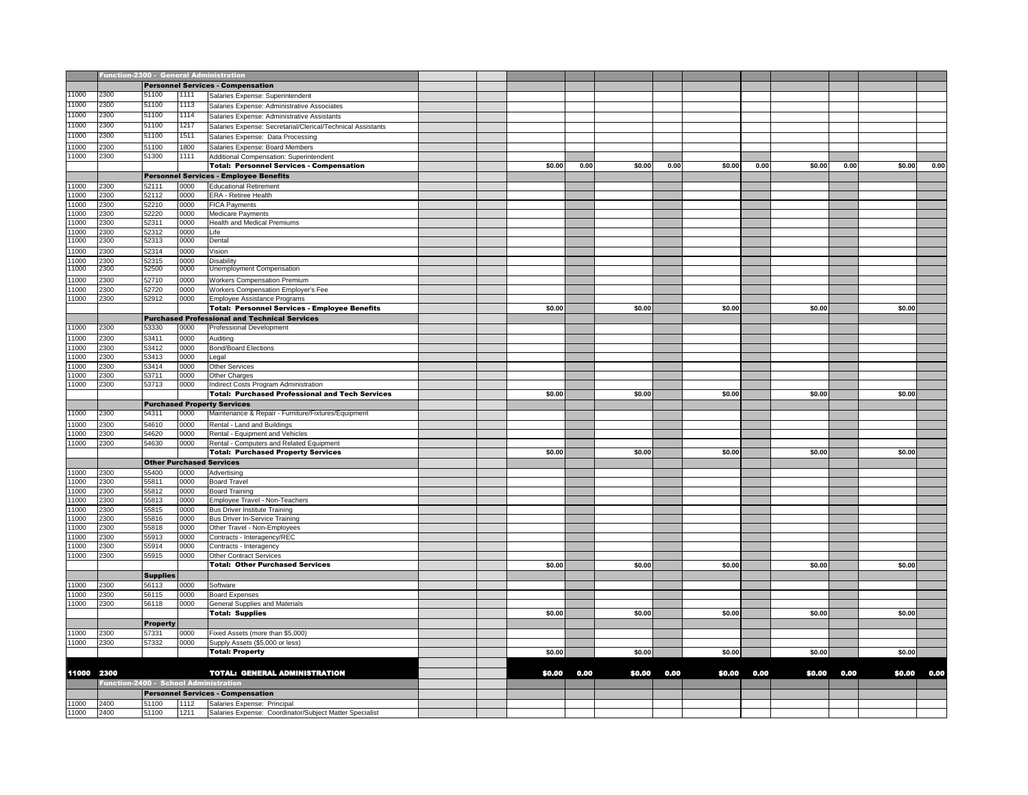| | | | | | | | | | | | | | | | | | |
|---|---|---|---|---|---|---|---|---|---|---|---|---|---|---|---|---|---|
| | **Function-2300 - General Administration** | | | | | | | | | | | | | | | | |
| | | **Personnel Services - Compensation** | | | | | | | | | | | | | | | |
| 11000 | 2300 | 51100 | 1111 | Salaries Expense: Superintendent | | | | | | | | | | | | | |
| 11000 | 2300 | 51100 | 1113 | Salaries Expense: Administrative Associates | | | | | | | | | | | | | |
| 11000 | 2300 | 51100 | 1114 | Salaries Expense: Administrative Assistants | | | | | | | | | | | | | |
| 11000 | 2300 | 51100 | 1217 | Salaries Expense: Secretarial/Clerical/Technical Assistants | | | | | | | | | | | | | |
| 11000 | 2300 | 51100 | 1511 | Salaries Expense: Data Processing | | | | | | | | | | | | | |
| 11000 | 2300 | 51100 | 1800 | Salaries Expense: Board Members | | | | | | | | | | | | | |
| 11000 | 2300 | 51300 | 1111 | Additional Compensation: Superintendent | | | | | | | | | | | | | |
| | | | | **Total: Personnel Services - Compensation** | | | $0.00 | 0.00 | $0.00 | 0.00 | $0.00 | 0.00 | $0.00 | 0.00 | $0.00 | 0.00 | |
| | | **Personnel Services - Employee Benefits** | | | | | | | | | | | | | | | |
| 11000 | 2300 | 52111 | 0000 | Educational Retirement | | | | | | | | | | | | | |
| 11000 | 2300 | 52112 | 0000 | ERA - Retiree Health | | | | | | | | | | | | | |
| 11000 | 2300 | 52210 | 0000 | FICA Payments | | | | | | | | | | | | | |
| 11000 | 2300 | 52220 | 0000 | Medicare Payments | | | | | | | | | | | | | |
| 11000 | 2300 | 52311 | 0000 | Health and Medical Premiums | | | | | | | | | | | | | |
| 11000 | 2300 | 52312 | 0000 | Life | | | | | | | | | | | | | |
| 11000 | 2300 | 52313 | 0000 | Dental | | | | | | | | | | | | | |
| 11000 | 2300 | 52314 | 0000 | Vision | | | | | | | | | | | | | |
| 11000 | 2300 | 52315 | 0000 | Disability | | | | | | | | | | | | | |
| 11000 | 2300 | 52500 | 0000 | Unemployment Compensation | | | | | | | | | | | | | |
| 11000 | 2300 | 52710 | 0000 | Workers Compensation Premium | | | | | | | | | | | | | |
| 11000 | 2300 | 52720 | 0000 | Workers Compensation Employer's Fee | | | | | | | | | | | | | |
| 11000 | 2300 | 52912 | 0000 | Employee Assistance Programs | | | | | | | | | | | | | |
| | | | | **Total: Personnel Services - Employee Benefits** | | | $0.00 | | $0.00 | | $0.00 | | $0.00 | | $0.00 | | |
| | | **Purchased Professional and Technical Services** | | | | | | | | | | | | | | | |
| 11000 | 2300 | 53330 | 0000 | Professional Development | | | | | | | | | | | | | |
| 11000 | 2300 | 53411 | 0000 | Auditing | | | | | | | | | | | | | |
| 11000 | 2300 | 53412 | 0000 | Bond/Board Elections | | | | | | | | | | | | | |
| 11000 | 2300 | 53413 | 0000 | Legal | | | | | | | | | | | | | |
| 11000 | 2300 | 53414 | 0000 | Other Services | | | | | | | | | | | | | |
| 11000 | 2300 | 53711 | 0000 | Other Charges | | | | | | | | | | | | | |
| 11000 | 2300 | 53713 | 0000 | Indirect Costs Program Administration | | | | | | | | | | | | | |
| | | | | **Total: Purchased Professional and Tech Services** | | | $0.00 | | $0.00 | | $0.00 | | $0.00 | | $0.00 | | |
| | | **Purchased Property Services** | | | | | | | | | | | | | | | |
| 11000 | 2300 | 54311 | 0000 | Maintenance & Repair - Furniture/Fixtures/Equipment | | | | | | | | | | | | | |
| 11000 | 2300 | 54610 | 0000 | Rental - Land and Buildings | | | | | | | | | | | | | |
| 11000 | 2300 | 54620 | 0000 | Rental - Equipment and Vehicles | | | | | | | | | | | | | |
| 11000 | 2300 | 54630 | 0000 | Rental - Computers and Related Equipment | | | | | | | | | | | | | |
| | | | | **Total: Purchased Property Services** | | | $0.00 | | $0.00 | | $0.00 | | $0.00 | | $0.00 | | |
| | | **Other Purchased Services** | | | | | | | | | | | | | | | |
| 11000 | 2300 | 55400 | 0000 | Advertising | | | | | | | | | | | | | |
| 11000 | 2300 | 55811 | 0000 | Board Travel | | | | | | | | | | | | | |
| 11000 | 2300 | 55812 | 0000 | Board Training | | | | | | | | | | | | | |
| 11000 | 2300 | 55813 | 0000 | Employee Travel - Non-Teachers | | | | | | | | | | | | | |
| 11000 | 2300 | 55815 | 0000 | Bus Driver Institute Training | | | | | | | | | | | | | |
| 11000 | 2300 | 55816 | 0000 | Bus Driver In-Service Training | | | | | | | | | | | | | |
| 11000 | 2300 | 55818 | 0000 | Other Travel - Non-Employees | | | | | | | | | | | | | |
| 11000 | 2300 | 55913 | 0000 | Contracts - Interagency/REC | | | | | | | | | | | | | |
| 11000 | 2300 | 55914 | 0000 | Contracts - Interagency | | | | | | | | | | | | | |
| 11000 | 2300 | 55915 | 0000 | Other Contract Services | | | | | | | | | | | | | |
| | | | | **Total: Other Purchased Services** | | | $0.00 | | $0.00 | | $0.00 | | $0.00 | | $0.00 | | |
| | | **Supplies** | | | | | | | | | | | | | | | |
| 11000 | 2300 | 56113 | 0000 | Software | | | | | | | | | | | | | |
| 11000 | 2300 | 56115 | 0000 | Board Expenses | | | | | | | | | | | | | |
| 11000 | 2300 | 56118 | 0000 | General Supplies and Materials | | | | | | | | | | | | | |
| | | | | **Total: Supplies** | | | $0.00 | | $0.00 | | $0.00 | | $0.00 | | $0.00 | | |
| | | **Property** | | | | | | | | | | | | | | | |
| 11000 | 2300 | 57331 | 0000 | Fixed Assets (more than $5,000) | | | | | | | | | | | | | |
| 11000 | 2300 | 57332 | 0000 | Supply Assets ($5,000 or less) | | | | | | | | | | | | | |
| | | | | **Total: Property** | | | $0.00 | | $0.00 | | $0.00 | | $0.00 | | $0.00 | | |
| **11000** | **2300** | | | **TOTAL: GENERAL ADMINISTRATION** | | | **$0.00** | **0.00** | **$0.00** | **0.00** | **$0.00** | **0.00** | **$0.00** | **0.00** | **$0.00** | **0.00** | |
| | **Function-2400 - School Administration** | | | | | | | | | | | | | | | | |
| | | **Personnel Services - Compensation** | | | | | | | | | | | | | | | |
| 11000 | 2400 | 51100 | 1112 | Salaries Expense: Principal | | | | | | | | | | | | | |
| 11000 | 2400 | 51100 | 1211 | Salaries Expense: Coordinator/Subject Matter Specialist | | | | | | | | | | | | | |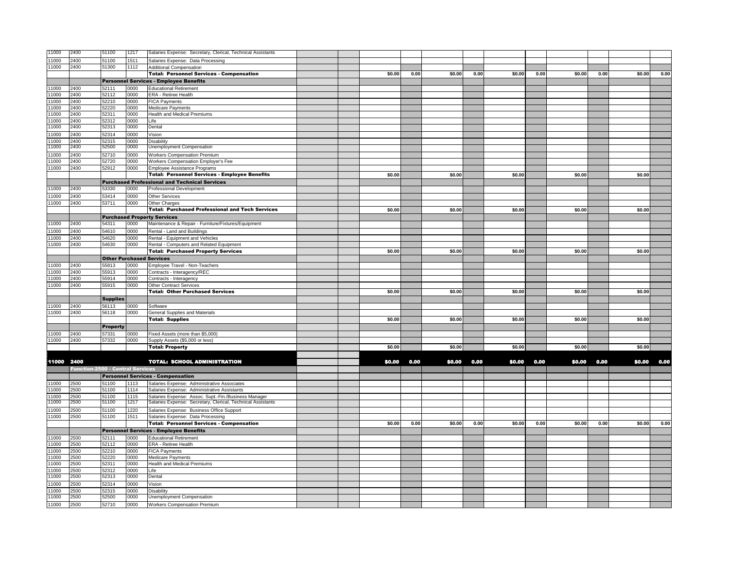| | | | | | | | | | | | | | | | | | |
|---|---|---|---|---|---|---|---|---|---|---|---|---|---|---|---|---|---|
| 11000 | 2400 | 51100 | 1217 | Salaries Expense: Secretary, Clerical, Technical Assistants | | | | | | | | | | | | | |
| 11000 | 2400 | 51100 | 1511 | Salaries Expense: Data Processing | | | | | | | | | | | | | |
| 11000 | 2400 | 51300 | 1112 | Additional Compensation | | | | | | | | | | | | | |
| | | | | **Total: Personnel Services - Compensation** | | | $0.00 | 0.00 | $0.00 | 0.00 | $0.00 | 0.00 | $0.00 | 0.00 | $0.00 | 0.00 |
| | | **Personnel Services - Employee Benefits** | | | | | | | | | | | | | | | |
| 11000 | 2400 | 52111 | 0000 | Educational Retirement | | | | | | | | | | | | | |
| 11000 | 2400 | 52112 | 0000 | ERA - Retiree Health | | | | | | | | | | | | | |
| 11000 | 2400 | 52210 | 0000 | FICA Payments | | | | | | | | | | | | | |
| 11000 | 2400 | 52220 | 0000 | Medicare Payments | | | | | | | | | | | | | |
| 11000 | 2400 | 52311 | 0000 | Health and Medical Premiums | | | | | | | | | | | | | |
| 11000 | 2400 | 52312 | 0000 | Life | | | | | | | | | | | | | |
| 11000 | 2400 | 52313 | 0000 | Dental | | | | | | | | | | | | | |
| 11000 | 2400 | 52314 | 0000 | Vision | | | | | | | | | | | | | |
| 11000 | 2400 | 52315 | 0000 | Disability | | | | | | | | | | | | | |
| 11000 | 2400 | 52500 | 0000 | Unemployment Compensation | | | | | | | | | | | | | |
| 11000 | 2400 | 52710 | 0000 | Workers Compensation Premium | | | | | | | | | | | | | |
| 11000 | 2400 | 52720 | 0000 | Workers Compensation Employer's Fee | | | | | | | | | | | | | |
| 11000 | 2400 | 52912 | 0000 | Employee Assistance Programs | | | | | | | | | | | | | |
| | | | | **Total: Personnel Services - Employee Benefits** | | | $0.00 | | $0.00 | | $0.00 | | $0.00 | | $0.00 | |
| | | **Purchased Professional and Technical Services** | | | | | | | | | | | | | | | |
| 11000 | 2400 | 53330 | 0000 | Professional Development | | | | | | | | | | | | | |
| 11000 | 2400 | 53414 | 0000 | Other Services | | | | | | | | | | | | | |
| 11000 | 2400 | 53711 | 0000 | Other Charges | | | | | | | | | | | | | |
| | | | | **Total: Purchased Professional and Tech Services** | | | $0.00 | | $0.00 | | $0.00 | | $0.00 | | $0.00 | |
| | | **Purchased Property Services** | | | | | | | | | | | | | | | |
| 11000 | 2400 | 54311 | 0000 | Maintenance & Repair - Furniture/Fixtures/Equipment | | | | | | | | | | | | | |
| 11000 | 2400 | 54610 | 0000 | Rental - Land and Buildings | | | | | | | | | | | | | |
| 11000 | 2400 | 54620 | 0000 | Rental - Equipment and Vehicles | | | | | | | | | | | | | |
| 11000 | 2400 | 54630 | 0000 | Rental - Computers and Related Equipment | | | | | | | | | | | | | |
| | | | | **Total: Purchased Property Services** | | | $0.00 | | $0.00 | | $0.00 | | $0.00 | | $0.00 | |
| | | **Other Purchased Services** | | | | | | | | | | | | | | | |
| 11000 | 2400 | 55813 | 0000 | Employee Travel - Non-Teachers | | | | | | | | | | | | | |
| 11000 | 2400 | 55913 | 0000 | Contracts - Interagency/REC | | | | | | | | | | | | | |
| 11000 | 2400 | 55914 | 0000 | Contracts - Interagency | | | | | | | | | | | | | |
| 11000 | 2400 | 55915 | 0000 | Other Contract Services | | | | | | | | | | | | | |
| | | | | **Total: Other Purchased Services** | | | $0.00 | | $0.00 | | $0.00 | | $0.00 | | $0.00 | |
| | | **Supplies** | | | | | | | | | | | | | | | |
| 11000 | 2400 | 56113 | 0000 | Software | | | | | | | | | | | | | |
| 11000 | 2400 | 56118 | 0000 | General Supplies and Materials | | | | | | | | | | | | | |
| | | | | **Total: Supplies** | | | $0.00 | | $0.00 | | $0.00 | | $0.00 | | $0.00 | |
| | | **Property** | | | | | | | | | | | | | | | |
| 11000 | 2400 | 57331 | 0000 | Fixed Assets (more than $5,000) | | | | | | | | | | | | | |
| 11000 | 2400 | 57332 | 0000 | Supply Assets ($5,000 or less) | | | | | | | | | | | | | |
| | | | | **Total: Property** | | | $0.00 | | $0.00 | | $0.00 | | $0.00 | | $0.00 | |
| **11000** | **2400** | | | **TOTAL: SCHOOL ADMINISTRATION** | | | **$0.00** | **0.00** | **$0.00** | **0.00** | **$0.00** | **0.00** | **$0.00** | **0.00** | **$0.00** | **0.00** |
| | **Function-2500 - Central Services** | | | | | | | | | | | | | | | | |
| | | **Personnel Services - Compensation** | | | | | | | | | | | | | | | |
| 11000 | 2500 | 51100 | 1113 | Salaries Expense: Administrative Associates | | | | | | | | | | | | | |
| 11000 | 2500 | 51100 | 1114 | Salaries Expense: Administrative Assistants | | | | | | | | | | | | | |
| 11000 | 2500 | 51100 | 1115 | Salaries Expense: Assoc. Supt.-Fin./Business Manager | | | | | | | | | | | | | |
| 11000 | 2500 | 51100 | 1217 | Salaries Expense: Secretary, Clerical, Technical Assistants | | | | | | | | | | | | | |
| 11000 | 2500 | 51100 | 1220 | Salaries Expense: Business Office Support | | | | | | | | | | | | | |
| 11000 | 2500 | 51100 | 1511 | Salaries Expense: Data Processing | | | | | | | | | | | | | |
| | | | | **Total: Personnel Services - Compensation** | | | $0.00 | 0.00 | $0.00 | 0.00 | $0.00 | 0.00 | $0.00 | 0.00 | $0.00 | 0.00 |
| | | **Personnel Services - Employee Benefits** | | | | | | | | | | | | | | | |
| 11000 | 2500 | 52111 | 0000 | Educational Retirement | | | | | | | | | | | | | |
| 11000 | 2500 | 52112 | 0000 | ERA - Retiree Health | | | | | | | | | | | | | |
| 11000 | 2500 | 52210 | 0000 | FICA Payments | | | | | | | | | | | | | |
| 11000 | 2500 | 52220 | 0000 | Medicare Payments | | | | | | | | | | | | | |
| 11000 | 2500 | 52311 | 0000 | Health and Medical Premiums | | | | | | | | | | | | | |
| 11000 | 2500 | 52312 | 0000 | Life | | | | | | | | | | | | | |
| 11000 | 2500 | 52313 | 0000 | Dental | | | | | | | | | | | | | |
| 11000 | 2500 | 52314 | 0000 | Vision | | | | | | | | | | | | | |
| 11000 | 2500 | 52315 | 0000 | Disability | | | | | | | | | | | | | |
| 11000 | 2500 | 52500 | 0000 | Unemployment Compensation | | | | | | | | | | | | | |
| 11000 | 2500 | 52710 | 0000 | Workers Compensation Premium | | | | | | | | | | | | | |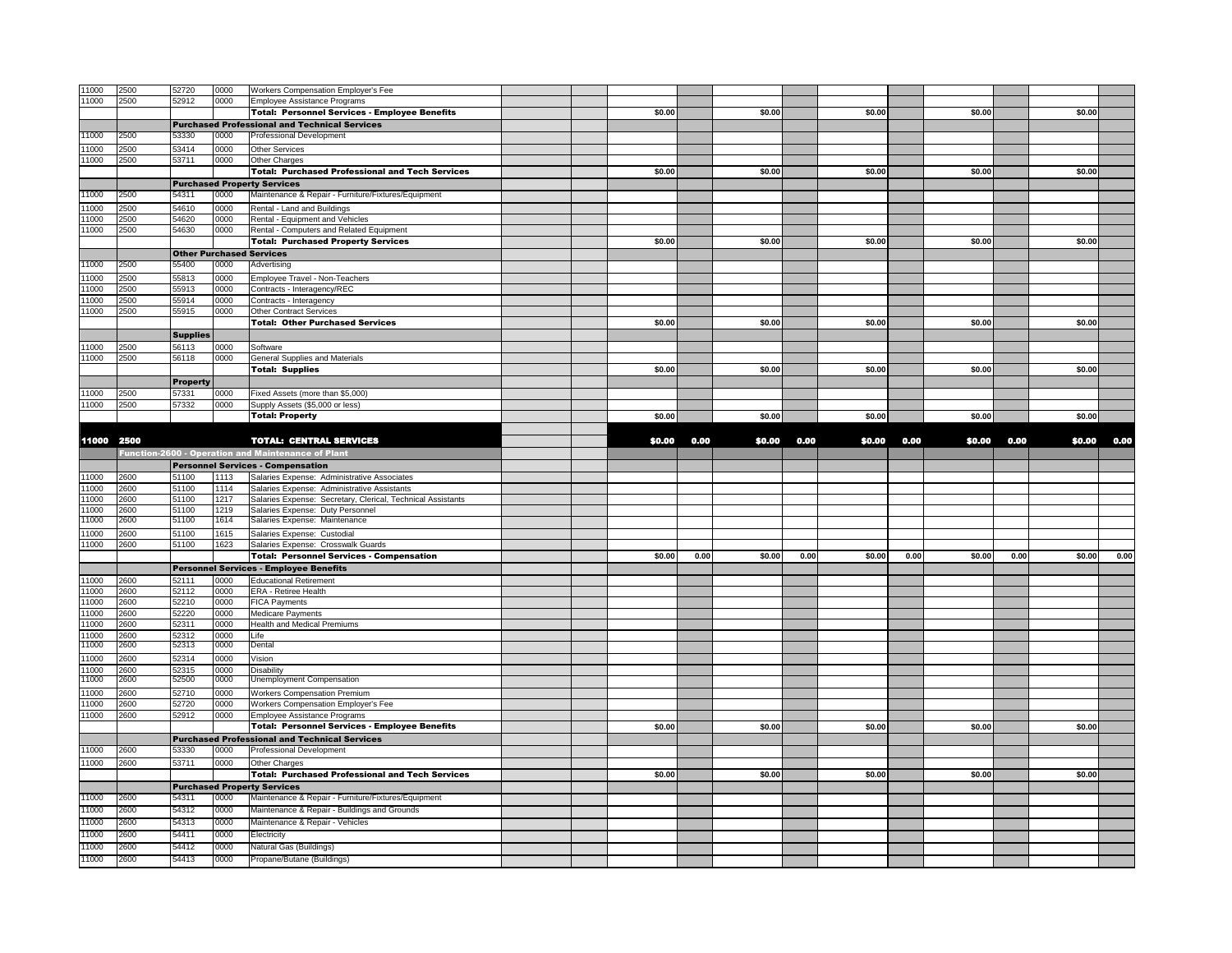| Fund | Function | Object | Job | Description | | | | | | | | | | | | | | |
|---|---|---|---|---|---|---|---|---|---|---|---|---|---|---|---|---|---|---|
| 11000 | 2500 | 52720 | 0000 | Workers Compensation Employer's Fee | | | | | | | | | | | | | | |
| 11000 | 2500 | 52912 | 0000 | Employee Assistance Programs | | | | | | | | | | | | | | |
| | | | | **Total: Personnel Services - Employee Benefits** | | | $0.00 | | $0.00 | | $0.00 | | $0.00 | | $0.00 | | | |
| | | **Purchased Professional and Technical Services** | | | | | | | | | | | | | | | | |
| 11000 | 2500 | 53330 | 0000 | Professional Development | | | | | | | | | | | | | | |
| 11000 | 2500 | 53414 | 0000 | Other Services | | | | | | | | | | | | | | |
| 11000 | 2500 | 53711 | 0000 | Other Charges | | | | | | | | | | | | | | |
| | | | | **Total: Purchased Professional and Tech Services** | | | $0.00 | | $0.00 | | $0.00 | | $0.00 | | $0.00 | | | |
| | | **Purchased Property Services** | | | | | | | | | | | | | | | | |
| 11000 | 2500 | 54311 | 0000 | Maintenance & Repair - Furniture/Fixtures/Equipment | | | | | | | | | | | | | | |
| 11000 | 2500 | 54610 | 0000 | Rental - Land and Buildings | | | | | | | | | | | | | | |
| 11000 | 2500 | 54620 | 0000 | Rental - Equipment and Vehicles | | | | | | | | | | | | | | |
| 11000 | 2500 | 54630 | 0000 | Rental - Computers and Related Equipment | | | | | | | | | | | | | | |
| | | | | **Total: Purchased Property Services** | | | $0.00 | | $0.00 | | $0.00 | | $0.00 | | $0.00 | | | |
| | | **Other Purchased Services** | | | | | | | | | | | | | | | | |
| 11000 | 2500 | 55400 | 0000 | Advertising | | | | | | | | | | | | | | |
| 11000 | 2500 | 55813 | 0000 | Employee Travel - Non-Teachers | | | | | | | | | | | | | | |
| 11000 | 2500 | 55913 | 0000 | Contracts - Interagency/REC | | | | | | | | | | | | | | |
| 11000 | 2500 | 55914 | 0000 | Contracts - Interagency | | | | | | | | | | | | | | |
| 11000 | 2500 | 55915 | 0000 | Other Contract Services | | | | | | | | | | | | | | |
| | | | | **Total: Other Purchased Services** | | | $0.00 | | $0.00 | | $0.00 | | $0.00 | | $0.00 | | | |
| | | **Supplies** | | | | | | | | | | | | | | | | |
| 11000 | 2500 | 56113 | 0000 | Software | | | | | | | | | | | | | | |
| 11000 | 2500 | 56118 | 0000 | General Supplies and Materials | | | | | | | | | | | | | | |
| | | | | **Total: Supplies** | | | $0.00 | | $0.00 | | $0.00 | | $0.00 | | $0.00 | | | |
| | | **Property** | | | | | | | | | | | | | | | | |
| 11000 | 2500 | 57331 | 0000 | Fixed Assets (more than $5,000) | | | | | | | | | | | | | | |
| 11000 | 2500 | 57332 | 0000 | Supply Assets ($5,000 or less) | | | | | | | | | | | | | | |
| | | | | **Total: Property** | | | $0.00 | | $0.00 | | $0.00 | | $0.00 | | $0.00 | | | |
| **11000** | **2500** | | | **TOTAL: CENTRAL SERVICES** | | | **$0.00** | **0.00** | **$0.00** | **0.00** | **$0.00** | **0.00** | **$0.00** | **0.00** | **$0.00** | **0.00** | | |
| | **Function-2600 - Operation and Maintenance of Plant** | | | | | | | | | | | | | | | | | |
| | | **Personnel Services - Compensation** | | | | | | | | | | | | | | | | |
| 11000 | 2600 | 51100 | 1113 | Salaries Expense: Administrative Associates | | | | | | | | | | | | | | |
| 11000 | 2600 | 51100 | 1114 | Salaries Expense: Administrative Assistants | | | | | | | | | | | | | | |
| 11000 | 2600 | 51100 | 1217 | Salaries Expense: Secretary, Clerical, Technical Assistants | | | | | | | | | | | | | | |
| 11000 | 2600 | 51100 | 1219 | Salaries Expense: Duty Personnel | | | | | | | | | | | | | | |
| 11000 | 2600 | 51100 | 1614 | Salaries Expense: Maintenance | | | | | | | | | | | | | | |
| 11000 | 2600 | 51100 | 1615 | Salaries Expense: Custodial | | | | | | | | | | | | | | |
| 11000 | 2600 | 51100 | 1623 | Salaries Expense: Crosswalk Guards | | | | | | | | | | | | | | |
| | | | | **Total: Personnel Services - Compensation** | | | $0.00 | 0.00 | $0.00 | 0.00 | $0.00 | 0.00 | $0.00 | 0.00 | $0.00 | 0.00 | | |
| | | **Personnel Services - Employee Benefits** | | | | | | | | | | | | | | | | |
| 11000 | 2600 | 52111 | 0000 | Educational Retirement | | | | | | | | | | | | | | |
| 11000 | 2600 | 52112 | 0000 | ERA - Retiree Health | | | | | | | | | | | | | | |
| 11000 | 2600 | 52210 | 0000 | FICA Payments | | | | | | | | | | | | | | |
| 11000 | 2600 | 52220 | 0000 | Medicare Payments | | | | | | | | | | | | | | |
| 11000 | 2600 | 52311 | 0000 | Health and Medical Premiums | | | | | | | | | | | | | | |
| 11000 | 2600 | 52312 | 0000 | Life | | | | | | | | | | | | | | |
| 11000 | 2600 | 52313 | 0000 | Dental | | | | | | | | | | | | | | |
| 11000 | 2600 | 52314 | 0000 | Vision | | | | | | | | | | | | | | |
| 11000 | 2600 | 52315 | 0000 | Disability | | | | | | | | | | | | | | |
| 11000 | 2600 | 52500 | 0000 | Unemployment Compensation | | | | | | | | | | | | | | |
| 11000 | 2600 | 52710 | 0000 | Workers Compensation Premium | | | | | | | | | | | | | | |
| 11000 | 2600 | 52720 | 0000 | Workers Compensation Employer's Fee | | | | | | | | | | | | | | |
| 11000 | 2600 | 52912 | 0000 | Employee Assistance Programs | | | | | | | | | | | | | | |
| | | | | **Total: Personnel Services - Employee Benefits** | | | $0.00 | | $0.00 | | $0.00 | | $0.00 | | $0.00 | | | |
| | | **Purchased Professional and Technical Services** | | | | | | | | | | | | | | | | |
| 11000 | 2600 | 53330 | 0000 | Professional Development | | | | | | | | | | | | | | |
| 11000 | 2600 | 53711 | 0000 | Other Charges | | | | | | | | | | | | | | |
| | | | | **Total: Purchased Professional and Tech Services** | | | $0.00 | | $0.00 | | $0.00 | | $0.00 | | $0.00 | | | |
| | | **Purchased Property Services** | | | | | | | | | | | | | | | | |
| 11000 | 2600 | 54311 | 0000 | Maintenance & Repair - Furniture/Fixtures/Equipment | | | | | | | | | | | | | | |
| 11000 | 2600 | 54312 | 0000 | Maintenance & Repair - Buildings and Grounds | | | | | | | | | | | | | | |
| 11000 | 2600 | 54313 | 0000 | Maintenance & Repair - Vehicles | | | | | | | | | | | | | | |
| 11000 | 2600 | 54411 | 0000 | Electricity | | | | | | | | | | | | | | |
| 11000 | 2600 | 54412 | 0000 | Natural Gas (Buildings) | | | | | | | | | | | | | | |
| 11000 | 2600 | 54413 | 0000 | Propane/Butane (Buildings) | | | | | | | | | | | | | | |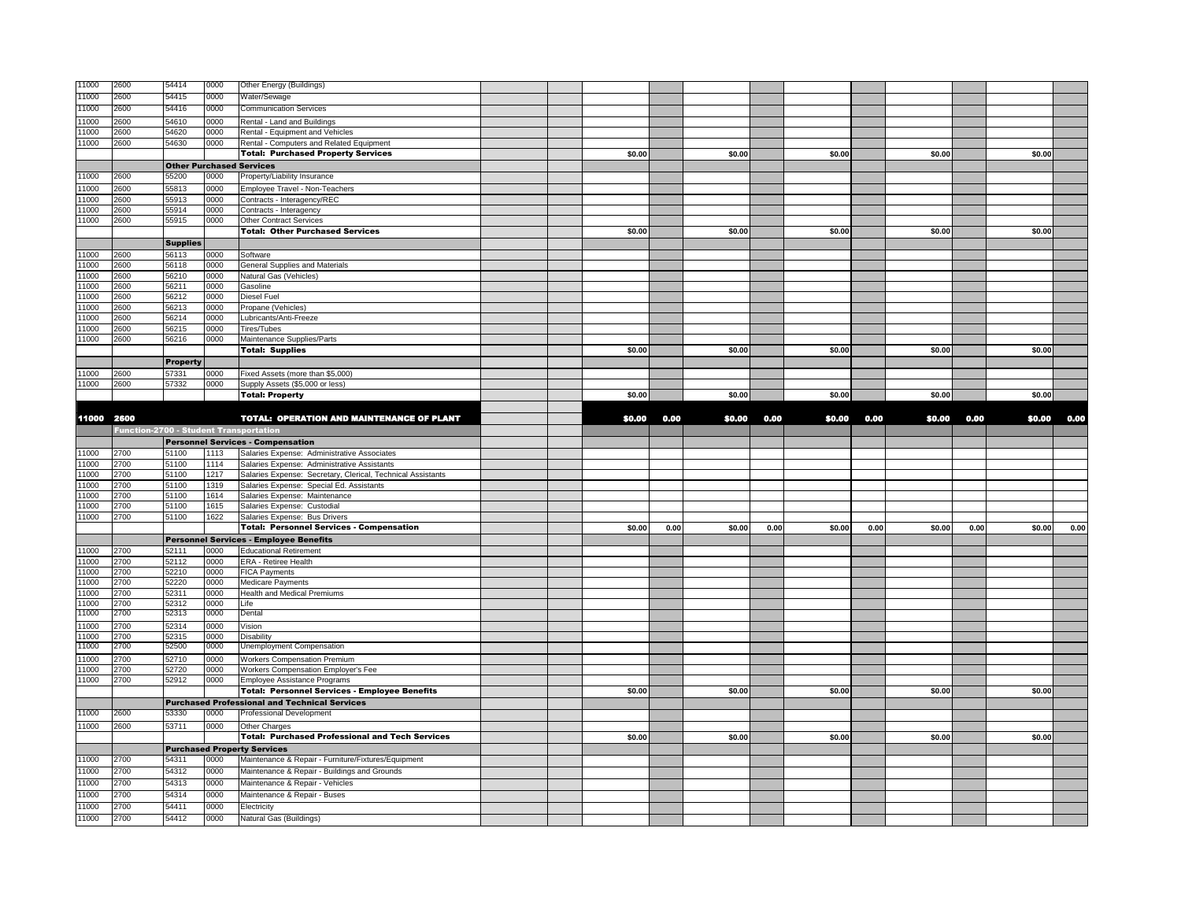| | | | | | | | | | | | | | | | | | |
|---|---|---|---|---|---|---|---|---|---|---|---|---|---|---|---|---|---|
| 11000 | 2600 | 54414 | 0000 | Other Energy (Buildings) | | | | | | | | | | | | | |
| 11000 | 2600 | 54415 | 0000 | Water/Sewage | | | | | | | | | | | | | |
| 11000 | 2600 | 54416 | 0000 | Communication Services | | | | | | | | | | | | | |
| 11000 | 2600 | 54610 | 0000 | Rental - Land and Buildings | | | | | | | | | | | | | |
| 11000 | 2600 | 54620 | 0000 | Rental - Equipment and Vehicles | | | | | | | | | | | | | |
| 11000 | 2600 | 54630 | 0000 | Rental - Computers and Related Equipment | | | | | | | | | | | | | |
| | | | | **Total: Purchased Property Services** | | | $0.00 | | $0.00 | | $0.00 | | $0.00 | | $0.00 | | |
| | | **Other Purchased Services** | | | | | | | | | | | | | | | |
| 11000 | 2600 | 55200 | 0000 | Property/Liability Insurance | | | | | | | | | | | | | |
| 11000 | 2600 | 55813 | 0000 | Employee Travel - Non-Teachers | | | | | | | | | | | | | |
| 11000 | 2600 | 55913 | 0000 | Contracts - Interagency/REC | | | | | | | | | | | | | |
| 11000 | 2600 | 55914 | 0000 | Contracts - Interagency | | | | | | | | | | | | | |
| 11000 | 2600 | 55915 | 0000 | Other Contract Services | | | | | | | | | | | | | |
| | | | | **Total: Other Purchased Services** | | | $0.00 | | $0.00 | | $0.00 | | $0.00 | | $0.00 | | |
| | | **Supplies** | | | | | | | | | | | | | | | |
| 11000 | 2600 | 56113 | 0000 | Software | | | | | | | | | | | | | |
| 11000 | 2600 | 56118 | 0000 | General Supplies and Materials | | | | | | | | | | | | | |
| 11000 | 2600 | 56210 | 0000 | Natural Gas (Vehicles) | | | | | | | | | | | | | |
| 11000 | 2600 | 56211 | 0000 | Gasoline | | | | | | | | | | | | | |
| 11000 | 2600 | 56212 | 0000 | Diesel Fuel | | | | | | | | | | | | | |
| 11000 | 2600 | 56213 | 0000 | Propane (Vehicles) | | | | | | | | | | | | | |
| 11000 | 2600 | 56214 | 0000 | Lubricants/Anti-Freeze | | | | | | | | | | | | | |
| 11000 | 2600 | 56215 | 0000 | Tires/Tubes | | | | | | | | | | | | | |
| 11000 | 2600 | 56216 | 0000 | Maintenance Supplies/Parts | | | | | | | | | | | | | |
| | | | | **Total: Supplies** | | | $0.00 | | $0.00 | | $0.00 | | $0.00 | | $0.00 | | |
| | | **Property** | | | | | | | | | | | | | | | |
| 11000 | 2600 | 57331 | 0000 | Fixed Assets (more than $5,000) | | | | | | | | | | | | | |
| 11000 | 2600 | 57332 | 0000 | Supply Assets ($5,000 or less) | | | | | | | | | | | | | |
| | | | | **Total: Property** | | | $0.00 | | $0.00 | | $0.00 | | $0.00 | | $0.00 | | |
| **11000** | **2600** | | | **TOTAL: OPERATION AND MAINTENANCE OF PLANT** | | | **$0.00** | **0.00** | **$0.00** | **0.00** | **$0.00** | **0.00** | **$0.00** | **0.00** | **$0.00** | **0.00** | |
| | **Function-2700 - Student Transportation** | | | | | | | | | | | | | | | | |
| | | **Personnel Services - Compensation** | | | | | | | | | | | | | | | |
| 11000 | 2700 | 51100 | 1113 | Salaries Expense: Administrative Associates | | | | | | | | | | | | | |
| 11000 | 2700 | 51100 | 1114 | Salaries Expense: Administrative Assistants | | | | | | | | | | | | | |
| 11000 | 2700 | 51100 | 1217 | Salaries Expense: Secretary, Clerical, Technical Assistants | | | | | | | | | | | | | |
| 11000 | 2700 | 51100 | 1319 | Salaries Expense: Special Ed. Assistants | | | | | | | | | | | | | |
| 11000 | 2700 | 51100 | 1614 | Salaries Expense: Maintenance | | | | | | | | | | | | | |
| 11000 | 2700 | 51100 | 1615 | Salaries Expense: Custodial | | | | | | | | | | | | | |
| 11000 | 2700 | 51100 | 1622 | Salaries Expense: Bus Drivers | | | | | | | | | | | | | |
| | | | | **Total: Personnel Services - Compensation** | | | $0.00 | 0.00 | $0.00 | 0.00 | $0.00 | 0.00 | $0.00 | 0.00 | $0.00 | 0.00 | |
| | | **Personnel Services - Employee Benefits** | | | | | | | | | | | | | | | |
| 11000 | 2700 | 52111 | 0000 | Educational Retirement | | | | | | | | | | | | | |
| 11000 | 2700 | 52112 | 0000 | ERA - Retiree Health | | | | | | | | | | | | | |
| 11000 | 2700 | 52210 | 0000 | FICA Payments | | | | | | | | | | | | | |
| 11000 | 2700 | 52220 | 0000 | Medicare Payments | | | | | | | | | | | | | |
| 11000 | 2700 | 52311 | 0000 | Health and Medical Premiums | | | | | | | | | | | | | |
| 11000 | 2700 | 52312 | 0000 | Life | | | | | | | | | | | | | |
| 11000 | 2700 | 52313 | 0000 | Dental | | | | | | | | | | | | | |
| 11000 | 2700 | 52314 | 0000 | Vision | | | | | | | | | | | | | |
| 11000 | 2700 | 52315 | 0000 | Disability | | | | | | | | | | | | | |
| 11000 | 2700 | 52500 | 0000 | Unemployment Compensation | | | | | | | | | | | | | |
| 11000 | 2700 | 52710 | 0000 | Workers Compensation Premium | | | | | | | | | | | | | |
| 11000 | 2700 | 52720 | 0000 | Workers Compensation Employer's Fee | | | | | | | | | | | | | |
| 11000 | 2700 | 52912 | 0000 | Employee Assistance Programs | | | | | | | | | | | | | |
| | | | | **Total: Personnel Services - Employee Benefits** | | | $0.00 | | $0.00 | | $0.00 | | $0.00 | | $0.00 | | |
| | | **Purchased Professional and Technical Services** | | | | | | | | | | | | | | | |
| 11000 | 2600 | 53330 | 0000 | Professional Development | | | | | | | | | | | | | |
| 11000 | 2600 | 53711 | 0000 | Other Charges | | | | | | | | | | | | | |
| | | | | **Total: Purchased Professional and Tech Services** | | | $0.00 | | $0.00 | | $0.00 | | $0.00 | | $0.00 | | |
| | | **Purchased Property Services** | | | | | | | | | | | | | | | |
| 11000 | 2700 | 54311 | 0000 | Maintenance & Repair - Furniture/Fixtures/Equipment | | | | | | | | | | | | | |
| 11000 | 2700 | 54312 | 0000 | Maintenance & Repair - Buildings and Grounds | | | | | | | | | | | | | |
| 11000 | 2700 | 54313 | 0000 | Maintenance & Repair - Vehicles | | | | | | | | | | | | | |
| 11000 | 2700 | 54314 | 0000 | Maintenance & Repair - Buses | | | | | | | | | | | | | |
| 11000 | 2700 | 54411 | 0000 | Electricity | | | | | | | | | | | | | |
| 11000 | 2700 | 54412 | 0000 | Natural Gas (Buildings) | | | | | | | | | | | | | |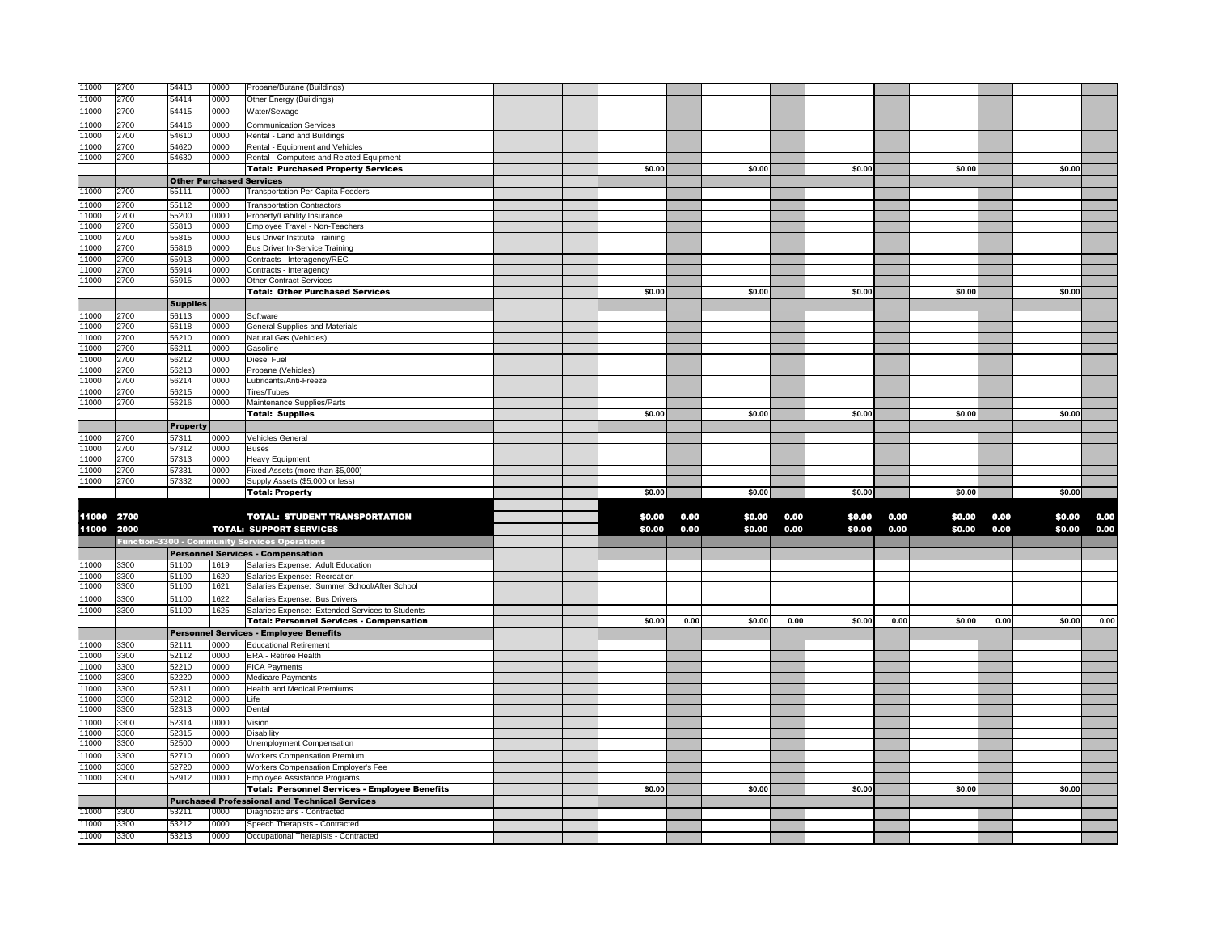| | | | | | | | | | | | | | | | | | |
|---|---|---|---|---|---|---|---|---|---|---|---|---|---|---|---|---|---|
| 11000 | 2700 | 54413 | 0000 | Propane/Butane (Buildings) | | | | | | | | | | | | | |
| 11000 | 2700 | 54414 | 0000 | Other Energy (Buildings) | | | | | | | | | | | | | |
| 11000 | 2700 | 54415 | 0000 | Water/Sewage | | | | | | | | | | | | | |
| 11000 | 2700 | 54416 | 0000 | Communication Services | | | | | | | | | | | | | |
| 11000 | 2700 | 54610 | 0000 | Rental - Land and Buildings | | | | | | | | | | | | | |
| 11000 | 2700 | 54620 | 0000 | Rental - Equipment and Vehicles | | | | | | | | | | | | | |
| 11000 | 2700 | 54630 | 0000 | Rental - Computers and Related Equipment | | | | | | | | | | | | | |
| | | | | **Total: Purchased Property Services** | | | $0.00 | | $0.00 | | $0.00 | | $0.00 | | $0.00 | | |
| | | **Other Purchased Services** | | | | | | | | | | | | | | | |
| 11000 | 2700 | 55111 | 0000 | Transportation Per-Capita Feeders | | | | | | | | | | | | | |
| 11000 | 2700 | 55112 | 0000 | Transportation Contractors | | | | | | | | | | | | | |
| 11000 | 2700 | 55200 | 0000 | Property/Liability Insurance | | | | | | | | | | | | | |
| 11000 | 2700 | 55813 | 0000 | Employee Travel - Non-Teachers | | | | | | | | | | | | | |
| 11000 | 2700 | 55815 | 0000 | Bus Driver Institute Training | | | | | | | | | | | | | |
| 11000 | 2700 | 55816 | 0000 | Bus Driver In-Service Training | | | | | | | | | | | | | |
| 11000 | 2700 | 55913 | 0000 | Contracts - Interagency/REC | | | | | | | | | | | | | |
| 11000 | 2700 | 55914 | 0000 | Contracts - Interagency | | | | | | | | | | | | | |
| 11000 | 2700 | 55915 | 0000 | Other Contract Services | | | | | | | | | | | | | |
| | | | | **Total: Other Purchased Services** | | | $0.00 | | $0.00 | | $0.00 | | $0.00 | | $0.00 | | |
| | | **Supplies** | | | | | | | | | | | | | | | |
| 11000 | 2700 | 56113 | 0000 | Software | | | | | | | | | | | | | |
| 11000 | 2700 | 56118 | 0000 | General Supplies and Materials | | | | | | | | | | | | | |
| 11000 | 2700 | 56210 | 0000 | Natural Gas (Vehicles) | | | | | | | | | | | | | |
| 11000 | 2700 | 56211 | 0000 | Gasoline | | | | | | | | | | | | | |
| 11000 | 2700 | 56212 | 0000 | Diesel Fuel | | | | | | | | | | | | | |
| 11000 | 2700 | 56213 | 0000 | Propane (Vehicles) | | | | | | | | | | | | | |
| 11000 | 2700 | 56214 | 0000 | Lubricants/Anti-Freeze | | | | | | | | | | | | | |
| 11000 | 2700 | 56215 | 0000 | Tires/Tubes | | | | | | | | | | | | | |
| 11000 | 2700 | 56216 | 0000 | Maintenance Supplies/Parts | | | | | | | | | | | | | |
| | | | | **Total: Supplies** | | | $0.00 | | $0.00 | | $0.00 | | $0.00 | | $0.00 | | |
| | | **Property** | | | | | | | | | | | | | | | |
| 11000 | 2700 | 57311 | 0000 | Vehicles General | | | | | | | | | | | | | |
| 11000 | 2700 | 57312 | 0000 | Buses | | | | | | | | | | | | | |
| 11000 | 2700 | 57313 | 0000 | Heavy Equipment | | | | | | | | | | | | | |
| 11000 | 2700 | 57331 | 0000 | Fixed Assets (more than $5,000) | | | | | | | | | | | | | |
| 11000 | 2700 | 57332 | 0000 | Supply Assets ($5,000 or less) | | | | | | | | | | | | | |
| | | | | **Total: Property** | | | $0.00 | | $0.00 | | $0.00 | | $0.00 | | $0.00 | | |
| **11000** | **2700** | | | **TOTAL: STUDENT TRANSPORTATION** | | | **$0.00** | **0.00** | **$0.00** | **0.00** | **$0.00** | **0.00** | **$0.00** | **0.00** | **$0.00** | **0.00** | |
| **11000** | **2000** | | | **TOTAL: SUPPORT SERVICES** | | | **$0.00** | **0.00** | **$0.00** | **0.00** | **$0.00** | **0.00** | **$0.00** | **0.00** | **$0.00** | **0.00** | |
| | **Function-3300 - Community Services Operations** | | | | | | | | | | | | | | | | |
| | | | | **Personnel Services - Compensation** | | | | | | | | | | | | | |
| 11000 | 3300 | 51100 | 1619 | Salaries Expense: Adult Education | | | | | | | | | | | | | |
| 11000 | 3300 | 51100 | 1620 | Salaries Expense: Recreation | | | | | | | | | | | | | |
| 11000 | 3300 | 51100 | 1621 | Salaries Expense: Summer School/After School | | | | | | | | | | | | | |
| 11000 | 3300 | 51100 | 1622 | Salaries Expense: Bus Drivers | | | | | | | | | | | | | |
| 11000 | 3300 | 51100 | 1625 | Salaries Expense: Extended Services to Students | | | | | | | | | | | | | |
| | | | | **Total: Personnel Services - Compensation** | | | $0.00 | 0.00 | $0.00 | 0.00 | $0.00 | 0.00 | $0.00 | 0.00 | $0.00 | 0.00 | |
| | | | | **Personnel Services - Employee Benefits** | | | | | | | | | | | | | |
| 11000 | 3300 | 52111 | 0000 | Educational Retirement | | | | | | | | | | | | | |
| 11000 | 3300 | 52112 | 0000 | ERA - Retiree Health | | | | | | | | | | | | | |
| 11000 | 3300 | 52210 | 0000 | FICA Payments | | | | | | | | | | | | | |
| 11000 | 3300 | 52220 | 0000 | Medicare Payments | | | | | | | | | | | | | |
| 11000 | 3300 | 52311 | 0000 | Health and Medical Premiums | | | | | | | | | | | | | |
| 11000 | 3300 | 52312 | 0000 | Life | | | | | | | | | | | | | |
| 11000 | 3300 | 52313 | 0000 | Dental | | | | | | | | | | | | | |
| 11000 | 3300 | 52314 | 0000 | Vision | | | | | | | | | | | | | |
| 11000 | 3300 | 52315 | 0000 | Disability | | | | | | | | | | | | | |
| 11000 | 3300 | 52500 | 0000 | Unemployment Compensation | | | | | | | | | | | | | |
| 11000 | 3300 | 52710 | 0000 | Workers Compensation Premium | | | | | | | | | | | | | |
| 11000 | 3300 | 52720 | 0000 | Workers Compensation Employer's Fee | | | | | | | | | | | | | |
| 11000 | 3300 | 52912 | 0000 | Employee Assistance Programs | | | | | | | | | | | | | |
| | | | | **Total: Personnel Services - Employee Benefits** | | | $0.00 | | $0.00 | | $0.00 | | $0.00 | | $0.00 | | |
| | | | | **Purchased Professional and Technical Services** | | | | | | | | | | | | | |
| 11000 | 3300 | 53211 | 0000 | Diagnosticians - Contracted | | | | | | | | | | | | | |
| 11000 | 3300 | 53212 | 0000 | Speech Therapists - Contracted | | | | | | | | | | | | | |
| 11000 | 3300 | 53213 | 0000 | Occupational Therapists - Contracted | | | | | | | | | | | | | |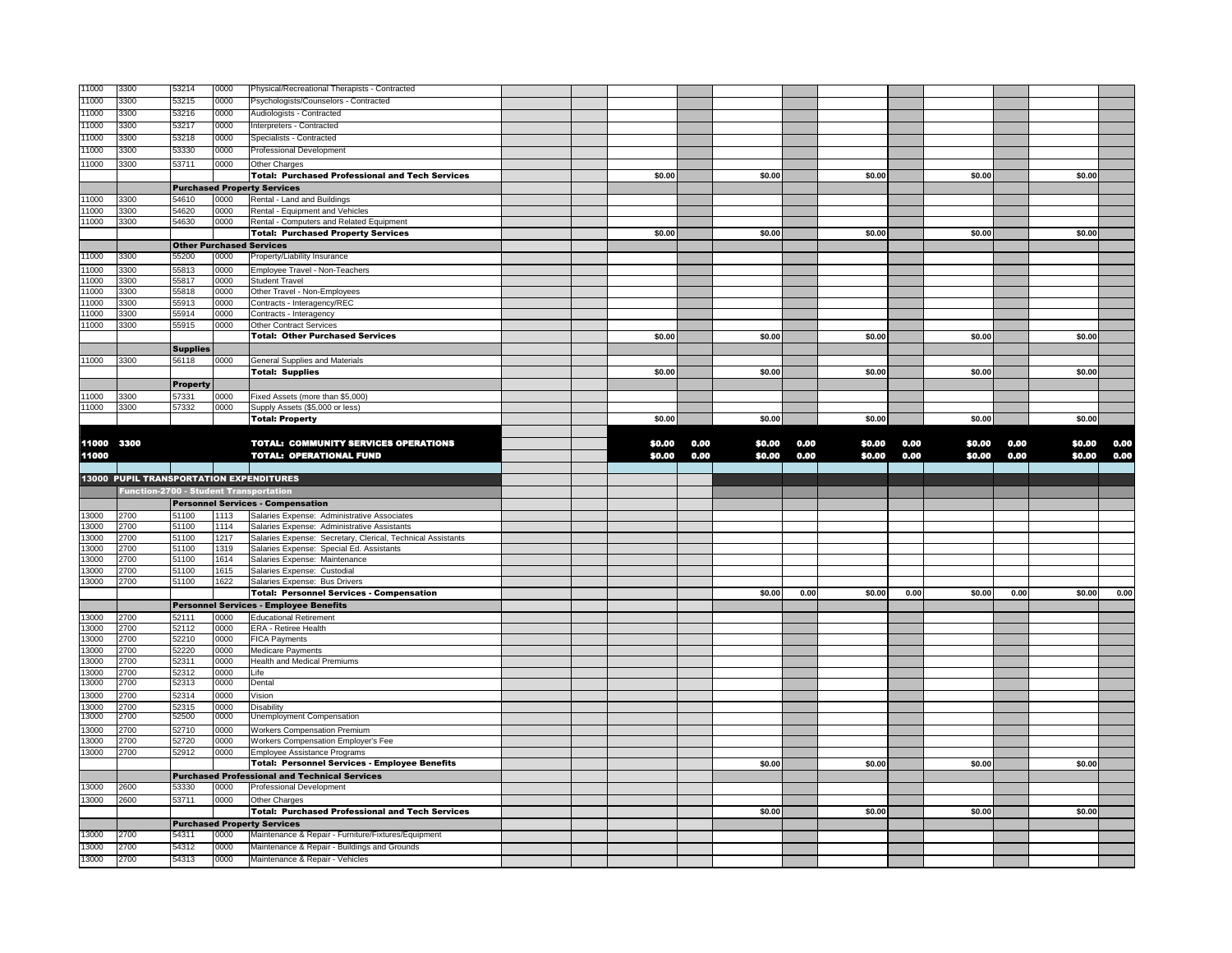| | | | | | | | | | | | | | | | | |
|---|---|---|---|---|---|---|---|---|---|---|---|---|---|---|---|---|
| 11000 | 3300 | 53214 | 0000 | Physical/Recreational Therapists - Contracted | | | | | | | | | | | | |
| 11000 | 3300 | 53215 | 0000 | Psychologists/Counselors - Contracted | | | | | | | | | | | | |
| 11000 | 3300 | 53216 | 0000 | Audiologists - Contracted | | | | | | | | | | | | |
| 11000 | 3300 | 53217 | 0000 | Interpreters - Contracted | | | | | | | | | | | | |
| 11000 | 3300 | 53218 | 0000 | Specialists - Contracted | | | | | | | | | | | | |
| 11000 | 3300 | 53330 | 0000 | Professional Development | | | | | | | | | | | | |
| 11000 | 3300 | 53711 | 0000 | Other Charges | | | | | | | | | | | | |
| | | | | **Total: Purchased Professional and Tech Services** | | | $0.00 | | $0.00 | | $0.00 | | $0.00 | | $0.00 | |
| | | **Purchased Property Services** | | | | | | | | | | | | | | |
| 11000 | 3300 | 54610 | 0000 | Rental - Land and Buildings | | | | | | | | | | | | |
| 11000 | 3300 | 54620 | 0000 | Rental - Equipment and Vehicles | | | | | | | | | | | | |
| 11000 | 3300 | 54630 | 0000 | Rental - Computers and Related Equipment | | | | | | | | | | | | |
| | | | | **Total: Purchased Property Services** | | | $0.00 | | $0.00 | | $0.00 | | $0.00 | | $0.00 | |
| | | **Other Purchased Services** | | | | | | | | | | | | | | |
| 11000 | 3300 | 55200 | 0000 | Property/Liability Insurance | | | | | | | | | | | | |
| 11000 | 3300 | 55813 | 0000 | Employee Travel - Non-Teachers | | | | | | | | | | | | |
| 11000 | 3300 | 55817 | 0000 | Student Travel | | | | | | | | | | | | |
| 11000 | 3300 | 55818 | 0000 | Other Travel - Non-Employees | | | | | | | | | | | | |
| 11000 | 3300 | 55913 | 0000 | Contracts - Interagency/REC | | | | | | | | | | | | |
| 11000 | 3300 | 55914 | 0000 | Contracts - Interagency | | | | | | | | | | | | |
| 11000 | 3300 | 55915 | 0000 | Other Contract Services | | | | | | | | | | | | |
| | | | | **Total: Other Purchased Services** | | | $0.00 | | $0.00 | | $0.00 | | $0.00 | | $0.00 | |
| | | **Supplies** | | | | | | | | | | | | | | |
| 11000 | 3300 | 56118 | 0000 | General Supplies and Materials | | | | | | | | | | | | |
| | | | | **Total: Supplies** | | | $0.00 | | $0.00 | | $0.00 | | $0.00 | | $0.00 | |
| | | **Property** | | | | | | | | | | | | | | |
| 11000 | 3300 | 57331 | 0000 | Fixed Assets (more than $5,000) | | | | | | | | | | | | |
| 11000 | 3300 | 57332 | 0000 | Supply Assets ($5,000 or less) | | | | | | | | | | | | |
| | | | | **Total: Property** | | | $0.00 | | $0.00 | | $0.00 | | $0.00 | | $0.00 | |
| **11000** | **3300** | | | **TOTAL: COMMUNITY SERVICES OPERATIONS** | | | **$0.00** | **0.00** | **$0.00** | **0.00** | **$0.00** | **0.00** | **$0.00** | **0.00** | **$0.00** | **0.00** |
| **11000** | | | | **TOTAL: OPERATIONAL FUND** | | | **$0.00** | **0.00** | **$0.00** | **0.00** | **$0.00** | **0.00** | **$0.00** | **0.00** | **$0.00** | **0.00** |
| **13000 PUPIL TRANSPORTATION EXPENDITURES** | | | | | | | | | | | | | | | | |
| **Function-2700 - Student Transportation** | | | | | | | | | | | | | | | | |
| | | **Personnel Services - Compensation** | | | | | | | | | | | | | | |
| 13000 | 2700 | 51100 | 1113 | Salaries Expense: Administrative Associates | | | | | | | | | | | | |
| 13000 | 2700 | 51100 | 1114 | Salaries Expense: Administrative Assistants | | | | | | | | | | | | |
| 13000 | 2700 | 51100 | 1217 | Salaries Expense: Secretary, Clerical, Technical Assistants | | | | | | | | | | | | |
| 13000 | 2700 | 51100 | 1319 | Salaries Expense: Special Ed. Assistants | | | | | | | | | | | | |
| 13000 | 2700 | 51100 | 1614 | Salaries Expense: Maintenance | | | | | | | | | | | | |
| 13000 | 2700 | 51100 | 1615 | Salaries Expense: Custodial | | | | | | | | | | | | |
| 13000 | 2700 | 51100 | 1622 | Salaries Expense: Bus Drivers | | | | | | | | | | | | |
| | | | | **Total: Personnel Services - Compensation** | | | | | $0.00 | 0.00 | $0.00 | 0.00 | $0.00 | 0.00 | $0.00 | 0.00 |
| | | **Personnel Services - Employee Benefits** | | | | | | | | | | | | | | |
| 13000 | 2700 | 52111 | 0000 | Educational Retirement | | | | | | | | | | | | |
| 13000 | 2700 | 52112 | 0000 | ERA - Retiree Health | | | | | | | | | | | | |
| 13000 | 2700 | 52210 | 0000 | FICA Payments | | | | | | | | | | | | |
| 13000 | 2700 | 52220 | 0000 | Medicare Payments | | | | | | | | | | | | |
| 13000 | 2700 | 52311 | 0000 | Health and Medical Premiums | | | | | | | | | | | | |
| 13000 | 2700 | 52312 | 0000 | Life | | | | | | | | | | | | |
| 13000 | 2700 | 52313 | 0000 | Dental | | | | | | | | | | | | |
| 13000 | 2700 | 52314 | 0000 | Vision | | | | | | | | | | | | |
| 13000 | 2700 | 52315 | 0000 | Disability | | | | | | | | | | | | |
| 13000 | 2700 | 52500 | 0000 | Unemployment Compensation | | | | | | | | | | | | |
| 13000 | 2700 | 52710 | 0000 | Workers Compensation Premium | | | | | | | | | | | | |
| 13000 | 2700 | 52720 | 0000 | Workers Compensation Employer's Fee | | | | | | | | | | | | |
| 13000 | 2700 | 52912 | 0000 | Employee Assistance Programs | | | | | | | | | | | | |
| | | | | **Total: Personnel Services - Employee Benefits** | | | | | $0.00 | | $0.00 | | $0.00 | | $0.00 | |
| | | **Purchased Professional and Technical Services** | | | | | | | | | | | | | | |
| 13000 | 2600 | 53330 | 0000 | Professional Development | | | | | | | | | | | | |
| 13000 | 2600 | 53711 | 0000 | Other Charges | | | | | | | | | | | | |
| | | | | **Total: Purchased Professional and Tech Services** | | | | | $0.00 | | $0.00 | | $0.00 | | $0.00 | |
| | | **Purchased Property Services** | | | | | | | | | | | | | | |
| 13000 | 2700 | 54311 | 0000 | Maintenance & Repair - Furniture/Fixtures/Equipment | | | | | | | | | | | | |
| 13000 | 2700 | 54312 | 0000 | Maintenance & Repair - Buildings and Grounds | | | | | | | | | | | | |
| 13000 | 2700 | 54313 | 0000 | Maintenance & Repair - Vehicles | | | | | | | | | | | | |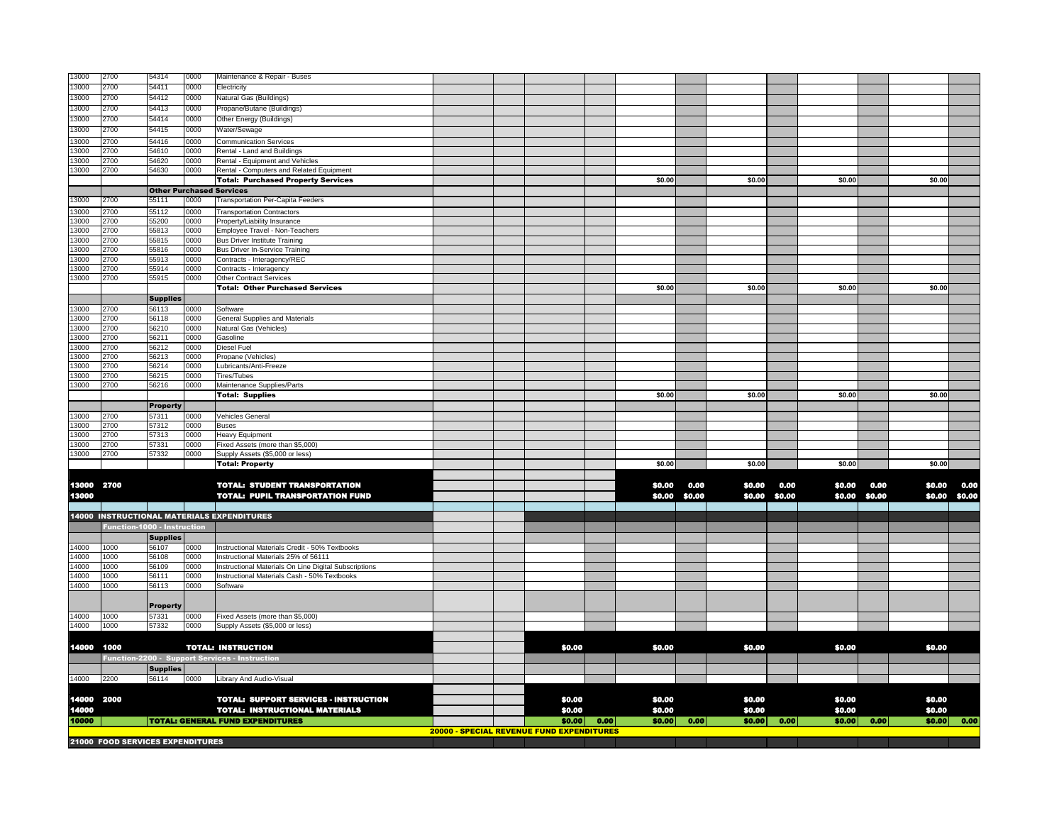| Fund | Function | Object | Program | Description | | | | | | | | | | | | | | |
|---|---|---|---|---|---|---|---|---|---|---|---|---|---|---|---|---|---|---|
| 13000 | 2700 | 54314 | 0000 | Maintenance & Repair - Buses | | | | | | | | | | | | | | |
| 13000 | 2700 | 54411 | 0000 | Electricity | | | | | | | | | | | | | | |
| 13000 | 2700 | 54412 | 0000 | Natural Gas (Buildings) | | | | | | | | | | | | | | |
| 13000 | 2700 | 54413 | 0000 | Propane/Butane (Buildings) | | | | | | | | | | | | | | |
| 13000 | 2700 | 54414 | 0000 | Other Energy (Buildings) | | | | | | | | | | | | | | |
| 13000 | 2700 | 54415 | 0000 | Water/Sewage | | | | | | | | | | | | | | |
| 13000 | 2700 | 54416 | 0000 | Communication Services | | | | | | | | | | | | | | |
| 13000 | 2700 | 54610 | 0000 | Rental - Land and Buildings | | | | | | | | | | | | | | |
| 13000 | 2700 | 54620 | 0000 | Rental - Equipment and Vehicles | | | | | | | | | | | | | | |
| 13000 | 2700 | 54630 | 0000 | Rental - Computers and Related Equipment | | | | | | | | | | | | | | |
| | | | | **Total: Purchased Property Services** | | | | | $0.00 | | $0.00 | | $0.00 | | $0.00 | | | |
| | | **Other Purchased Services** | | | | | | | | | | | | | | | | |
| 13000 | 2700 | 55111 | 0000 | Transportation Per-Capita Feeders | | | | | | | | | | | | | | |
| 13000 | 2700 | 55112 | 0000 | Transportation Contractors | | | | | | | | | | | | | | |
| 13000 | 2700 | 55200 | 0000 | Property/Liability Insurance | | | | | | | | | | | | | | |
| 13000 | 2700 | 55813 | 0000 | Employee Travel - Non-Teachers | | | | | | | | | | | | | | |
| 13000 | 2700 | 55815 | 0000 | Bus Driver Institute Training | | | | | | | | | | | | | | |
| 13000 | 2700 | 55816 | 0000 | Bus Driver In-Service Training | | | | | | | | | | | | | | |
| 13000 | 2700 | 55913 | 0000 | Contracts - Interagency/REC | | | | | | | | | | | | | | |
| 13000 | 2700 | 55914 | 0000 | Contracts - Interagency | | | | | | | | | | | | | | |
| 13000 | 2700 | 55915 | 0000 | Other Contract Services | | | | | | | | | | | | | | |
| | | | | **Total: Other Purchased Services** | | | | | $0.00 | | $0.00 | | $0.00 | | $0.00 | | | |
| | | **Supplies** | | | | | | | | | | | | | | | | |
| 13000 | 2700 | 56113 | 0000 | Software | | | | | | | | | | | | | | |
| 13000 | 2700 | 56118 | 0000 | General Supplies and Materials | | | | | | | | | | | | | | |
| 13000 | 2700 | 56210 | 0000 | Natural Gas (Vehicles) | | | | | | | | | | | | | | |
| 13000 | 2700 | 56211 | 0000 | Gasoline | | | | | | | | | | | | | | |
| 13000 | 2700 | 56212 | 0000 | Diesel Fuel | | | | | | | | | | | | | | |
| 13000 | 2700 | 56213 | 0000 | Propane (Vehicles) | | | | | | | | | | | | | | |
| 13000 | 2700 | 56214 | 0000 | Lubricants/Anti-Freeze | | | | | | | | | | | | | | |
| 13000 | 2700 | 56215 | 0000 | Tires/Tubes | | | | | | | | | | | | | | |
| 13000 | 2700 | 56216 | 0000 | Maintenance Supplies/Parts | | | | | | | | | | | | | | |
| | | | | **Total: Supplies** | | | | | $0.00 | | $0.00 | | $0.00 | | $0.00 | | | |
| | | **Property** | | | | | | | | | | | | | | | | |
| 13000 | 2700 | 57311 | 0000 | Vehicles General | | | | | | | | | | | | | | |
| 13000 | 2700 | 57312 | 0000 | Buses | | | | | | | | | | | | | | |
| 13000 | 2700 | 57313 | 0000 | Heavy Equipment | | | | | | | | | | | | | | |
| 13000 | 2700 | 57331 | 0000 | Fixed Assets (more than $5,000) | | | | | | | | | | | | | | |
| 13000 | 2700 | 57332 | 0000 | Supply Assets ($5,000 or less) | | | | | | | | | | | | | | |
| | | | | **Total: Property** | | | | | $0.00 | | $0.00 | | $0.00 | | $0.00 | | | |
| **13000** | **2700** | | | **TOTAL: STUDENT TRANSPORTATION** | | | | | $0.00 | 0.00 | $0.00 | 0.00 | $0.00 | 0.00 | $0.00 | 0.00 | | |
| **13000** | | | | **TOTAL: PUPIL TRANSPORTATION FUND** | | | | | $0.00 | $0.00 | $0.00 | $0.00 | $0.00 | $0.00 | $0.00 | $0.00 | | |
| **14000 INSTRUCTIONAL MATERIALS EXPENDITURES** | | | | | | | | | | | | | | | | | | |
| | **Function-1000 - Instruction** | | | | | | | | | | | | | | | | | |
| | | **Supplies** | | | | | | | | | | | | | | | | |
| 14000 | 1000 | 56107 | 0000 | Instructional Materials Credit - 50% Textbooks | | | | | | | | | | | | | | |
| 14000 | 1000 | 56108 | 0000 | Instructional Materials 25% of 56111 | | | | | | | | | | | | | | |
| 14000 | 1000 | 56109 | 0000 | Instructional Materials On Line Digital Subscriptions | | | | | | | | | | | | | | |
| 14000 | 1000 | 56111 | 0000 | Instructional Materials Cash - 50% Textbooks | | | | | | | | | | | | | | |
| 14000 | 1000 | 56113 | 0000 | Software | | | | | | | | | | | | | | |
| | | **Property** | | | | | | | | | | | | | | | | |
| 14000 | 1000 | 57331 | 0000 | Fixed Assets (more than $5,000) | | | | | | | | | | | | | | |
| 14000 | 1000 | 57332 | 0000 | Supply Assets ($5,000 or less) | | | | | | | | | | | | | | |
| **14000** | **1000** | | | **TOTAL: INSTRUCTION** | | | $0.00 | | $0.00 | | $0.00 | | $0.00 | | $0.00 | | | |
| | **Function-2200 - Support Services - Instruction** | | | | | | | | | | | | | | | | | |
| | | **Supplies** | | | | | | | | | | | | | | | | |
| 14000 | 2200 | 56114 | 0000 | Library And Audio-Visual | | | | | | | | | | | | | | |
| **14000** | **2000** | | | **TOTAL: SUPPORT SERVICES - INSTRUCTION** | | | $0.00 | | $0.00 | | $0.00 | | $0.00 | | $0.00 | | | |
| **14000** | | | | **TOTAL: INSTRUCTIONAL MATERIALS** | | | $0.00 | | $0.00 | | $0.00 | | $0.00 | | $0.00 | | | |
| **10000** | | | | **TOTAL: GENERAL FUND EXPENDITURES** | | | $0.00 | 0.00 | $0.00 | 0.00 | $0.00 | 0.00 | $0.00 | 0.00 | $0.00 | 0.00 | | |
| | | | | | **20000 - SPECIAL REVENUE FUND EXPENDITURES** | | | | | | | | | | | | | |
| **21000 FOOD SERVICES EXPENDITURES** | | | | | | | | | | | | | | | | | | |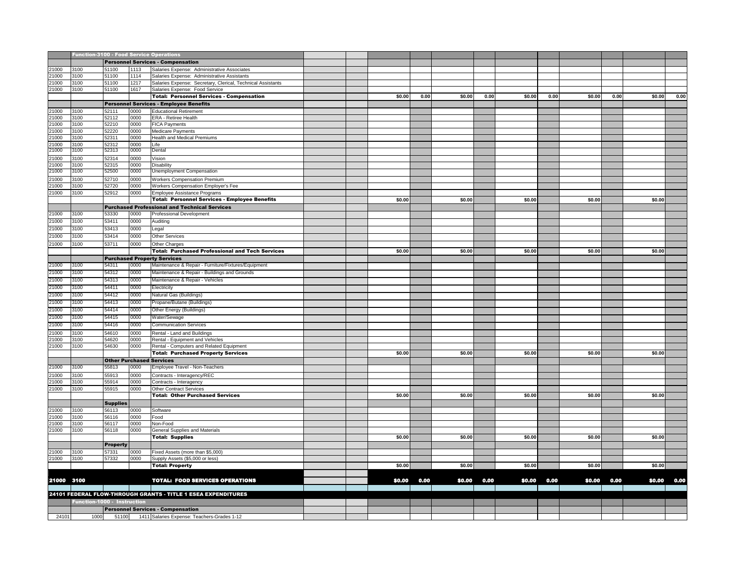| | | | | | | | | | | | | | | | | |
|---|---|---|---|---|---|---|---|---|---|---|---|---|---|---|---|---|
| | **Function-3100 - Food Service Operations** | | | | | | | | | | | | | | | |
| | | **Personnel Services - Compensation** | | | | | | | | | | | | | | |
| 21000 | 3100 | 51100 | 1113 | Salaries Expense: Administrative Associates | | | | | | | | | | | | |
| 21000 | 3100 | 51100 | 1114 | Salaries Expense: Administrative Assistants | | | | | | | | | | | | |
| 21000 | 3100 | 51100 | 1217 | Salaries Expense: Secretary, Clerical, Technical Assistants | | | | | | | | | | | | |
| 21000 | 3100 | 51100 | 1617 | Salaries Expense: Food Service | | | | | | | | | | | | |
| | | | | **Total: Personnel Services - Compensation** | | | $0.00 | 0.00 | $0.00 | 0.00 | $0.00 | 0.00 | $0.00 | 0.00 | $0.00 | 0.00 |
| | | **Personnel Services - Employee Benefits** | | | | | | | | | | | | | | |
| 21000 | 3100 | 52111 | 0000 | Educational Retirement | | | | | | | | | | | | |
| 21000 | 3100 | 52112 | 0000 | ERA - Retiree Health | | | | | | | | | | | | |
| 21000 | 3100 | 52210 | 0000 | FICA Payments | | | | | | | | | | | | |
| 21000 | 3100 | 52220 | 0000 | Medicare Payments | | | | | | | | | | | | |
| 21000 | 3100 | 52311 | 0000 | Health and Medical Premiums | | | | | | | | | | | | |
| 21000 | 3100 | 52312 | 0000 | Life | | | | | | | | | | | | |
| 21000 | 3100 | 52313 | 0000 | Dental | | | | | | | | | | | | |
| 21000 | 3100 | 52314 | 0000 | Vision | | | | | | | | | | | | |
| 21000 | 3100 | 52315 | 0000 | Disability | | | | | | | | | | | | |
| 21000 | 3100 | 52500 | 0000 | Unemployment Compensation | | | | | | | | | | | | |
| 21000 | 3100 | 52710 | 0000 | Workers Compensation Premium | | | | | | | | | | | | |
| 21000 | 3100 | 52720 | 0000 | Workers Compensation Employer's Fee | | | | | | | | | | | | |
| 21000 | 3100 | 52912 | 0000 | Employee Assistance Programs | | | | | | | | | | | | |
| | | | | **Total: Personnel Services - Employee Benefits** | | | $0.00 | | $0.00 | | $0.00 | | $0.00 | | $0.00 | |
| | | **Purchased Professional and Technical Services** | | | | | | | | | | | | | | |
| 21000 | 3100 | 53330 | 0000 | Professional Development | | | | | | | | | | | | |
| 21000 | 3100 | 53411 | 0000 | Auditing | | | | | | | | | | | | |
| 21000 | 3100 | 53413 | 0000 | Legal | | | | | | | | | | | | |
| 21000 | 3100 | 53414 | 0000 | Other Services | | | | | | | | | | | | |
| 21000 | 3100 | 53711 | 0000 | Other Charges | | | | | | | | | | | | |
| | | | | **Total: Purchased Professional and Tech Services** | | | $0.00 | | $0.00 | | $0.00 | | $0.00 | | $0.00 | |
| | | **Purchased Property Services** | | | | | | | | | | | | | | |
| 21000 | 3100 | 54311 | 0000 | Maintenance & Repair - Furniture/Fixtures/Equipment | | | | | | | | | | | | |
| 21000 | 3100 | 54312 | 0000 | Maintenance & Repair - Buildings and Grounds | | | | | | | | | | | | |
| 21000 | 3100 | 54313 | 0000 | Maintenance & Repair - Vehicles | | | | | | | | | | | | |
| 21000 | 3100 | 54411 | 0000 | Electricity | | | | | | | | | | | | |
| 21000 | 3100 | 54412 | 0000 | Natural Gas (Buildings) | | | | | | | | | | | | |
| 21000 | 3100 | 54413 | 0000 | Propane/Butane (Buildings) | | | | | | | | | | | | |
| 21000 | 3100 | 54414 | 0000 | Other Energy (Buildings) | | | | | | | | | | | | |
| 21000 | 3100 | 54415 | 0000 | Water/Sewage | | | | | | | | | | | | |
| 21000 | 3100 | 54416 | 0000 | Communication Services | | | | | | | | | | | | |
| 21000 | 3100 | 54610 | 0000 | Rental - Land and Buildings | | | | | | | | | | | | |
| 21000 | 3100 | 54620 | 0000 | Rental - Equipment and Vehicles | | | | | | | | | | | | |
| 21000 | 3100 | 54630 | 0000 | Rental - Computers and Related Equipment | | | | | | | | | | | | |
| | | | | **Total: Purchased Property Services** | | | $0.00 | | $0.00 | | $0.00 | | $0.00 | | $0.00 | |
| | | **Other Purchased Services** | | | | | | | | | | | | | | |
| 21000 | 3100 | 55813 | 0000 | Employee Travel - Non-Teachers | | | | | | | | | | | | |
| 21000 | 3100 | 55913 | 0000 | Contracts - Interagency/REC | | | | | | | | | | | | |
| 21000 | 3100 | 55914 | 0000 | Contracts - Interagency | | | | | | | | | | | | |
| 21000 | 3100 | 55915 | 0000 | Other Contract Services | | | | | | | | | | | | |
| | | | | **Total: Other Purchased Services** | | | $0.00 | | $0.00 | | $0.00 | | $0.00 | | $0.00 | |
| | | **Supplies** | | | | | | | | | | | | | | |
| 21000 | 3100 | 56113 | 0000 | Software | | | | | | | | | | | | |
| 21000 | 3100 | 56116 | 0000 | Food | | | | | | | | | | | | |
| 21000 | 3100 | 56117 | 0000 | Non-Food | | | | | | | | | | | | |
| 21000 | 3100 | 56118 | 0000 | General Supplies and Materials | | | | | | | | | | | | |
| | | | | **Total: Supplies** | | | $0.00 | | $0.00 | | $0.00 | | $0.00 | | $0.00 | |
| | | **Property** | | | | | | | | | | | | | | |
| 21000 | 3100 | 57331 | 0000 | Fixed Assets (more than $5,000) | | | | | | | | | | | | |
| 21000 | 3100 | 57332 | 0000 | Supply Assets ($5,000 or less) | | | | | | | | | | | | |
| | | | | **Total: Property** | | | $0.00 | | $0.00 | | $0.00 | | $0.00 | | $0.00 | |
| **21000** | **3100** | | | **TOTAL: FOOD SERVICES OPERATIONS** | | | **$0.00** | **0.00** | **$0.00** | **0.00** | **$0.00** | **0.00** | **$0.00** | **0.00** | **$0.00** | **0.00** |
| **24101 FEDERAL FLOW-THROUGH GRANTS - TITLE 1 ESEA EXPENDITURES** | | | | | | | | | | | | | | | | |
| | **Function-1000 - Instruction** | | | | | | | | | | | | | | | |
| | | **Personnel Services - Compensation** | | | | | | | | | | | | | | |
| 24101 | 1000 | 51100 | 1411 | Salaries Expense: Teachers-Grades 1-12 | | | | | | | | | | | | |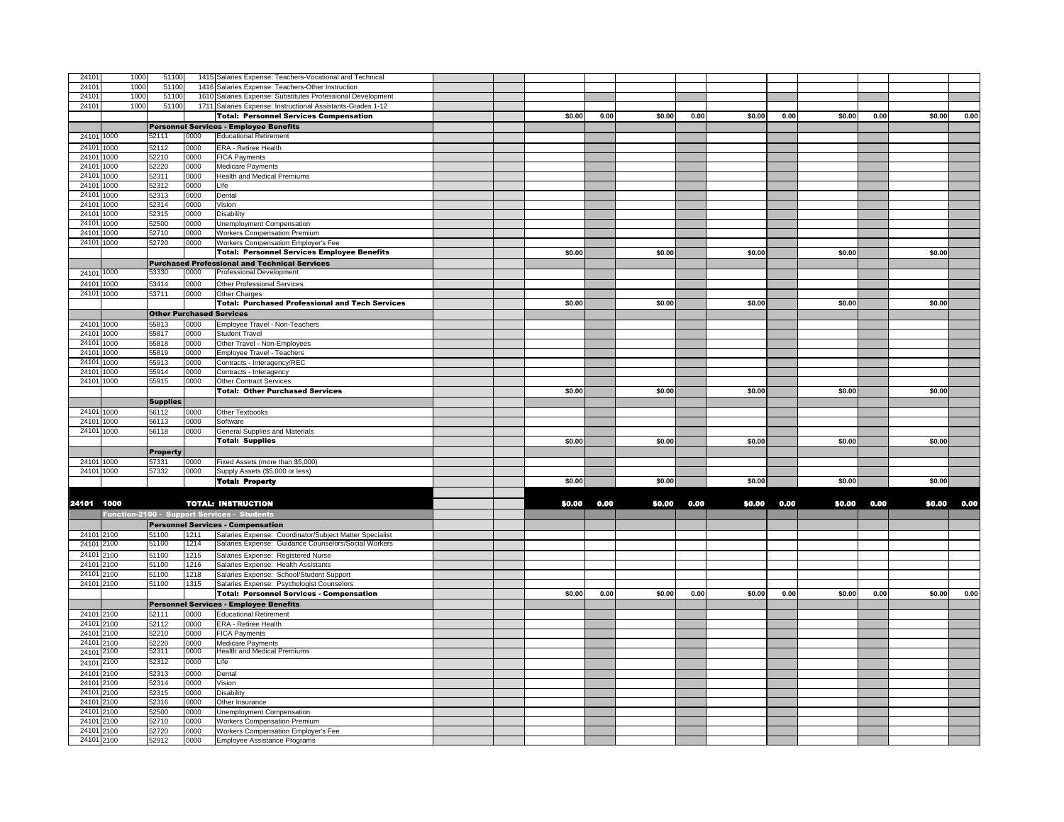| | | | | | | | | | | | | | | | | |
|---|---|---|---|---|---|---|---|---|---|---|---|---|---|---|---|---|
| 24101 | 1000 | 51100 | 1415 | Salaries Expense: Teachers-Vocational and Technical | | | | | | | | | | | | |
| 24101 | 1000 | 51100 | 1416 | Salaries Expense: Teachers-Other Instruction | | | | | | | | | | | | |
| 24101 | 1000 | 51100 | 1610 | Salaries Expense: Substitutes Professional Development | | | | | | | | | | | | |
| 24101 | 1000 | 51100 | 1711 | Salaries Expense: Instructional Assistants-Grades 1-12 | | | | | | | | | | | | |
| | | | | **Total: Personnel Services Compensation** | | | $0.00 | 0.00 | $0.00 | 0.00 | $0.00 | 0.00 | $0.00 | 0.00 | $0.00 | 0.00 |
| | | **Personnel Services - Employee Benefits** | | | | | | | | | | | | | | |
| 24101 | 1000 | 52111 | 0000 | Educational Retirement | | | | | | | | | | | | |
| 24101 | 1000 | 52112 | 0000 | ERA - Retiree Health | | | | | | | | | | | | |
| 24101 | 1000 | 52210 | 0000 | FICA Payments | | | | | | | | | | | | |
| 24101 | 1000 | 52220 | 0000 | Medicare Payments | | | | | | | | | | | | |
| 24101 | 1000 | 52311 | 0000 | Health and Medical Premiums | | | | | | | | | | | | |
| 24101 | 1000 | 52312 | 0000 | Life | | | | | | | | | | | | |
| 24101 | 1000 | 52313 | 0000 | Dental | | | | | | | | | | | | |
| 24101 | 1000 | 52314 | 0000 | Vision | | | | | | | | | | | | |
| 24101 | 1000 | 52315 | 0000 | Disability | | | | | | | | | | | | |
| 24101 | 1000 | 52500 | 0000 | Unemployment Compensation | | | | | | | | | | | | |
| 24101 | 1000 | 52710 | 0000 | Workers Compensation Premium | | | | | | | | | | | | |
| 24101 | 1000 | 52720 | 0000 | Workers Compensation Employer's Fee | | | | | | | | | | | | |
| | | | | **Total: Personnel Services Employee Benefits** | | | $0.00 | | $0.00 | | $0.00 | | $0.00 | | $0.00 | |
| | | **Purchased Professional and Technical Services** | | | | | | | | | | | | | | |
| 24101 | 1000 | 53330 | 0000 | Professional Development | | | | | | | | | | | | |
| 24101 | 1000 | 53414 | 0000 | Other Professional Services | | | | | | | | | | | | |
| 24101 | 1000 | 53711 | 0000 | Other Charges | | | | | | | | | | | | |
| | | | | **Total: Purchased Professional and Tech Services** | | | $0.00 | | $0.00 | | $0.00 | | $0.00 | | $0.00 | |
| | | **Other Purchased Services** | | | | | | | | | | | | | | |
| 24101 | 1000 | 55813 | 0000 | Employee Travel - Non-Teachers | | | | | | | | | | | | |
| 24101 | 1000 | 55817 | 0000 | Student Travel | | | | | | | | | | | | |
| 24101 | 1000 | 55818 | 0000 | Other Travel - Non-Employees | | | | | | | | | | | | |
| 24101 | 1000 | 55819 | 0000 | Employee Travel - Teachers | | | | | | | | | | | | |
| 24101 | 1000 | 55913 | 0000 | Contracts - Interagency/REC | | | | | | | | | | | | |
| 24101 | 1000 | 55914 | 0000 | Contracts - Interagency | | | | | | | | | | | | |
| 24101 | 1000 | 55915 | 0000 | Other Contract Services | | | | | | | | | | | | |
| | | | | **Total: Other Purchased Services** | | | $0.00 | | $0.00 | | $0.00 | | $0.00 | | $0.00 | |
| | | **Supplies** | | | | | | | | | | | | | | |
| 24101 | 1000 | 56112 | 0000 | Other Textbooks | | | | | | | | | | | | |
| 24101 | 1000 | 56113 | 0000 | Software | | | | | | | | | | | | |
| 24101 | 1000 | 56118 | 0000 | General Supplies and Materials | | | | | | | | | | | | |
| | | | | **Total: Supplies** | | | $0.00 | | $0.00 | | $0.00 | | $0.00 | | $0.00 | |
| | | **Property** | | | | | | | | | | | | | | |
| 24101 | 1000 | 57331 | 0000 | Fixed Assets (more than $5,000) | | | | | | | | | | | | |
| 24101 | 1000 | 57332 | 0000 | Supply Assets ($5,000 or less) | | | | | | | | | | | | |
| | | | | **Total: Property** | | | $0.00 | | $0.00 | | $0.00 | | $0.00 | | $0.00 | |
| **24101** | **1000** | | | **TOTAL: INSTRUCTION** | | | **$0.00** | **0.00** | **$0.00** | **0.00** | **$0.00** | **0.00** | **$0.00** | **0.00** | **$0.00** | **0.00** |
| | **Function-2100 - Support Services - Students** | | | | | | | | | | | | | | | |
| | | **Personnel Services - Compensation** | | | | | | | | | | | | | | |
| 24101 | 2100 | 51100 | 1211 | Salaries Expense: Coordinator/Subject Matter Specialist | | | | | | | | | | | | |
| 24101 | 2100 | 51100 | 1214 | Salaries Expense: Guidance Counselors/Social Workers | | | | | | | | | | | | |
| 24101 | 2100 | 51100 | 1215 | Salaries Expense: Registered Nurse | | | | | | | | | | | | |
| 24101 | 2100 | 51100 | 1216 | Salaries Expense: Health Assistants | | | | | | | | | | | | |
| 24101 | 2100 | 51100 | 1218 | Salaries Expense: School/Student Support | | | | | | | | | | | | |
| 24101 | 2100 | 51100 | 1315 | Salaries Expense: Psychologist Counselors | | | | | | | | | | | | |
| | | | | **Total: Personnel Services - Compensation** | | | $0.00 | 0.00 | $0.00 | 0.00 | $0.00 | 0.00 | $0.00 | 0.00 | $0.00 | 0.00 |
| | | **Personnel Services - Employee Benefits** | | | | | | | | | | | | | | |
| 24101 | 2100 | 52111 | 0000 | Educational Retirement | | | | | | | | | | | | |
| 24101 | 2100 | 52112 | 0000 | ERA - Retiree Health | | | | | | | | | | | | |
| 24101 | 2100 | 52210 | 0000 | FICA Payments | | | | | | | | | | | | |
| 24101 | 2100 | 52220 | 0000 | Medicare Payments | | | | | | | | | | | | |
| 24101 | 2100 | 52311 | 0000 | Health and Medical Premiums | | | | | | | | | | | | |
| 24101 | 2100 | 52312 | 0000 | Life | | | | | | | | | | | | |
| 24101 | 2100 | 52313 | 0000 | Dental | | | | | | | | | | | | |
| 24101 | 2100 | 52314 | 0000 | Vision | | | | | | | | | | | | |
| 24101 | 2100 | 52315 | 0000 | Disability | | | | | | | | | | | | |
| 24101 | 2100 | 52316 | 0000 | Other Insurance | | | | | | | | | | | | |
| 24101 | 2100 | 52500 | 0000 | Unemployment Compensation | | | | | | | | | | | | |
| 24101 | 2100 | 52710 | 0000 | Workers Compensation Premium | | | | | | | | | | | | |
| 24101 | 2100 | 52720 | 0000 | Workers Compensation Employer's Fee | | | | | | | | | | | | |
| 24101 | 2100 | 52912 | 0000 | Employee Assistance Programs | | | | | | | | | | | | |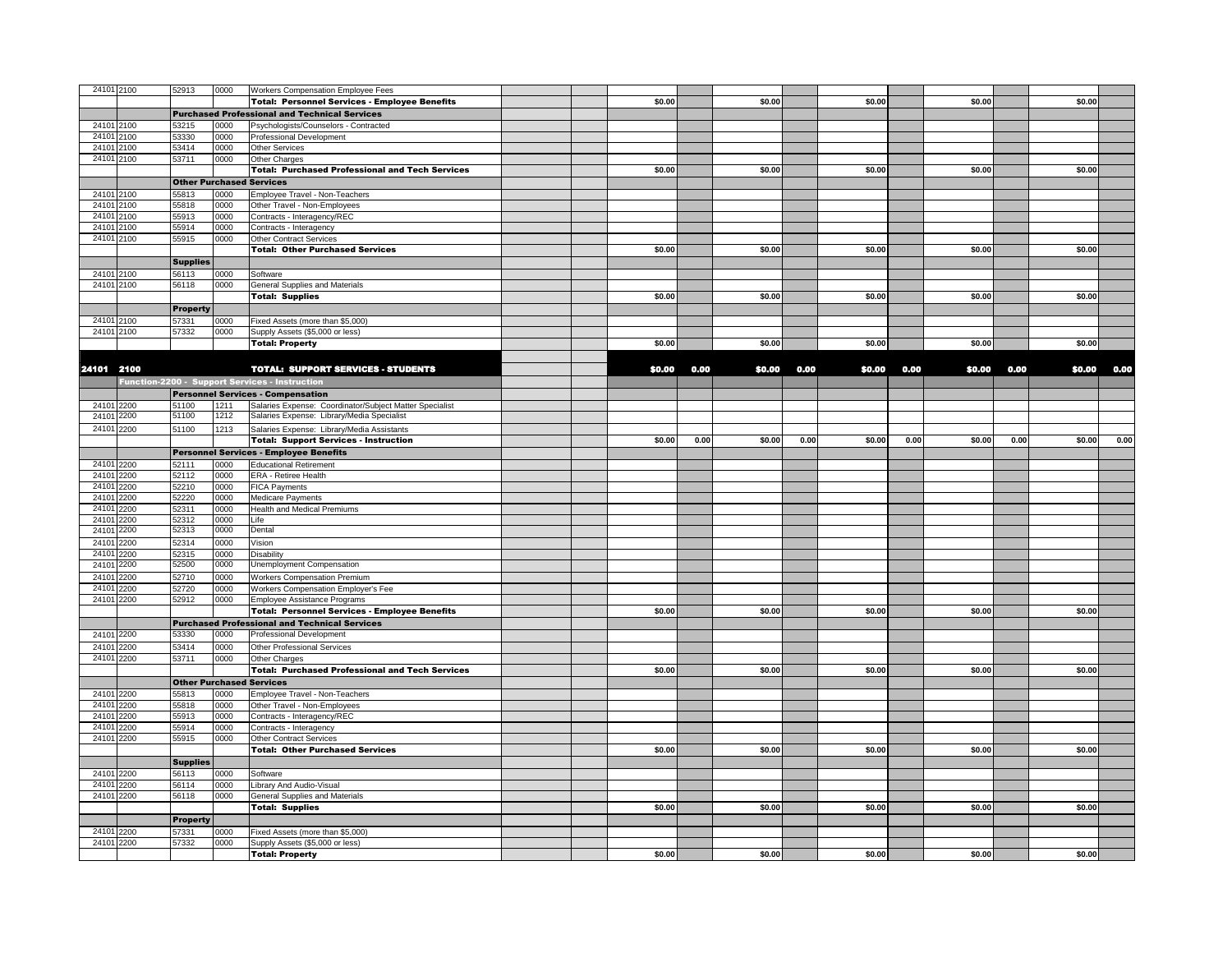| | | | | | | | | | | | | | | | | | |
|---|---|---|---|---|---|---|---|---|---|---|---|---|---|---|---|---|---|
| 24101 | 2100 | 52913 | 0000 | Workers Compensation Employee Fees | | | | | | | | | | | | | |
| | | | | **Total: Personnel Services - Employee Benefits** | | | $0.00 | | $0.00 | | $0.00 | | $0.00 | | $0.00 | | |
| | | **Purchased Professional and Technical Services** | | | | | | | | | | | | | | | |
| 24101 | 2100 | 53215 | 0000 | Psychologists/Counselors - Contracted | | | | | | | | | | | | | |
| 24101 | 2100 | 53330 | 0000 | Professional Development | | | | | | | | | | | | | |
| 24101 | 2100 | 53414 | 0000 | Other Services | | | | | | | | | | | | | |
| 24101 | 2100 | 53711 | 0000 | Other Charges | | | | | | | | | | | | | |
| | | | | **Total: Purchased Professional and Tech Services** | | | $0.00 | | $0.00 | | $0.00 | | $0.00 | | $0.00 | | |
| | | **Other Purchased Services** | | | | | | | | | | | | | | | |
| 24101 | 2100 | 55813 | 0000 | Employee Travel - Non-Teachers | | | | | | | | | | | | | |
| 24101 | 2100 | 55818 | 0000 | Other Travel - Non-Employees | | | | | | | | | | | | | |
| 24101 | 2100 | 55913 | 0000 | Contracts - Interagency/REC | | | | | | | | | | | | | |
| 24101 | 2100 | 55914 | 0000 | Contracts - Interagency | | | | | | | | | | | | | |
| 24101 | 2100 | 55915 | 0000 | Other Contract Services | | | | | | | | | | | | | |
| | | | | **Total: Other Purchased Services** | | | $0.00 | | $0.00 | | $0.00 | | $0.00 | | $0.00 | | |
| | | **Supplies** | | | | | | | | | | | | | | | |
| 24101 | 2100 | 56113 | 0000 | Software | | | | | | | | | | | | | |
| 24101 | 2100 | 56118 | 0000 | General Supplies and Materials | | | | | | | | | | | | | |
| | | | | **Total: Supplies** | | | $0.00 | | $0.00 | | $0.00 | | $0.00 | | $0.00 | | |
| | | **Property** | | | | | | | | | | | | | | | |
| 24101 | 2100 | 57331 | 0000 | Fixed Assets (more than $5,000) | | | | | | | | | | | | | |
| 24101 | 2100 | 57332 | 0000 | Supply Assets ($5,000 or less) | | | | | | | | | | | | | |
| | | | | **Total: Property** | | | $0.00 | | $0.00 | | $0.00 | | $0.00 | | $0.00 | | |
| **24101** | **2100** | | | **TOTAL: SUPPORT SERVICES - STUDENTS** | | | **$0.00** | **0.00** | **$0.00** | **0.00** | **$0.00** | **0.00** | **$0.00** | **0.00** | **$0.00** | **0.00** | |
| | **Function-2200 - Support Services - Instruction** | | | | | | | | | | | | | | | | |
| | | **Personnel Services - Compensation** | | | | | | | | | | | | | | | |
| 24101 | 2200 | 51100 | 1211 | Salaries Expense: Coordinator/Subject Matter Specialist | | | | | | | | | | | | | |
| 24101 | 2200 | 51100 | 1212 | Salaries Expense: Library/Media Specialist | | | | | | | | | | | | | |
| 24101 | 2200 | 51100 | 1213 | Salaries Expense: Library/Media Assistants | | | | | | | | | | | | | |
| | | | | **Total: Support Services - Instruction** | | | $0.00 | 0.00 | $0.00 | 0.00 | $0.00 | 0.00 | $0.00 | 0.00 | $0.00 | 0.00 | |
| | | **Personnel Services - Employee Benefits** | | | | | | | | | | | | | | | |
| 24101 | 2200 | 52111 | 0000 | Educational Retirement | | | | | | | | | | | | | |
| 24101 | 2200 | 52112 | 0000 | ERA - Retiree Health | | | | | | | | | | | | | |
| 24101 | 2200 | 52210 | 0000 | FICA Payments | | | | | | | | | | | | | |
| 24101 | 2200 | 52220 | 0000 | Medicare Payments | | | | | | | | | | | | | |
| 24101 | 2200 | 52311 | 0000 | Health and Medical Premiums | | | | | | | | | | | | | |
| 24101 | 2200 | 52312 | 0000 | Life | | | | | | | | | | | | | |
| 24101 | 2200 | 52313 | 0000 | Dental | | | | | | | | | | | | | |
| 24101 | 2200 | 52314 | 0000 | Vision | | | | | | | | | | | | | |
| 24101 | 2200 | 52315 | 0000 | Disability | | | | | | | | | | | | | |
| 24101 | 2200 | 52500 | 0000 | Unemployment Compensation | | | | | | | | | | | | | |
| 24101 | 2200 | 52710 | 0000 | Workers Compensation Premium | | | | | | | | | | | | | |
| 24101 | 2200 | 52720 | 0000 | Workers Compensation Employer's Fee | | | | | | | | | | | | | |
| 24101 | 2200 | 52912 | 0000 | Employee Assistance Programs | | | | | | | | | | | | | |
| | | | | **Total: Personnel Services - Employee Benefits** | | | $0.00 | | $0.00 | | $0.00 | | $0.00 | | $0.00 | | |
| | | **Purchased Professional and Technical Services** | | | | | | | | | | | | | | | |
| 24101 | 2200 | 53330 | 0000 | Professional Development | | | | | | | | | | | | | |
| 24101 | 2200 | 53414 | 0000 | Other Professional Services | | | | | | | | | | | | | |
| 24101 | 2200 | 53711 | 0000 | Other Charges | | | | | | | | | | | | | |
| | | | | **Total: Purchased Professional and Tech Services** | | | $0.00 | | $0.00 | | $0.00 | | $0.00 | | $0.00 | | |
| | | **Other Purchased Services** | | | | | | | | | | | | | | | |
| 24101 | 2200 | 55813 | 0000 | Employee Travel - Non-Teachers | | | | | | | | | | | | | |
| 24101 | 2200 | 55818 | 0000 | Other Travel - Non-Employees | | | | | | | | | | | | | |
| 24101 | 2200 | 55913 | 0000 | Contracts - Interagency/REC | | | | | | | | | | | | | |
| 24101 | 2200 | 55914 | 0000 | Contracts - Interagency | | | | | | | | | | | | | |
| 24101 | 2200 | 55915 | 0000 | Other Contract Services | | | | | | | | | | | | | |
| | | | | **Total: Other Purchased Services** | | | $0.00 | | $0.00 | | $0.00 | | $0.00 | | $0.00 | | |
| | | **Supplies** | | | | | | | | | | | | | | | |
| 24101 | 2200 | 56113 | 0000 | Software | | | | | | | | | | | | | |
| 24101 | 2200 | 56114 | 0000 | Library And Audio-Visual | | | | | | | | | | | | | |
| 24101 | 2200 | 56118 | 0000 | General Supplies and Materials | | | | | | | | | | | | | |
| | | | | **Total: Supplies** | | | $0.00 | | $0.00 | | $0.00 | | $0.00 | | $0.00 | | |
| | | **Property** | | | | | | | | | | | | | | | |
| 24101 | 2200 | 57331 | 0000 | Fixed Assets (more than $5,000) | | | | | | | | | | | | | |
| 24101 | 2200 | 57332 | 0000 | Supply Assets ($5,000 or less) | | | | | | | | | | | | | |
| | | | | **Total: Property** | | | $0.00 | | $0.00 | | $0.00 | | $0.00 | | $0.00 | | |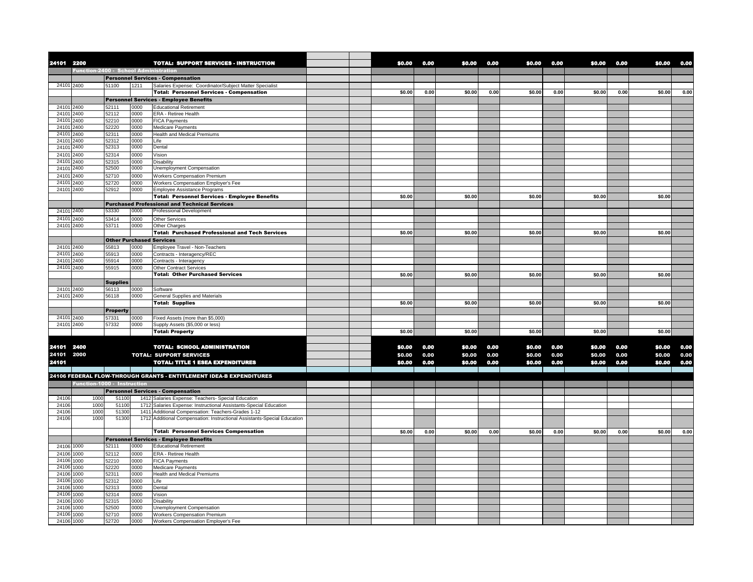| | | | | | | | | | | | | | | | | |
|---|---|---|---|---|---|---|---|---|---|---|---|---|---|---|---|---|
| **24101** | **2200** | | | **TOTAL: SUPPORT SERVICES - INSTRUCTION** | | | **$0.00** | **0.00** | **$0.00** | **0.00** | **$0.00** | **0.00** | **$0.00** | **0.00** | **$0.00** | **0.00** |
| | **Function-2400 - School Administration** | | | | | | | | | | | | | | | |
| | | **Personnel Services - Compensation** | | | | | | | | | | | | | | |
| 24101 | 2400 | 51100 | 1211 | Salaries Expense: Coordinator/Subject Matter Specialist | | | | | | | | | | | | |
| | | | | **Total: Personnel Services - Compensation** | | | $0.00 | 0.00 | $0.00 | 0.00 | $0.00 | 0.00 | $0.00 | 0.00 | $0.00 | 0.00 |
| | | **Personnel Services - Employee Benefits** | | | | | | | | | | | | | | |
| 24101 | 2400 | 52111 | 0000 | Educational Retirement | | | | | | | | | | | | |
| 24101 | 2400 | 52112 | 0000 | ERA - Retiree Health | | | | | | | | | | | | |
| 24101 | 2400 | 52210 | 0000 | FICA Payments | | | | | | | | | | | | |
| 24101 | 2400 | 52220 | 0000 | Medicare Payments | | | | | | | | | | | | |
| 24101 | 2400 | 52311 | 0000 | Health and Medical Premiums | | | | | | | | | | | | |
| 24101 | 2400 | 52312 | 0000 | Life | | | | | | | | | | | | |
| 24101 | 2400 | 52313 | 0000 | Dental | | | | | | | | | | | | |
| 24101 | 2400 | 52314 | 0000 | Vision | | | | | | | | | | | | |
| 24101 | 2400 | 52315 | 0000 | Disability | | | | | | | | | | | | |
| 24101 | 2400 | 52500 | 0000 | Unemployment Compensation | | | | | | | | | | | | |
| 24101 | 2400 | 52710 | 0000 | Workers Compensation Premium | | | | | | | | | | | | |
| 24101 | 2400 | 52720 | 0000 | Workers Compensation Employer's Fee | | | | | | | | | | | | |
| 24101 | 2400 | 52912 | 0000 | Employee Assistance Programs | | | | | | | | | | | | |
| | | | | **Total: Personnel Services - Employee Benefits** | | | $0.00 | | $0.00 | | $0.00 | | $0.00 | | $0.00 | |
| | | **Purchased Professional and Technical Services** | | | | | | | | | | | | | | |
| 24101 | 2400 | 53330 | 0000 | Professional Development | | | | | | | | | | | | |
| 24101 | 2400 | 53414 | 0000 | Other Services | | | | | | | | | | | | |
| 24101 | 2400 | 53711 | 0000 | Other Charges | | | | | | | | | | | | |
| | | | | **Total: Purchased Professional and Tech Services** | | | $0.00 | | $0.00 | | $0.00 | | $0.00 | | $0.00 | |
| | | **Other Purchased Services** | | | | | | | | | | | | | | |
| 24101 | 2400 | 55813 | 0000 | Employee Travel - Non-Teachers | | | | | | | | | | | | |
| 24101 | 2400 | 55913 | 0000 | Contracts - Interagency/REC | | | | | | | | | | | | |
| 24101 | 2400 | 55914 | 0000 | Contracts - Interagency | | | | | | | | | | | | |
| 24101 | 2400 | 55915 | 0000 | Other Contract Services | | | | | | | | | | | | |
| | | | | **Total: Other Purchased Services** | | | $0.00 | | $0.00 | | $0.00 | | $0.00 | | $0.00 | |
| | | **Supplies** | | | | | | | | | | | | | | |
| 24101 | 2400 | 56113 | 0000 | Software | | | | | | | | | | | | |
| 24101 | 2400 | 56118 | 0000 | General Supplies and Materials | | | | | | | | | | | | |
| | | | | **Total: Supplies** | | | $0.00 | | $0.00 | | $0.00 | | $0.00 | | $0.00 | |
| | | **Property** | | | | | | | | | | | | | | |
| 24101 | 2400 | 57331 | 0000 | Fixed Assets (more than $5,000) | | | | | | | | | | | | |
| 24101 | 2400 | 57332 | 0000 | Supply Assets ($5,000 or less) | | | | | | | | | | | | |
| | | | | **Total: Property** | | | $0.00 | | $0.00 | | $0.00 | | $0.00 | | $0.00 | |
| **24101** | **2400** | | | **TOTAL: SCHOOL ADMINISTRATION** | | | **$0.00** | **0.00** | **$0.00** | **0.00** | **$0.00** | **0.00** | **$0.00** | **0.00** | **$0.00** | **0.00** |
| **24101** | **2000** | | | **TOTAL: SUPPORT SERVICES** | | | **$0.00** | **0.00** | **$0.00** | **0.00** | **$0.00** | **0.00** | **$0.00** | **0.00** | **$0.00** | **0.00** |
| **24101** | | | | **TOTAL: TITLE 1 ESEA EXPENDITURES** | | | **$0.00** | **0.00** | **$0.00** | **0.00** | **$0.00** | **0.00** | **$0.00** | **0.00** | **$0.00** | **0.00** |
| **24106 FEDERAL FLOW-THROUGH GRANTS - ENTITLEMENT IDEA-B EXPENDITURES** | | | | | | | | | | | | | | | | |
| | **Function-1000 - Instruction** | | | | | | | | | | | | | | | |
| | | **Personnel Services - Compensation** | | | | | | | | | | | | | | |
| 24106 | 1000 | 51100 | 1412 | Salaries Expense: Teachers- Special Education | | | | | | | | | | | | |
| 24106 | 1000 | 51100 | 1712 | Salaries Expense: Instructional Assistants-Special Education | | | | | | | | | | | | |
| 24106 | 1000 | 51300 | 1411 | Additional Compensation: Teachers-Grades 1-12 | | | | | | | | | | | | |
| 24106 | 1000 | 51300 | 1712 | Additional Compensation: Instructional Assistants-Special Education | | | | | | | | | | | | |
| | | | | **Total: Personnel Services Compensation** | | | $0.00 | 0.00 | $0.00 | 0.00 | $0.00 | 0.00 | $0.00 | 0.00 | $0.00 | 0.00 |
| | | **Personnel Services - Employee Benefits** | | | | | | | | | | | | | | |
| 24106 | 1000 | 52111 | 0000 | Educational Retirement | | | | | | | | | | | | |
| 24106 | 1000 | 52112 | 0000 | ERA - Retiree Health | | | | | | | | | | | | |
| 24106 | 1000 | 52210 | 0000 | FICA Payments | | | | | | | | | | | | |
| 24106 | 1000 | 52220 | 0000 | Medicare Payments | | | | | | | | | | | | |
| 24106 | 1000 | 52311 | 0000 | Health and Medical Premiums | | | | | | | | | | | | |
| 24106 | 1000 | 52312 | 0000 | Life | | | | | | | | | | | | |
| 24106 | 1000 | 52313 | 0000 | Dental | | | | | | | | | | | | |
| 24106 | 1000 | 52314 | 0000 | Vision | | | | | | | | | | | | |
| 24106 | 1000 | 52315 | 0000 | Disability | | | | | | | | | | | | |
| 24106 | 1000 | 52500 | 0000 | Unemployment Compensation | | | | | | | | | | | | |
| 24106 | 1000 | 52710 | 0000 | Workers Compensation Premium | | | | | | | | | | | | |
| 24106 | 1000 | 52720 | 0000 | Workers Compensation Employer's Fee | | | | | | | | | | | | |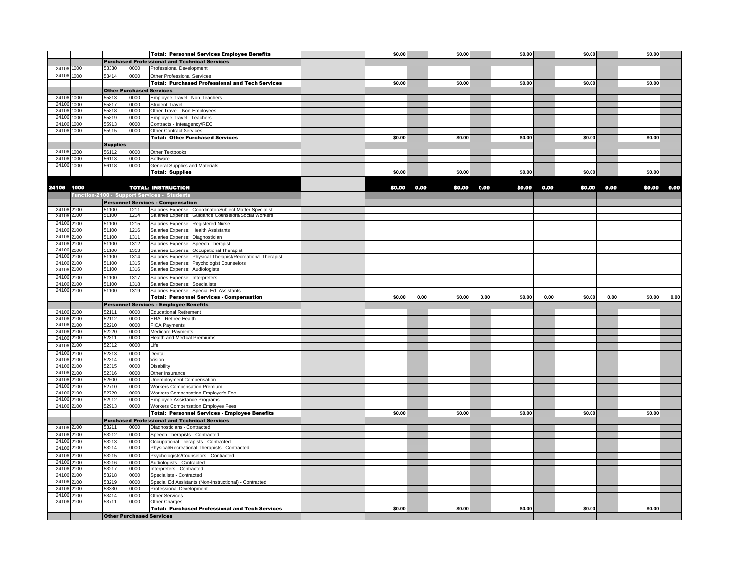| | | | | | | | | | | | | | | | | |
|---|---|---|---|---|---|---|---|---|---|---|---|---|---|---|---|---|
| | | | | **Total: Personnel Services Employee Benefits** | | | $0.00 | | $0.00 | | $0.00 | | $0.00 | | $0.00 | |
| | | **Purchased Professional and Technical Services** | | | | | | | | | | | | | | |
| 24106 | 1000 | 53330 | 0000 | Professional Development | | | | | | | | | | | | |
| 24106 | 1000 | 53414 | 0000 | Other Professional Services | | | | | | | | | | | | |
| | | | | **Total: Purchased Professional and Tech Services** | | | $0.00 | | $0.00 | | $0.00 | | $0.00 | | $0.00 | |
| | | **Other Purchased Services** | | | | | | | | | | | | | | |
| 24106 | 1000 | 55813 | 0000 | Employee Travel - Non-Teachers | | | | | | | | | | | | |
| 24106 | 1000 | 55817 | 0000 | Student Travel | | | | | | | | | | | | |
| 24106 | 1000 | 55818 | 0000 | Other Travel - Non-Employees | | | | | | | | | | | | |
| 24106 | 1000 | 55819 | 0000 | Employee Travel - Teachers | | | | | | | | | | | | |
| 24106 | 1000 | 55913 | 0000 | Contracts - Interagency/REC | | | | | | | | | | | | |
| 24106 | 1000 | 55915 | 0000 | Other Contract Services | | | | | | | | | | | | |
| | | | | **Total: Other Purchased Services** | | | $0.00 | | $0.00 | | $0.00 | | $0.00 | | $0.00 | |
| | | **Supplies** | | | | | | | | | | | | | | |
| 24106 | 1000 | 56112 | 0000 | Other Textbooks | | | | | | | | | | | | |
| 24106 | 1000 | 56113 | 0000 | Software | | | | | | | | | | | | |
| 24106 | 1000 | 56118 | 0000 | General Supplies and Materials | | | | | | | | | | | | |
| | | | | **Total: Supplies** | | | $0.00 | | $0.00 | | $0.00 | | $0.00 | | $0.00 | |
| **24106** | **1000** | | | **TOTAL: INSTRUCTION** | | | **$0.00** | **0.00** | **$0.00** | **0.00** | **$0.00** | **0.00** | **$0.00** | **0.00** | **$0.00** | **0.00** |
| | **Function-2100 - Support Services - Students** | | | | | | | | | | | | | | | |
| | | **Personnel Services - Compensation** | | | | | | | | | | | | | | |
| 24106 | 2100 | 51100 | 1211 | Salaries Expense: Coordinator/Subject Matter Specialist | | | | | | | | | | | | |
| 24106 | 2100 | 51100 | 1214 | Salaries Expense: Guidance Counselors/Social Workers | | | | | | | | | | | | |
| 24106 | 2100 | 51100 | 1215 | Salaries Expense: Registered Nurse | | | | | | | | | | | | |
| 24106 | 2100 | 51100 | 1216 | Salaries Expense: Health Assistants | | | | | | | | | | | | |
| 24106 | 2100 | 51100 | 1311 | Salaries Expense: Diagnostician | | | | | | | | | | | | |
| 24106 | 2100 | 51100 | 1312 | Salaries Expense: Speech Therapist | | | | | | | | | | | | |
| 24106 | 2100 | 51100 | 1313 | Salaries Expense: Occupational Therapist | | | | | | | | | | | | |
| 24106 | 2100 | 51100 | 1314 | Salaries Expense: Physical Therapist/Recreational Therapist | | | | | | | | | | | | |
| 24106 | 2100 | 51100 | 1315 | Salaries Expense: Psychologist Counselors | | | | | | | | | | | | |
| 24106 | 2100 | 51100 | 1316 | Salaries Expense: Audiologists | | | | | | | | | | | | |
| 24106 | 2100 | 51100 | 1317 | Salaries Expense: Interpreters | | | | | | | | | | | | |
| 24106 | 2100 | 51100 | 1318 | Salaries Expense: Specialists | | | | | | | | | | | | |
| 24106 | 2100 | 51100 | 1319 | Salaries Expense: Special Ed. Assistants | | | | | | | | | | | | |
| | | | | **Total: Personnel Services - Compensation** | | | $0.00 | 0.00 | $0.00 | 0.00 | $0.00 | 0.00 | $0.00 | 0.00 | $0.00 | 0.00 |
| | | **Personnel Services - Employee Benefits** | | | | | | | | | | | | | | |
| 24106 | 2100 | 52111 | 0000 | Educational Retirement | | | | | | | | | | | | |
| 24106 | 2100 | 52112 | 0000 | ERA - Retiree Health | | | | | | | | | | | | |
| 24106 | 2100 | 52210 | 0000 | FICA Payments | | | | | | | | | | | | |
| 24106 | 2100 | 52220 | 0000 | Medicare Payments | | | | | | | | | | | | |
| 24106 | 2100 | 52311 | 0000 | Health and Medical Premiums | | | | | | | | | | | | |
| 24106 | 2100 | 52312 | 0000 | Life | | | | | | | | | | | | |
| 24106 | 2100 | 52313 | 0000 | Dental | | | | | | | | | | | | |
| 24106 | 2100 | 52314 | 0000 | Vision | | | | | | | | | | | | |
| 24106 | 2100 | 52315 | 0000 | Disability | | | | | | | | | | | | |
| 24106 | 2100 | 52316 | 0000 | Other Insurance | | | | | | | | | | | | |
| 24106 | 2100 | 52500 | 0000 | Unemployment Compensation | | | | | | | | | | | | |
| 24106 | 2100 | 52710 | 0000 | Workers Compensation Premium | | | | | | | | | | | | |
| 24106 | 2100 | 52720 | 0000 | Workers Compensation Employer's Fee | | | | | | | | | | | | |
| 24106 | 2100 | 52912 | 0000 | Employee Assistance Programs | | | | | | | | | | | | |
| 24106 | 2100 | 52913 | 0000 | Workers Compensation Employee Fees | | | | | | | | | | | | |
| | | | | **Total: Personnel Services - Employee Benefits** | | | $0.00 | | $0.00 | | $0.00 | | $0.00 | | $0.00 | |
| | | **Purchased Professional and Technical Services** | | | | | | | | | | | | | | |
| 24106 | 2100 | 53211 | 0000 | Diagnosticians - Contracted | | | | | | | | | | | | |
| 24106 | 2100 | 53212 | 0000 | Speech Therapists - Contracted | | | | | | | | | | | | |
| 24106 | 2100 | 53213 | 0000 | Occupational Therapists - Contracted | | | | | | | | | | | | |
| 24106 | 2100 | 53214 | 0000 | Physical/Recreational Therapists - Contracted | | | | | | | | | | | | |
| 24106 | 2100 | 53215 | 0000 | Psychologists/Counselors - Contracted | | | | | | | | | | | | |
| 24106 | 2100 | 53216 | 0000 | Audiologists - Contracted | | | | | | | | | | | | |
| 24106 | 2100 | 53217 | 0000 | Interpreters - Contracted | | | | | | | | | | | | |
| 24106 | 2100 | 53218 | 0000 | Specialists - Contracted | | | | | | | | | | | | |
| 24106 | 2100 | 53219 | 0000 | Special Ed Assistants (Non-Instructional) - Contracted | | | | | | | | | | | | |
| 24106 | 2100 | 53330 | 0000 | Professional Development | | | | | | | | | | | | |
| 24106 | 2100 | 53414 | 0000 | Other Services | | | | | | | | | | | | |
| 24106 | 2100 | 53711 | 0000 | Other Charges | | | | | | | | | | | | |
| | | | | **Total: Purchased Professional and Tech Services** | | | $0.00 | | $0.00 | | $0.00 | | $0.00 | | $0.00 | |
| | | **Other Purchased Services** | | | | | | | | | | | | | | |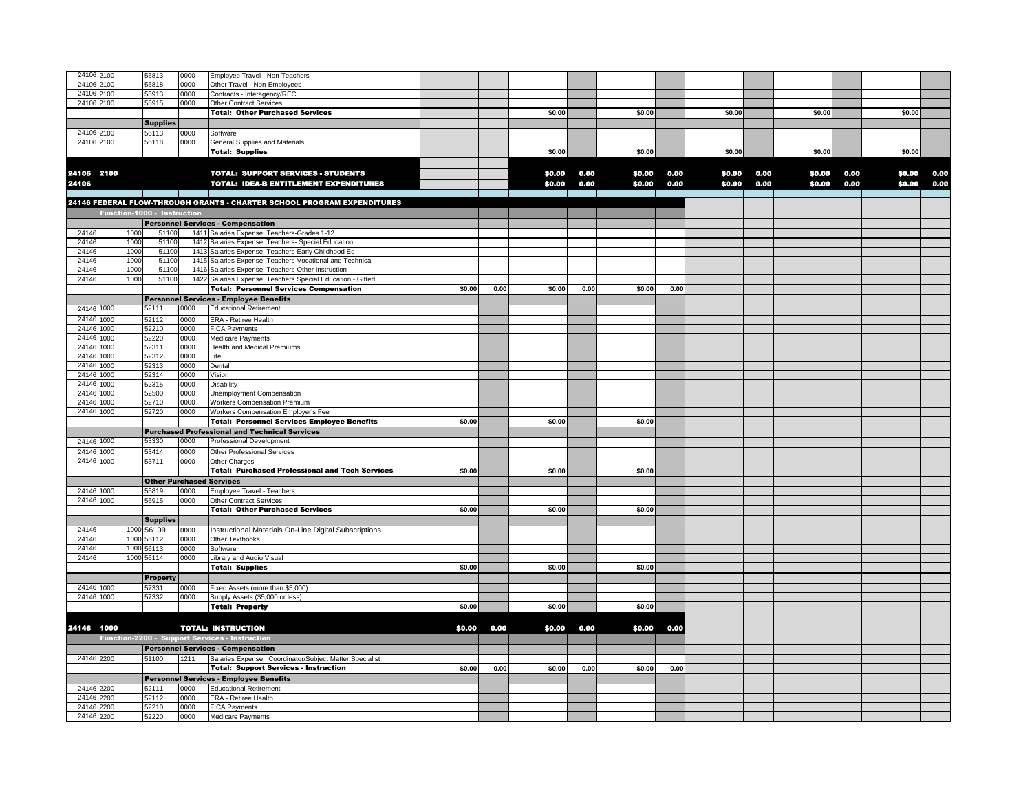| Fund | Function | Object | Sub | Description | | | | | | | | | | | | |
|---|---|---|---|---|---|---|---|---|---|---|---|---|---|---|---|---|
| 24106 | 2100 | 55813 | 0000 | Employee Travel - Non-Teachers | | | | | | | | | | | | |
| 24106 | 2100 | 55818 | 0000 | Other Travel - Non-Employees | | | | | | | | | | | | |
| 24106 | 2100 | 55913 | 0000 | Contracts - Interagency/REC | | | | | | | | | | | | |
| 24106 | 2100 | 55915 | 0000 | Other Contract Services | | | | | | | | | | | | |
| | | | | **Total: Other Purchased Services** | | | $0.00 | | $0.00 | | $0.00 | | $0.00 | | $0.00 | |
| | | **Supplies** | | | | | | | | | | | | | | |
| 24106 | 2100 | 56113 | 0000 | Software | | | | | | | | | | | | |
| 24106 | 2100 | 56118 | 0000 | General Supplies and Materials | | | | | | | | | | | | |
| | | | | **Total: Supplies** | | | $0.00 | | $0.00 | | $0.00 | | $0.00 | | $0.00 | |
| **24106** | **2100** | | | **TOTAL: SUPPORT SERVICES - STUDENTS** | | | **$0.00** | **0.00** | **$0.00** | **0.00** | **$0.00** | **0.00** | **$0.00** | **0.00** | **$0.00** | **0.00** |
| **24106** | | | | **TOTAL: IDEA-B ENTITLEMENT EXPENDITURES** | | | **$0.00** | **0.00** | **$0.00** | **0.00** | **$0.00** | **0.00** | **$0.00** | **0.00** | **$0.00** | **0.00** |
| **24146 FEDERAL FLOW-THROUGH GRANTS - CHARTER SCHOOL PROGRAM EXPENDITURES** | | | | | | | | | | | | | | | | |
| **Function-1000 - Instruction** | | | | | | | | | | | | | | | | |
| | | **Personnel Services - Compensation** | | | | | | | | | | | | | | |
| 24146 | 1000 | 51100 | 1411 | Salaries Expense: Teachers-Grades 1-12 | | | | | | | | | | | | |
| 24146 | 1000 | 51100 | 1412 | Salaries Expense: Teachers- Special Education | | | | | | | | | | | | |
| 24146 | 1000 | 51100 | 1413 | Salaries Expense: Teachers-Early Childhood Ed | | | | | | | | | | | | |
| 24146 | 1000 | 51100 | 1415 | Salaries Expense: Teachers-Vocational and Technical | | | | | | | | | | | | |
| 24146 | 1000 | 51100 | 1416 | Salaries Expense: Teachers-Other Instruction | | | | | | | | | | | | |
| 24146 | 1000 | 51100 | 1422 | Salaries Expense: Teachers Special Education - Gifted | | | | | | | | | | | | |
| | | | | **Total: Personnel Services Compensation** | $0.00 | 0.00 | $0.00 | 0.00 | $0.00 | 0.00 | | | | | | |
| | | **Personnel Services - Employee Benefits** | | | | | | | | | | | | | | |
| 24146 | 1000 | 52111 | 0000 | Educational Retirement | | | | | | | | | | | | |
| 24146 | 1000 | 52112 | 0000 | ERA - Retiree Health | | | | | | | | | | | | |
| 24146 | 1000 | 52210 | 0000 | FICA Payments | | | | | | | | | | | | |
| 24146 | 1000 | 52220 | 0000 | Medicare Payments | | | | | | | | | | | | |
| 24146 | 1000 | 52311 | 0000 | Health and Medical Premiums | | | | | | | | | | | | |
| 24146 | 1000 | 52312 | 0000 | Life | | | | | | | | | | | | |
| 24146 | 1000 | 52313 | 0000 | Dental | | | | | | | | | | | | |
| 24146 | 1000 | 52314 | 0000 | Vision | | | | | | | | | | | | |
| 24146 | 1000 | 52315 | 0000 | Disability | | | | | | | | | | | | |
| 24146 | 1000 | 52500 | 0000 | Unemployment Compensation | | | | | | | | | | | | |
| 24146 | 1000 | 52710 | 0000 | Workers Compensation Premium | | | | | | | | | | | | |
| 24146 | 1000 | 52720 | 0000 | Workers Compensation Employer's Fee | | | | | | | | | | | | |
| | | | | **Total: Personnel Services Employee Benefits** | $0.00 | | $0.00 | | $0.00 | | | | | | | |
| | | **Purchased Professional and Technical Services** | | | | | | | | | | | | | | |
| 24146 | 1000 | 53330 | 0000 | Professional Development | | | | | | | | | | | | |
| 24146 | 1000 | 53414 | 0000 | Other Professional Services | | | | | | | | | | | | |
| 24146 | 1000 | 53711 | 0000 | Other Charges | | | | | | | | | | | | |
| | | | | **Total: Purchased Professional and Tech Services** | $0.00 | | $0.00 | | $0.00 | | | | | | | |
| | | **Other Purchased Services** | | | | | | | | | | | | | | |
| 24146 | 1000 | 55819 | 0000 | Employee Travel - Teachers | | | | | | | | | | | | |
| 24146 | 1000 | 55915 | 0000 | Other Contract Services | | | | | | | | | | | | |
| | | | | **Total: Other Purchased Services** | $0.00 | | $0.00 | | $0.00 | | | | | | | |
| | | **Supplies** | | | | | | | | | | | | | | |
| 24146 | 1000 | 56109 | 0000 | Instructional Materials On-Line Digital Subscriptions | | | | | | | | | | | | |
| 24146 | 1000 | 56112 | 0000 | Other Textbooks | | | | | | | | | | | | |
| 24146 | 1000 | 56113 | 0000 | Software | | | | | | | | | | | | |
| 24146 | 1000 | 56114 | 0000 | Library and Audio Visual | | | | | | | | | | | | |
| | | | | **Total: Supplies** | $0.00 | | $0.00 | | $0.00 | | | | | | | |
| | | **Property** | | | | | | | | | | | | | | |
| 24146 | 1000 | 57331 | 0000 | Fixed Assets (more than $5,000) | | | | | | | | | | | | |
| 24146 | 1000 | 57332 | 0000 | Supply Assets ($5,000 or less) | | | | | | | | | | | | |
| | | | | **Total: Property** | $0.00 | | $0.00 | | $0.00 | | | | | | | |
| **24146** | **1000** | | | **TOTAL: INSTRUCTION** | **$0.00** | **0.00** | **$0.00** | **0.00** | **$0.00** | **0.00** | | | | | | |
| **Function-2200 - Support Services - Instruction** | | | | | | | | | | | | | | | | |
| | | **Personnel Services - Compensation** | | | | | | | | | | | | | | |
| 24146 | 2200 | 51100 | 1211 | Salaries Expense: Coordinator/Subject Matter Specialist | | | | | | | | | | | | |
| | | | | **Total: Support Services - Instruction** | $0.00 | 0.00 | $0.00 | 0.00 | $0.00 | 0.00 | | | | | | |
| | | **Personnel Services - Employee Benefits** | | | | | | | | | | | | | | |
| 24146 | 2200 | 52111 | 0000 | Educational Retirement | | | | | | | | | | | | |
| 24146 | 2200 | 52112 | 0000 | ERA - Retiree Health | | | | | | | | | | | | |
| 24146 | 2200 | 52210 | 0000 | FICA Payments | | | | | | | | | | | | |
| 24146 | 2200 | 52220 | 0000 | Medicare Payments | | | | | | | | | | | | |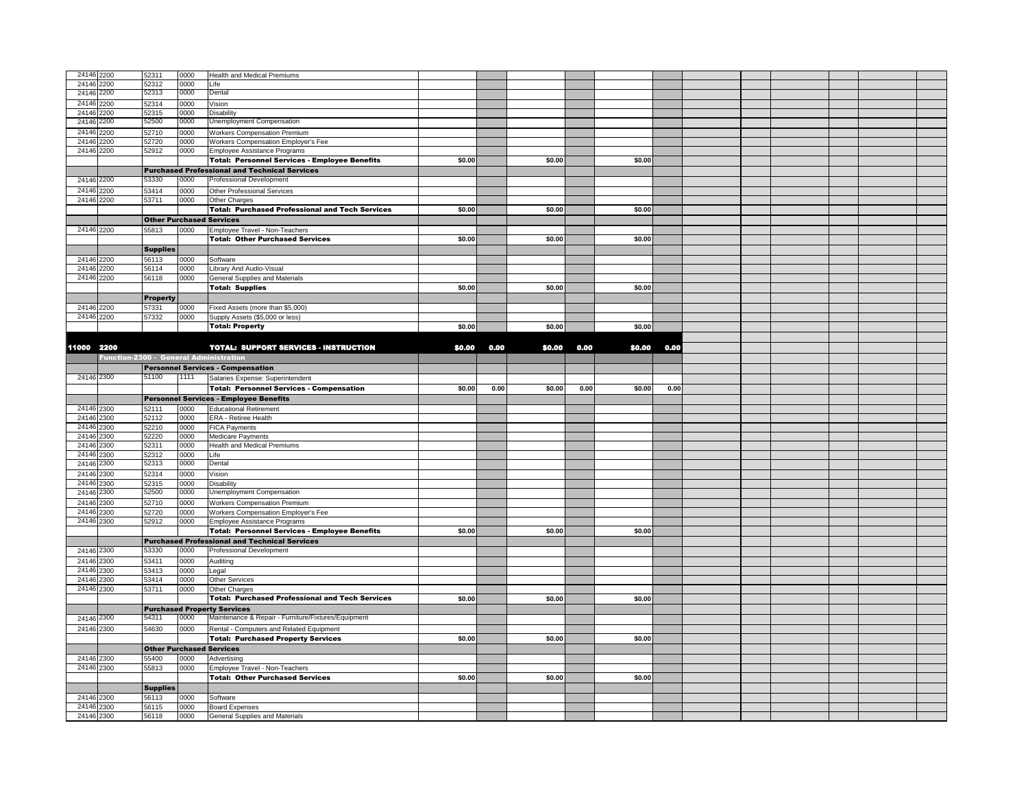| | | | | | | | | | | | | | | | | | |
|---|---|---|---|---|---|---|---|---|---|---|---|---|---|---|---|---|---|
| 24146 | 2200 | 52311 | 0000 | Health and Medical Premiums | | | | | | | | | | | | | |
| 24146 | 2200 | 52312 | 0000 | Life | | | | | | | | | | | | | |
| 24146 | 2200 | 52313 | 0000 | Dental | | | | | | | | | | | | | |
| 24146 | 2200 | 52314 | 0000 | Vision | | | | | | | | | | | | | |
| 24146 | 2200 | 52315 | 0000 | Disability | | | | | | | | | | | | | |
| 24146 | 2200 | 52500 | 0000 | Unemployment Compensation | | | | | | | | | | | | | |
| 24146 | 2200 | 52710 | 0000 | Workers Compensation Premium | | | | | | | | | | | | | |
| 24146 | 2200 | 52720 | 0000 | Workers Compensation Employer's Fee | | | | | | | | | | | | | |
| 24146 | 2200 | 52912 | 0000 | Employee Assistance Programs | | | | | | | | | | | | | |
| | | | | **Total: Personnel Services - Employee Benefits** | $0.00 | | $0.00 | | $0.00 | | | | | | | | |
| | | **Purchased Professional and Technical Services** | | | | | | | | | | | | | | | |
| 24146 | 2200 | 53330 | 0000 | Professional Development | | | | | | | | | | | | | |
| 24146 | 2200 | 53414 | 0000 | Other Professional Services | | | | | | | | | | | | | |
| 24146 | 2200 | 53711 | 0000 | Other Charges | | | | | | | | | | | | | |
| | | | | **Total: Purchased Professional and Tech Services** | $0.00 | | $0.00 | | $0.00 | | | | | | | | |
| | | **Other Purchased Services** | | | | | | | | | | | | | | | |
| 24146 | 2200 | 55813 | 0000 | Employee Travel - Non-Teachers | | | | | | | | | | | | | |
| | | | | **Total: Other Purchased Services** | $0.00 | | $0.00 | | $0.00 | | | | | | | | |
| | | **Supplies** | | | | | | | | | | | | | | | |
| 24146 | 2200 | 56113 | 0000 | Software | | | | | | | | | | | | | |
| 24146 | 2200 | 56114 | 0000 | Library And Audio-Visual | | | | | | | | | | | | | |
| 24146 | 2200 | 56118 | 0000 | General Supplies and Materials | | | | | | | | | | | | | |
| | | | | **Total: Supplies** | $0.00 | | $0.00 | | $0.00 | | | | | | | | |
| | | **Property** | | | | | | | | | | | | | | | |
| 24146 | 2200 | 57331 | 0000 | Fixed Assets (more than $5,000) | | | | | | | | | | | | | |
| 24146 | 2200 | 57332 | 0000 | Supply Assets ($5,000 or less) | | | | | | | | | | | | | |
| | | | | **Total: Property** | $0.00 | | $0.00 | | $0.00 | | | | | | | | |
| **11000** | **2200** | | | **TOTAL: SUPPORT SERVICES - INSTRUCTION** | **$0.00** | **0.00** | **$0.00** | **0.00** | **$0.00** | **0.00** | | | | | | | |
| | **Function-2300 - General Administration** | | | | | | | | | | | | | | | | |
| | | **Personnel Services - Compensation** | | | | | | | | | | | | | | | |
| 24146 | 2300 | 51100 | 1111 | Salaries Expense: Superintendent | | | | | | | | | | | | | |
| | | | | **Total: Personnel Services - Compensation** | $0.00 | 0.00 | $0.00 | 0.00 | $0.00 | 0.00 | | | | | | | |
| | | **Personnel Services - Employee Benefits** | | | | | | | | | | | | | | | |
| 24146 | 2300 | 52111 | 0000 | Educational Retirement | | | | | | | | | | | | | |
| 24146 | 2300 | 52112 | 0000 | ERA - Retiree Health | | | | | | | | | | | | | |
| 24146 | 2300 | 52210 | 0000 | FICA Payments | | | | | | | | | | | | | |
| 24146 | 2300 | 52220 | 0000 | Medicare Payments | | | | | | | | | | | | | |
| 24146 | 2300 | 52311 | 0000 | Health and Medical Premiums | | | | | | | | | | | | | |
| 24146 | 2300 | 52312 | 0000 | Life | | | | | | | | | | | | | |
| 24146 | 2300 | 52313 | 0000 | Dental | | | | | | | | | | | | | |
| 24146 | 2300 | 52314 | 0000 | Vision | | | | | | | | | | | | | |
| 24146 | 2300 | 52315 | 0000 | Disability | | | | | | | | | | | | | |
| 24146 | 2300 | 52500 | 0000 | Unemployment Compensation | | | | | | | | | | | | | |
| 24146 | 2300 | 52710 | 0000 | Workers Compensation Premium | | | | | | | | | | | | | |
| 24146 | 2300 | 52720 | 0000 | Workers Compensation Employer's Fee | | | | | | | | | | | | | |
| 24146 | 2300 | 52912 | 0000 | Employee Assistance Programs | | | | | | | | | | | | | |
| | | | | **Total: Personnel Services - Employee Benefits** | $0.00 | | $0.00 | | $0.00 | | | | | | | | |
| | | **Purchased Professional and Technical Services** | | | | | | | | | | | | | | | |
| 24146 | 2300 | 53330 | 0000 | Professional Development | | | | | | | | | | | | | |
| 24146 | 2300 | 53411 | 0000 | Auditing | | | | | | | | | | | | | |
| 24146 | 2300 | 53413 | 0000 | Legal | | | | | | | | | | | | | |
| 24146 | 2300 | 53414 | 0000 | Other Services | | | | | | | | | | | | | |
| 24146 | 2300 | 53711 | 0000 | Other Charges | | | | | | | | | | | | | |
| | | | | **Total: Purchased Professional and Tech Services** | $0.00 | | $0.00 | | $0.00 | | | | | | | | |
| | | **Purchased Property Services** | | | | | | | | | | | | | | | |
| 24146 | 2300 | 54311 | 0000 | Maintenance & Repair - Furniture/Fixtures/Equipment | | | | | | | | | | | | | |
| 24146 | 2300 | 54630 | 0000 | Rental - Computers and Related Equipment | | | | | | | | | | | | | |
| | | | | **Total: Purchased Property Services** | $0.00 | | $0.00 | | $0.00 | | | | | | | | |
| | | **Other Purchased Services** | | | | | | | | | | | | | | | |
| 24146 | 2300 | 55400 | 0000 | Advertising | | | | | | | | | | | | | |
| 24146 | 2300 | 55813 | 0000 | Employee Travel - Non-Teachers | | | | | | | | | | | | | |
| | | | | **Total: Other Purchased Services** | $0.00 | | $0.00 | | $0.00 | | | | | | | | |
| | | **Supplies** | | | | | | | | | | | | | | | |
| 24146 | 2300 | 56113 | 0000 | Software | | | | | | | | | | | | | |
| 24146 | 2300 | 56115 | 0000 | Board Expenses | | | | | | | | | | | | | |
| 24146 | 2300 | 56118 | 0000 | General Supplies and Materials | | | | | | | | | | | | | |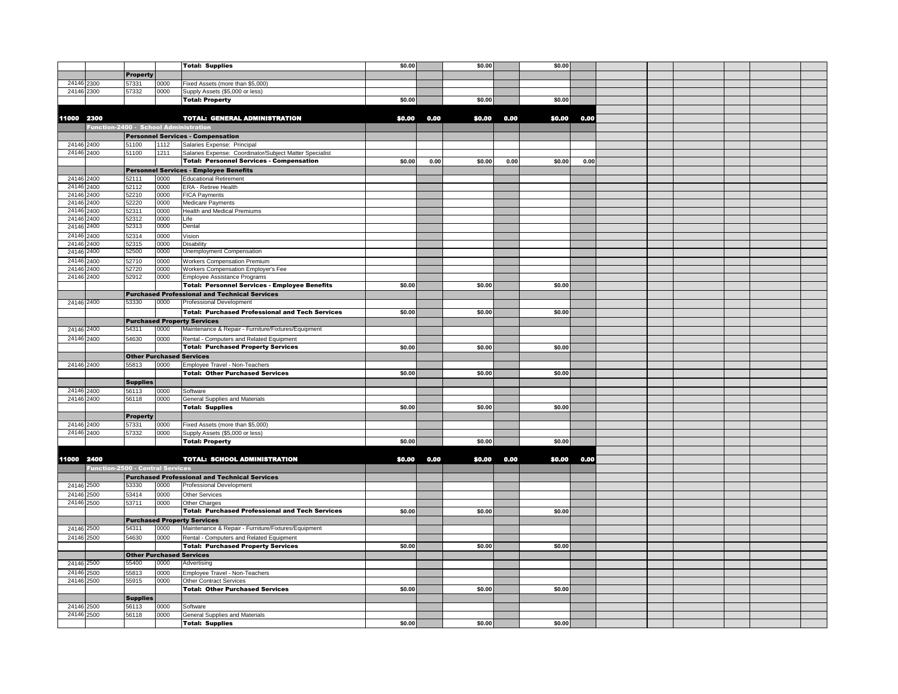| | | | | | | | | | | | | | | | | | | |
|---|---|---|---|---|---|---|---|---|---|---|---|---|---|---|---|---|---|---|
| | | | | **Total: Supplies** | $0.00 | | $0.00 | | $0.00 | | | | | | | | | |
| | | **Property** | | | | | | | | | | | | | | | | |
| 24146 | 2300 | 57331 | 0000 | Fixed Assets (more than $5,000) | | | | | | | | | | | | | | |
| 24146 | 2300 | 57332 | 0000 | Supply Assets ($5,000 or less) | | | | | | | | | | | | | | |
| | | | | **Total: Property** | $0.00 | | $0.00 | | $0.00 | | | | | | | | | |
| **11000** | **2300** | | | **TOTAL: GENERAL ADMINISTRATION** | **$0.00** | **0.00** | **$0.00** | **0.00** | **$0.00** | **0.00** | | | | | | | | |
| **Function-2400 - School Administration** | | | | | | | | | | | | | | | | | | |
| | | **Personnel Services - Compensation** | | | | | | | | | | | | | | | | |
| 24146 | 2400 | 51100 | 1112 | Salaries Expense: Principal | | | | | | | | | | | | | | |
| 24146 | 2400 | 51100 | 1211 | Salaries Expense: Coordinator/Subject Matter Specialist | | | | | | | | | | | | | | |
| | | | | **Total: Personnel Services - Compensation** | $0.00 | 0.00 | $0.00 | 0.00 | $0.00 | 0.00 | | | | | | | | |
| | | **Personnel Services - Employee Benefits** | | | | | | | | | | | | | | | | |
| 24146 | 2400 | 52111 | 0000 | Educational Retirement | | | | | | | | | | | | | | |
| 24146 | 2400 | 52112 | 0000 | ERA - Retiree Health | | | | | | | | | | | | | | |
| 24146 | 2400 | 52210 | 0000 | FICA Payments | | | | | | | | | | | | | | |
| 24146 | 2400 | 52220 | 0000 | Medicare Payments | | | | | | | | | | | | | | |
| 24146 | 2400 | 52311 | 0000 | Health and Medical Premiums | | | | | | | | | | | | | | |
| 24146 | 2400 | 52312 | 0000 | Life | | | | | | | | | | | | | | |
| 24146 | 2400 | 52313 | 0000 | Dental | | | | | | | | | | | | | | |
| 24146 | 2400 | 52314 | 0000 | Vision | | | | | | | | | | | | | | |
| 24146 | 2400 | 52315 | 0000 | Disability | | | | | | | | | | | | | | |
| 24146 | 2400 | 52500 | 0000 | Unemployment Compensation | | | | | | | | | | | | | | |
| 24146 | 2400 | 52710 | 0000 | Workers Compensation Premium | | | | | | | | | | | | | | |
| 24146 | 2400 | 52720 | 0000 | Workers Compensation Employer's Fee | | | | | | | | | | | | | | |
| 24146 | 2400 | 52912 | 0000 | Employee Assistance Programs | | | | | | | | | | | | | | |
| | | | | **Total: Personnel Services - Employee Benefits** | $0.00 | | $0.00 | | $0.00 | | | | | | | | | |
| | | **Purchased Professional and Technical Services** | | | | | | | | | | | | | | | | |
| 24146 | 2400 | 53330 | 0000 | Professional Development | | | | | | | | | | | | | | |
| | | | | **Total: Purchased Professional and Tech Services** | $0.00 | | $0.00 | | $0.00 | | | | | | | | | |
| | | **Purchased Property Services** | | | | | | | | | | | | | | | | |
| 24146 | 2400 | 54311 | 0000 | Maintenance & Repair - Furniture/Fixtures/Equipment | | | | | | | | | | | | | | |
| 24146 | 2400 | 54630 | 0000 | Rental - Computers and Related Equipment | | | | | | | | | | | | | | |
| | | | | **Total: Purchased Property Services** | $0.00 | | $0.00 | | $0.00 | | | | | | | | | |
| | | **Other Purchased Services** | | | | | | | | | | | | | | | | |
| 24146 | 2400 | 55813 | 0000 | Employee Travel - Non-Teachers | | | | | | | | | | | | | | |
| | | | | **Total: Other Purchased Services** | $0.00 | | $0.00 | | $0.00 | | | | | | | | | |
| | | **Supplies** | | | | | | | | | | | | | | | | |
| 24146 | 2400 | 56113 | 0000 | Software | | | | | | | | | | | | | | |
| 24146 | 2400 | 56118 | 0000 | General Supplies and Materials | | | | | | | | | | | | | | |
| | | | | **Total: Supplies** | $0.00 | | $0.00 | | $0.00 | | | | | | | | | |
| | | **Property** | | | | | | | | | | | | | | | | |
| 24146 | 2400 | 57331 | 0000 | Fixed Assets (more than $5,000) | | | | | | | | | | | | | | |
| 24146 | 2400 | 57332 | 0000 | Supply Assets ($5,000 or less) | | | | | | | | | | | | | | |
| | | | | **Total: Property** | $0.00 | | $0.00 | | $0.00 | | | | | | | | | |
| **11000** | **2400** | | | **TOTAL: SCHOOL ADMINISTRATION** | **$0.00** | **0.00** | **$0.00** | **0.00** | **$0.00** | **0.00** | | | | | | | | |
| **Function-2500 - Central Services** | | | | | | | | | | | | | | | | | | |
| | | **Purchased Professional and Technical Services** | | | | | | | | | | | | | | | | |
| 24146 | 2500 | 53330 | 0000 | Professional Development | | | | | | | | | | | | | | |
| 24146 | 2500 | 53414 | 0000 | Other Services | | | | | | | | | | | | | | |
| 24146 | 2500 | 53711 | 0000 | Other Charges | | | | | | | | | | | | | | |
| | | | | **Total: Purchased Professional and Tech Services** | $0.00 | | $0.00 | | $0.00 | | | | | | | | | |
| | | **Purchased Property Services** | | | | | | | | | | | | | | | | |
| 24146 | 2500 | 54311 | 0000 | Maintenance & Repair - Furniture/Fixtures/Equipment | | | | | | | | | | | | | | |
| 24146 | 2500 | 54630 | 0000 | Rental - Computers and Related Equipment | | | | | | | | | | | | | | |
| | | | | **Total: Purchased Property Services** | $0.00 | | $0.00 | | $0.00 | | | | | | | | | |
| | | **Other Purchased Services** | | | | | | | | | | | | | | | | |
| 24146 | 2500 | 55400 | 0000 | Advertising | | | | | | | | | | | | | | |
| 24146 | 2500 | 55813 | 0000 | Employee Travel - Non-Teachers | | | | | | | | | | | | | | |
| 24146 | 2500 | 55915 | 0000 | Other Contract Services | | | | | | | | | | | | | | |
| | | | | **Total: Other Purchased Services** | $0.00 | | $0.00 | | $0.00 | | | | | | | | | |
| | | **Supplies** | | | | | | | | | | | | | | | | |
| 24146 | 2500 | 56113 | 0000 | Software | | | | | | | | | | | | | | |
| 24146 | 2500 | 56118 | 0000 | General Supplies and Materials | | | | | | | | | | | | | | |
| | | | | **Total: Supplies** | $0.00 | | $0.00 | | $0.00 | | | | | | | | | |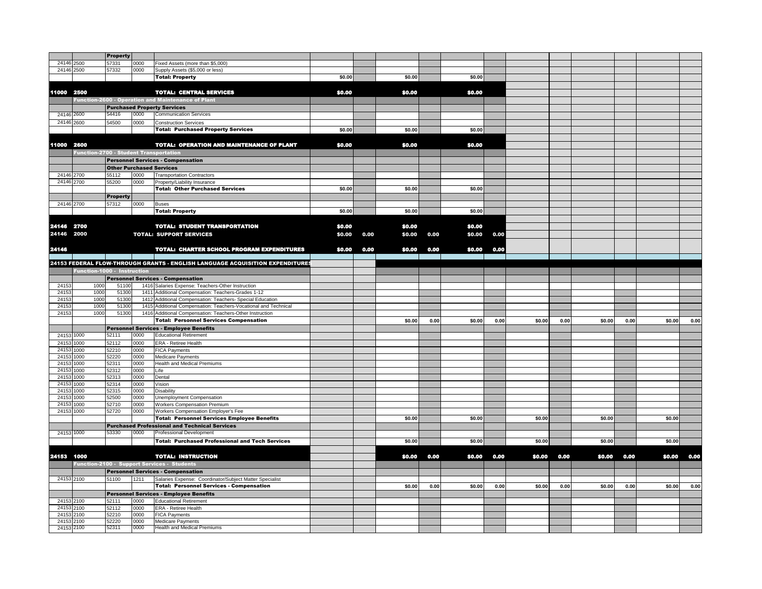| | | | | | | | | | | | | | | | | | | |
|---|---|---|---|---|---|---|---|---|---|---|---|---|---|---|---|---|---|---|
| | | **Property** | | | | | | | | | | | | | | | | |
| 24146 | 2500 | 57331 | 0000 | Fixed Assets (more than $5,000) | | | | | | | | | | | | | | |
| 24146 | 2500 | 57332 | 0000 | Supply Assets ($5,000 or less) | | | | | | | | | | | | | | |
| | | | | **Total: Property** | $0.00 | | $0.00 | | $0.00 | | | | | | | | | |
| **11000** | **2500** | | | **TOTAL: CENTRAL SERVICES** | **$0.00** | | **$0.00** | | **$0.00** | | | | | | | | | |
| | **Function-2600 - Operation and Maintenance of Plant** | | | | | | | | | | | | | | | | | |
| | | **Purchased Property Services** | | | | | | | | | | | | | | | | |
| 24146 | 2600 | 54416 | 0000 | Communication Services | | | | | | | | | | | | | | |
| 24146 | 2600 | 54500 | 0000 | Construction Services | | | | | | | | | | | | | | |
| | | | | **Total: Purchased Property Services** | $0.00 | | $0.00 | | $0.00 | | | | | | | | | |
| **11000** | **2600** | | | **TOTAL: OPERATION AND MAINTENANCE OF PLANT** | **$0.00** | | **$0.00** | | **$0.00** | | | | | | | | | |
| | **Function-2700 - Student Transportation** | | | | | | | | | | | | | | | | | |
| | | **Personnel Services - Compensation** | | | | | | | | | | | | | | | | |
| | | **Other Purchased Services** | | | | | | | | | | | | | | | | |
| 24146 | 2700 | 55112 | 0000 | Transportation Contractors | | | | | | | | | | | | | | |
| 24146 | 2700 | 55200 | 0000 | Property/Liability Insurance | | | | | | | | | | | | | | |
| | | | | **Total: Other Purchased Services** | $0.00 | | $0.00 | | $0.00 | | | | | | | | | |
| | | **Property** | | | | | | | | | | | | | | | | |
| 24146 | 2700 | 57312 | 0000 | Buses | | | | | | | | | | | | | | |
| | | | | **Total: Property** | $0.00 | | $0.00 | | $0.00 | | | | | | | | | |
| **24146** | **2700** | | | **TOTAL: STUDENT TRANSPORTATION** | **$0.00** | | **$0.00** | | **$0.00** | | | | | | | | | |
| **24146** | **2000** | | | **TOTAL: SUPPORT SERVICES** | **$0.00** | **0.00** | **$0.00** | **0.00** | **$0.00** | **0.00** | | | | | | | | |
| **24146** | | | | **TOTAL: CHARTER SCHOOL PROGRAM EXPENDITURES** | **$0.00** | **0.00** | **$0.00** | **0.00** | **$0.00** | **0.00** | | | | | | | | |
| **24153 FEDERAL FLOW-THROUGH GRANTS - ENGLISH LANGUAGE ACQUISITION EXPENDITURES** | | | | | | | | | | | | | | | | | | |
| | **Function-1000 - Instruction** | | | | | | | | | | | | | | | | | |
| | | **Personnel Services - Compensation** | | | | | | | | | | | | | | | | |
| 24153 | 1000 | 51100 | 1416 | Salaries Expense: Teachers-Other Instruction | | | | | | | | | | | | | | |
| 24153 | 1000 | 51300 | 1411 | Additional Compensation: Teachers-Grades 1-12 | | | | | | | | | | | | | | |
| 24153 | 1000 | 51300 | 1412 | Additional Compensation: Teachers- Special Education | | | | | | | | | | | | | | |
| 24153 | 1000 | 51300 | 1415 | Additional Compensation: Teachers-Vocational and Technical | | | | | | | | | | | | | | |
| 24153 | 1000 | 51300 | 1416 | Additional Compensation: Teachers-Other Instruction | | | | | | | | | | | | | | |
| | | | | **Total: Personnel Services Compensation** | | | $0.00 | 0.00 | $0.00 | 0.00 | $0.00 | 0.00 | $0.00 | 0.00 | $0.00 | 0.00 | | |
| | | **Personnel Services - Employee Benefits** | | | | | | | | | | | | | | | | |
| 24153 | 1000 | 52111 | 0000 | Educational Retirement | | | | | | | | | | | | | | |
| 24153 | 1000 | 52112 | 0000 | ERA - Retiree Health | | | | | | | | | | | | | | |
| 24153 | 1000 | 52210 | 0000 | FICA Payments | | | | | | | | | | | | | | |
| 24153 | 1000 | 52220 | 0000 | Medicare Payments | | | | | | | | | | | | | | |
| 24153 | 1000 | 52311 | 0000 | Health and Medical Premiums | | | | | | | | | | | | | | |
| 24153 | 1000 | 52312 | 0000 | Life | | | | | | | | | | | | | | |
| 24153 | 1000 | 52313 | 0000 | Dental | | | | | | | | | | | | | | |
| 24153 | 1000 | 52314 | 0000 | Vision | | | | | | | | | | | | | | |
| 24153 | 1000 | 52315 | 0000 | Disability | | | | | | | | | | | | | | |
| 24153 | 1000 | 52500 | 0000 | Unemployment Compensation | | | | | | | | | | | | | | |
| 24153 | 1000 | 52710 | 0000 | Workers Compensation Premium | | | | | | | | | | | | | | |
| 24153 | 1000 | 52720 | 0000 | Workers Compensation Employer's Fee | | | | | | | | | | | | | | |
| | | | | **Total: Personnel Services Employee Benefits** | | | $0.00 | | $0.00 | | $0.00 | | $0.00 | | $0.00 | | | |
| | | **Purchased Professional and Technical Services** | | | | | | | | | | | | | | | | |
| 24153 | 1000 | 53330 | 0000 | Professional Development | | | | | | | | | | | | | | |
| | | | | **Total: Purchased Professional and Tech Services** | | | $0.00 | | $0.00 | | $0.00 | | $0.00 | | $0.00 | | | |
| **24153** | **1000** | | | **TOTAL: INSTRUCTION** | | | **$0.00** | **0.00** | **$0.00** | **0.00** | **$0.00** | **0.00** | **$0.00** | **0.00** | **$0.00** | **0.00** | | |
| | **Function-2100 - Support Services - Students** | | | | | | | | | | | | | | | | | |
| | | **Personnel Services - Compensation** | | | | | | | | | | | | | | | | |
| 24153 | 2100 | 51100 | 1211 | Salaries Expense: Coordinator/Subject Matter Specialist | | | | | | | | | | | | | | |
| | | | | **Total: Personnel Services - Compensation** | | | $0.00 | 0.00 | $0.00 | 0.00 | $0.00 | 0.00 | $0.00 | 0.00 | $0.00 | 0.00 | | |
| | | **Personnel Services - Employee Benefits** | | | | | | | | | | | | | | | | |
| 24153 | 2100 | 52111 | 0000 | Educational Retirement | | | | | | | | | | | | | | |
| 24153 | 2100 | 52112 | 0000 | ERA - Retiree Health | | | | | | | | | | | | | | |
| 24153 | 2100 | 52210 | 0000 | FICA Payments | | | | | | | | | | | | | | |
| 24153 | 2100 | 52220 | 0000 | Medicare Payments | | | | | | | | | | | | | | |
| 24153 | 2100 | 52311 | 0000 | Health and Medical Premiums | | | | | | | | | | | | | | |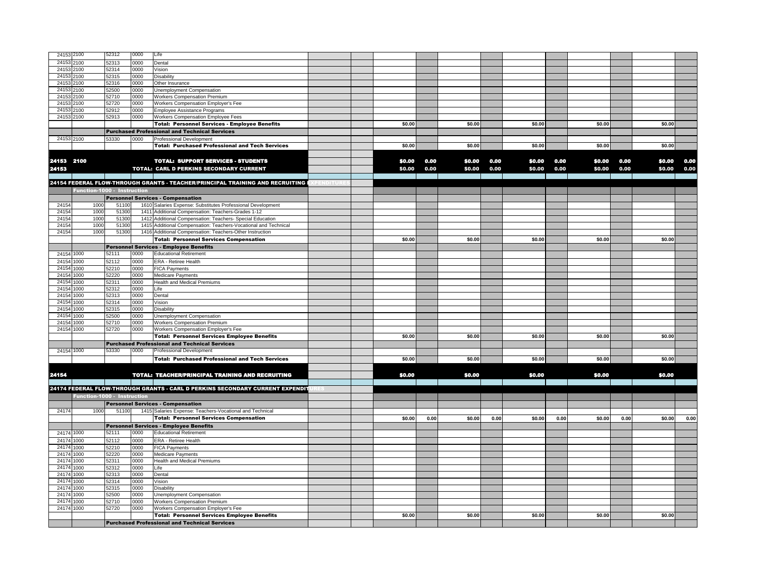| Fund | Func | Object | Job | Description | | | | | | | | | | | | |
|---|---|---|---|---|---|---|---|---|---|---|---|---|---|---|---|---|
| 24153 | 2100 | 52312 | 0000 | Life | | | | | | | | | | | | |
| 24153 | 2100 | 52313 | 0000 | Dental | | | | | | | | | | | | |
| 24153 | 2100 | 52314 | 0000 | Vision | | | | | | | | | | | | |
| 24153 | 2100 | 52315 | 0000 | Disability | | | | | | | | | | | | |
| 24153 | 2100 | 52316 | 0000 | Other Insurance | | | | | | | | | | | | |
| 24153 | 2100 | 52500 | 0000 | Unemployment Compensation | | | | | | | | | | | | |
| 24153 | 2100 | 52710 | 0000 | Workers Compensation Premium | | | | | | | | | | | | |
| 24153 | 2100 | 52720 | 0000 | Workers Compensation Employer's Fee | | | | | | | | | | | | |
| 24153 | 2100 | 52912 | 0000 | Employee Assistance Programs | | | | | | | | | | | | |
| 24153 | 2100 | 52913 | 0000 | Workers Compensation Employee Fees | | | | | | | | | | | | |
| | | | | **Total: Personnel Services - Employee Benefits** | | | $0.00 | | $0.00 | | $0.00 | | $0.00 | | $0.00 | |
| | | | | **Purchased Professional and Technical Services** | | | | | | | | | | | | |
| 24153 | 2100 | 53330 | 0000 | Professional Development | | | | | | | | | | | | |
| | | | | **Total: Purchased Professional and Tech Services** | | | $0.00 | | $0.00 | | $0.00 | | $0.00 | | $0.00 | |
| **24153** | **2100** | | | **TOTAL: SUPPORT SERVICES - STUDENTS** | | | **$0.00** | **0.00** | **$0.00** | **0.00** | **$0.00** | **0.00** | **$0.00** | **0.00** | **$0.00** | **0.00** |
| **24153** | | | | **TOTAL: CARL D PERKINS SECONDARY CURRENT** | | | **$0.00** | **0.00** | **$0.00** | **0.00** | **$0.00** | **0.00** | **$0.00** | **0.00** | **$0.00** | **0.00** |
| **24154 FEDERAL FLOW-THROUGH GRANTS - TEACHER/PRINCIPAL TRAINING AND RECRUITING EXPENDITURES** | | | | | | | | | | | | | | | | |
| | **Function-1000 - Instruction** | | | | | | | | | | | | | | | |
| | | | | **Personnel Services - Compensation** | | | | | | | | | | | | |
| 24154 | 1000 | 51100 | 1610 | Salaries Expense: Substitutes Professional Development | | | | | | | | | | | | |
| 24154 | 1000 | 51300 | 1411 | Additional Compensation: Teachers-Grades 1-12 | | | | | | | | | | | | |
| 24154 | 1000 | 51300 | 1412 | Additional Compensation: Teachers- Special Education | | | | | | | | | | | | |
| 24154 | 1000 | 51300 | 1415 | Additional Compensation: Teachers-Vocational and Technical | | | | | | | | | | | | |
| 24154 | 1000 | 51300 | 1416 | Additional Compensation: Teachers-Other Instruction | | | | | | | | | | | | |
| | | | | **Total: Personnel Services Compensation** | | | $0.00 | | $0.00 | | $0.00 | | $0.00 | | $0.00 | |
| | | | | **Personnel Services - Employee Benefits** | | | | | | | | | | | | |
| 24154 | 1000 | 52111 | 0000 | Educational Retirement | | | | | | | | | | | | |
| 24154 | 1000 | 52112 | 0000 | ERA - Retiree Health | | | | | | | | | | | | |
| 24154 | 1000 | 52210 | 0000 | FICA Payments | | | | | | | | | | | | |
| 24154 | 1000 | 52220 | 0000 | Medicare Payments | | | | | | | | | | | | |
| 24154 | 1000 | 52311 | 0000 | Health and Medical Premiums | | | | | | | | | | | | |
| 24154 | 1000 | 52312 | 0000 | Life | | | | | | | | | | | | |
| 24154 | 1000 | 52313 | 0000 | Dental | | | | | | | | | | | | |
| 24154 | 1000 | 52314 | 0000 | Vision | | | | | | | | | | | | |
| 24154 | 1000 | 52315 | 0000 | Disability | | | | | | | | | | | | |
| 24154 | 1000 | 52500 | 0000 | Unemployment Compensation | | | | | | | | | | | | |
| 24154 | 1000 | 52710 | 0000 | Workers Compensation Premium | | | | | | | | | | | | |
| 24154 | 1000 | 52720 | 0000 | Workers Compensation Employer's Fee | | | | | | | | | | | | |
| | | | | **Total: Personnel Services Employee Benefits** | | | $0.00 | | $0.00 | | $0.00 | | $0.00 | | $0.00 | |
| | | | | **Purchased Professional and Technical Services** | | | | | | | | | | | | |
| 24154 | 1000 | 53330 | 0000 | Professional Development | | | | | | | | | | | | |
| | | | | **Total: Purchased Professional and Tech Services** | | | $0.00 | | $0.00 | | $0.00 | | $0.00 | | $0.00 | |
| **24154** | | | | **TOTAL: TEACHER/PRINCIPAL TRAINING AND RECRUITING** | | | **$0.00** | | **$0.00** | | **$0.00** | | **$0.00** | | **$0.00** | |
| **24174 FEDERAL FLOW-THROUGH GRANTS - CARL D PERKINS SECONDARY CURRENT EXPENDITURES** | | | | | | | | | | | | | | | | |
| | **Function-1000 - Instruction** | | | | | | | | | | | | | | | |
| | | | | **Personnel Services - Compensation** | | | | | | | | | | | | |
| 24174 | 1000 | 51100 | 1415 | Salaries Expense: Teachers-Vocational and Technical | | | | | | | | | | | | |
| | | | | **Total: Personnel Services Compensation** | | | $0.00 | 0.00 | $0.00 | 0.00 | $0.00 | 0.00 | $0.00 | 0.00 | $0.00 | 0.00 |
| | | | | **Personnel Services - Employee Benefits** | | | | | | | | | | | | |
| 24174 | 1000 | 52111 | 0000 | Educational Retirement | | | | | | | | | | | | |
| 24174 | 1000 | 52112 | 0000 | ERA - Retiree Health | | | | | | | | | | | | |
| 24174 | 1000 | 52210 | 0000 | FICA Payments | | | | | | | | | | | | |
| 24174 | 1000 | 52220 | 0000 | Medicare Payments | | | | | | | | | | | | |
| 24174 | 1000 | 52311 | 0000 | Health and Medical Premiums | | | | | | | | | | | | |
| 24174 | 1000 | 52312 | 0000 | Life | | | | | | | | | | | | |
| 24174 | 1000 | 52313 | 0000 | Dental | | | | | | | | | | | | |
| 24174 | 1000 | 52314 | 0000 | Vision | | | | | | | | | | | | |
| 24174 | 1000 | 52315 | 0000 | Disability | | | | | | | | | | | | |
| 24174 | 1000 | 52500 | 0000 | Unemployment Compensation | | | | | | | | | | | | |
| 24174 | 1000 | 52710 | 0000 | Workers Compensation Premium | | | | | | | | | | | | |
| 24174 | 1000 | 52720 | 0000 | Workers Compensation Employer's Fee | | | | | | | | | | | | |
| | | | | **Total: Personnel Services Employee Benefits** | | | $0.00 | | $0.00 | | $0.00 | | $0.00 | | $0.00 | |
| | | | | **Purchased Professional and Technical Services** | | | | | | | | | | | | |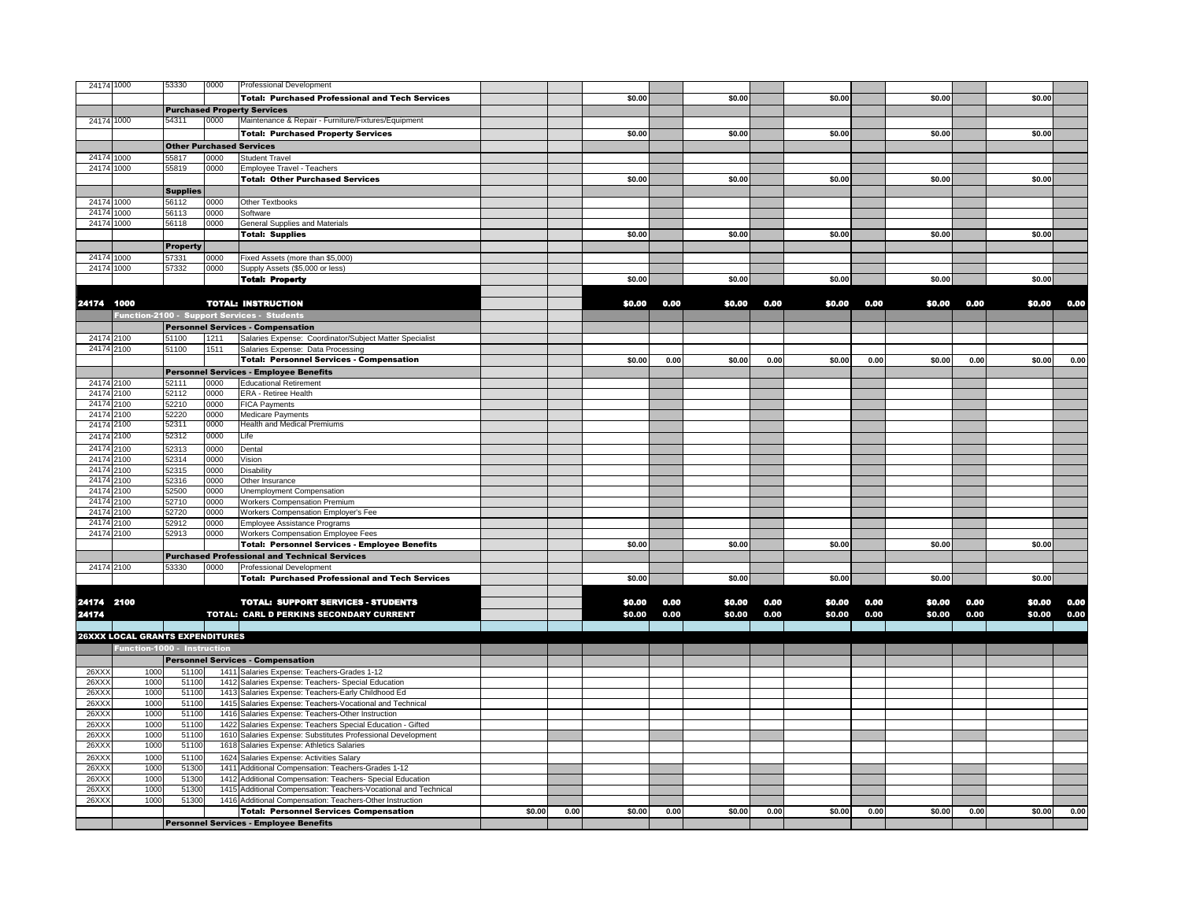| | | | | | | | | | | | | | | | | |
|---|---|---|---|---|---|---|---|---|---|---|---|---|---|---|---|---|
| 24174 | 1000 | 53330 | 0000 | Professional Development | | | | | | | | | | | | |
| | | | | **Total: Purchased Professional and Tech Services** | | | $0.00 | | $0.00 | | $0.00 | | $0.00 | | $0.00 | |
| | | **Purchased Property Services** | | | | | | | | | | | | | | |
| 24174 | 1000 | 54311 | 0000 | Maintenance & Repair - Furniture/Fixtures/Equipment | | | | | | | | | | | | |
| | | | | **Total: Purchased Property Services** | | | $0.00 | | $0.00 | | $0.00 | | $0.00 | | $0.00 | |
| | | **Other Purchased Services** | | | | | | | | | | | | | | |
| 24174 | 1000 | 55817 | 0000 | Student Travel | | | | | | | | | | | | |
| 24174 | 1000 | 55819 | 0000 | Employee Travel - Teachers | | | | | | | | | | | | |
| | | | | **Total: Other Purchased Services** | | | $0.00 | | $0.00 | | $0.00 | | $0.00 | | $0.00 | |
| | | **Supplies** | | | | | | | | | | | | | | |
| 24174 | 1000 | 56112 | 0000 | Other Textbooks | | | | | | | | | | | | |
| 24174 | 1000 | 56113 | 0000 | Software | | | | | | | | | | | | |
| 24174 | 1000 | 56118 | 0000 | General Supplies and Materials | | | | | | | | | | | | |
| | | | | **Total: Supplies** | | | $0.00 | | $0.00 | | $0.00 | | $0.00 | | $0.00 | |
| | | **Property** | | | | | | | | | | | | | | |
| 24174 | 1000 | 57331 | 0000 | Fixed Assets (more than $5,000) | | | | | | | | | | | | |
| 24174 | 1000 | 57332 | 0000 | Supply Assets ($5,000 or less) | | | | | | | | | | | | |
| | | | | **Total: Property** | | | $0.00 | | $0.00 | | $0.00 | | $0.00 | | $0.00 | |
| **24174** | **1000** | | | **TOTAL: INSTRUCTION** | | | **$0.00** | **0.00** | **$0.00** | **0.00** | **$0.00** | **0.00** | **$0.00** | **0.00** | **$0.00** | **0.00** |
| | **Function-2100 - Support Services - Students** | | | | | | | | | | | | | | | |
| | | **Personnel Services - Compensation** | | | | | | | | | | | | | | |
| 24174 | 2100 | 51100 | 1211 | Salaries Expense: Coordinator/Subject Matter Specialist | | | | | | | | | | | | |
| 24174 | 2100 | 51100 | 1511 | Salaries Expense: Data Processing | | | | | | | | | | | | |
| | | | | **Total: Personnel Services - Compensation** | | | $0.00 | 0.00 | $0.00 | 0.00 | $0.00 | 0.00 | $0.00 | 0.00 | $0.00 | 0.00 |
| | | **Personnel Services - Employee Benefits** | | | | | | | | | | | | | | |
| 24174 | 2100 | 52111 | 0000 | Educational Retirement | | | | | | | | | | | | |
| 24174 | 2100 | 52112 | 0000 | ERA - Retiree Health | | | | | | | | | | | | |
| 24174 | 2100 | 52210 | 0000 | FICA Payments | | | | | | | | | | | | |
| 24174 | 2100 | 52220 | 0000 | Medicare Payments | | | | | | | | | | | | |
| 24174 | 2100 | 52311 | 0000 | Health and Medical Premiums | | | | | | | | | | | | |
| 24174 | 2100 | 52312 | 0000 | Life | | | | | | | | | | | | |
| 24174 | 2100 | 52313 | 0000 | Dental | | | | | | | | | | | | |
| 24174 | 2100 | 52314 | 0000 | Vision | | | | | | | | | | | | |
| 24174 | 2100 | 52315 | 0000 | Disability | | | | | | | | | | | | |
| 24174 | 2100 | 52316 | 0000 | Other Insurance | | | | | | | | | | | | |
| 24174 | 2100 | 52500 | 0000 | Unemployment Compensation | | | | | | | | | | | | |
| 24174 | 2100 | 52710 | 0000 | Workers Compensation Premium | | | | | | | | | | | | |
| 24174 | 2100 | 52720 | 0000 | Workers Compensation Employer's Fee | | | | | | | | | | | | |
| 24174 | 2100 | 52912 | 0000 | Employee Assistance Programs | | | | | | | | | | | | |
| 24174 | 2100 | 52913 | 0000 | Workers Compensation Employee Fees | | | | | | | | | | | | |
| | | | | **Total: Personnel Services - Employee Benefits** | | | $0.00 | | $0.00 | | $0.00 | | $0.00 | | $0.00 | |
| | | **Purchased Professional and Technical Services** | | | | | | | | | | | | | | |
| 24174 | 2100 | 53330 | 0000 | Professional Development | | | | | | | | | | | | |
| | | | | **Total: Purchased Professional and Tech Services** | | | $0.00 | | $0.00 | | $0.00 | | $0.00 | | $0.00 | |
| **24174** | **2100** | | | **TOTAL: SUPPORT SERVICES - STUDENTS** | | | **$0.00** | **0.00** | **$0.00** | **0.00** | **$0.00** | **0.00** | **$0.00** | **0.00** | **$0.00** | **0.00** |
| **24174** | | | | **TOTAL: CARL D PERKINS SECONDARY CURRENT** | | | **$0.00** | **0.00** | **$0.00** | **0.00** | **$0.00** | **0.00** | **$0.00** | **0.00** | **$0.00** | **0.00** |
| **26XXX LOCAL GRANTS EXPENDITURES** | | | | | | | | | | | | | | | | |
| | **Function-1000 - Instruction** | | | | | | | | | | | | | | | |
| | | **Personnel Services - Compensation** | | | | | | | | | | | | | | |
| 26XXX | 1000 | 51100 | 1411 | Salaries Expense: Teachers-Grades 1-12 | | | | | | | | | | | | |
| 26XXX | 1000 | 51100 | 1412 | Salaries Expense: Teachers- Special Education | | | | | | | | | | | | |
| 26XXX | 1000 | 51100 | 1413 | Salaries Expense: Teachers-Early Childhood Ed | | | | | | | | | | | | |
| 26XXX | 1000 | 51100 | 1415 | Salaries Expense: Teachers-Vocational and Technical | | | | | | | | | | | | |
| 26XXX | 1000 | 51100 | 1416 | Salaries Expense: Teachers-Other Instruction | | | | | | | | | | | | |
| 26XXX | 1000 | 51100 | 1422 | Salaries Expense: Teachers Special Education - Gifted | | | | | | | | | | | | |
| 26XXX | 1000 | 51100 | 1610 | Salaries Expense: Substitutes Professional Development | | | | | | | | | | | | |
| 26XXX | 1000 | 51100 | 1618 | Salaries Expense: Athletics Salaries | | | | | | | | | | | | |
| 26XXX | 1000 | 51100 | 1624 | Salaries Expense: Activities Salary | | | | | | | | | | | | |
| 26XXX | 1000 | 51300 | 1411 | Additional Compensation: Teachers-Grades 1-12 | | | | | | | | | | | | |
| 26XXX | 1000 | 51300 | 1412 | Additional Compensation: Teachers- Special Education | | | | | | | | | | | | |
| 26XXX | 1000 | 51300 | 1415 | Additional Compensation: Teachers-Vocational and Technical | | | | | | | | | | | | |
| 26XXX | 1000 | 51300 | 1416 | Additional Compensation: Teachers-Other Instruction | | | | | | | | | | | | |
| | | | | **Total: Personnel Services Compensation** | $0.00 | 0.00 | $0.00 | 0.00 | $0.00 | 0.00 | $0.00 | 0.00 | $0.00 | 0.00 | $0.00 | 0.00 |
| | | **Personnel Services - Employee Benefits** | | | | | | | | | | | | | | |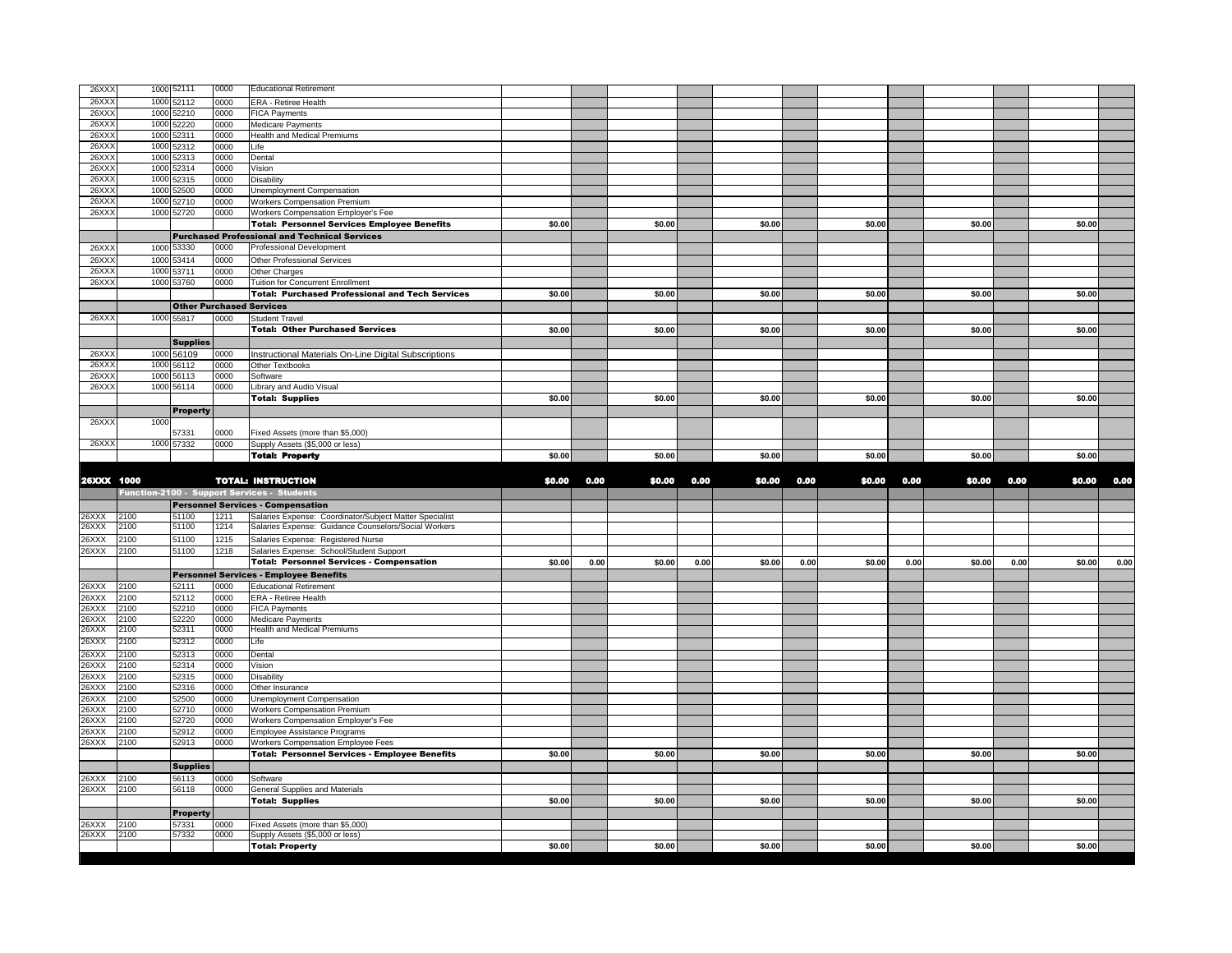| | | | | | | | | | | | | | | | | |
|---|---|---|---|---|---|---|---|---|---|---|---|---|---|---|---|---|
| 26XXX | 1000 | 52111 | 0000 | Educational Retirement | | | | | | | | | | | | |
| 26XXX | 1000 | 52112 | 0000 | ERA - Retiree Health | | | | | | | | | | | | |
| 26XXX | 1000 | 52210 | 0000 | FICA Payments | | | | | | | | | | | | |
| 26XXX | 1000 | 52220 | 0000 | Medicare Payments | | | | | | | | | | | | |
| 26XXX | 1000 | 52311 | 0000 | Health and Medical Premiums | | | | | | | | | | | | |
| 26XXX | 1000 | 52312 | 0000 | Life | | | | | | | | | | | | |
| 26XXX | 1000 | 52313 | 0000 | Dental | | | | | | | | | | | | |
| 26XXX | 1000 | 52314 | 0000 | Vision | | | | | | | | | | | | |
| 26XXX | 1000 | 52315 | 0000 | Disability | | | | | | | | | | | | |
| 26XXX | 1000 | 52500 | 0000 | Unemployment Compensation | | | | | | | | | | | | |
| 26XXX | 1000 | 52710 | 0000 | Workers Compensation Premium | | | | | | | | | | | | |
| 26XXX | 1000 | 52720 | 0000 | Workers Compensation Employer's Fee | | | | | | | | | | | | |
| | | | | **Total: Personnel Services Employee Benefits** | $0.00 | | $0.00 | | $0.00 | | $0.00 | | $0.00 | | $0.00 | |
| | | **Purchased Professional and Technical Services** | | | | | | | | | | | | | | |
| 26XXX | 1000 | 53330 | 0000 | Professional Development | | | | | | | | | | | | |
| 26XXX | 1000 | 53414 | 0000 | Other Professional Services | | | | | | | | | | | | |
| 26XXX | 1000 | 53711 | 0000 | Other Charges | | | | | | | | | | | | |
| 26XXX | 1000 | 53760 | 0000 | Tuition for Concurrent Enrollment | | | | | | | | | | | | |
| | | | | **Total: Purchased Professional and Tech Services** | $0.00 | | $0.00 | | $0.00 | | $0.00 | | $0.00 | | $0.00 | |
| | | **Other Purchased Services** | | | | | | | | | | | | | | |
| 26XXX | 1000 | 55817 | 0000 | Student Travel | | | | | | | | | | | | |
| | | | | **Total: Other Purchased Services** | $0.00 | | $0.00 | | $0.00 | | $0.00 | | $0.00 | | $0.00 | |
| | | **Supplies** | | | | | | | | | | | | | | |
| 26XXX | 1000 | 56109 | 0000 | Instructional Materials On-Line Digital Subscriptions | | | | | | | | | | | | |
| 26XXX | 1000 | 56112 | 0000 | Other Textbooks | | | | | | | | | | | | |
| 26XXX | 1000 | 56113 | 0000 | Software | | | | | | | | | | | | |
| 26XXX | 1000 | 56114 | 0000 | Library and Audio Visual | | | | | | | | | | | | |
| | | | | **Total: Supplies** | $0.00 | | $0.00 | | $0.00 | | $0.00 | | $0.00 | | $0.00 | |
| | | **Property** | | | | | | | | | | | | | | |
| 26XXX | 1000 | 57331 | 0000 | Fixed Assets (more than $5,000) | | | | | | | | | | | | |
| 26XXX | 1000 | 57332 | 0000 | Supply Assets ($5,000 or less) | | | | | | | | | | | | |
| | | | | **Total: Property** | $0.00 | | $0.00 | | $0.00 | | $0.00 | | $0.00 | | $0.00 | |
| **26XXX** | **1000** | | | **TOTAL: INSTRUCTION** | **$0.00** | **0.00** | **$0.00** | **0.00** | **$0.00** | **0.00** | **$0.00** | **0.00** | **$0.00** | **0.00** | **$0.00** | **0.00** |
| | **Function-2100 - Support Services - Students** | | | | | | | | | | | | | | | |
| | | | | **Personnel Services - Compensation** | | | | | | | | | | | | |
| 26XXX | 2100 | 51100 | 1211 | Salaries Expense: Coordinator/Subject Matter Specialist | | | | | | | | | | | | |
| 26XXX | 2100 | 51100 | 1214 | Salaries Expense: Guidance Counselors/Social Workers | | | | | | | | | | | | |
| 26XXX | 2100 | 51100 | 1215 | Salaries Expense: Registered Nurse | | | | | | | | | | | | |
| 26XXX | 2100 | 51100 | 1218 | Salaries Expense: School/Student Support | | | | | | | | | | | | |
| | | | | **Total: Personnel Services - Compensation** | $0.00 | 0.00 | $0.00 | 0.00 | $0.00 | 0.00 | $0.00 | 0.00 | $0.00 | 0.00 | $0.00 | 0.00 |
| | | | | **Personnel Services - Employee Benefits** | | | | | | | | | | | | |
| 26XXX | 2100 | 52111 | 0000 | Educational Retirement | | | | | | | | | | | | |
| 26XXX | 2100 | 52112 | 0000 | ERA - Retiree Health | | | | | | | | | | | | |
| 26XXX | 2100 | 52210 | 0000 | FICA Payments | | | | | | | | | | | | |
| 26XXX | 2100 | 52220 | 0000 | Medicare Payments | | | | | | | | | | | | |
| 26XXX | 2100 | 52311 | 0000 | Health and Medical Premiums | | | | | | | | | | | | |
| 26XXX | 2100 | 52312 | 0000 | Life | | | | | | | | | | | | |
| 26XXX | 2100 | 52313 | 0000 | Dental | | | | | | | | | | | | |
| 26XXX | 2100 | 52314 | 0000 | Vision | | | | | | | | | | | | |
| 26XXX | 2100 | 52315 | 0000 | Disability | | | | | | | | | | | | |
| 26XXX | 2100 | 52316 | 0000 | Other Insurance | | | | | | | | | | | | |
| 26XXX | 2100 | 52500 | 0000 | Unemployment Compensation | | | | | | | | | | | | |
| 26XXX | 2100 | 52710 | 0000 | Workers Compensation Premium | | | | | | | | | | | | |
| 26XXX | 2100 | 52720 | 0000 | Workers Compensation Employer's Fee | | | | | | | | | | | | |
| 26XXX | 2100 | 52912 | 0000 | Employee Assistance Programs | | | | | | | | | | | | |
| 26XXX | 2100 | 52913 | 0000 | Workers Compensation Employee Fees | | | | | | | | | | | | |
| | | | | **Total: Personnel Services - Employee Benefits** | $0.00 | | $0.00 | | $0.00 | | $0.00 | | $0.00 | | $0.00 | |
| | | **Supplies** | | | | | | | | | | | | | | |
| 26XXX | 2100 | 56113 | 0000 | Software | | | | | | | | | | | | |
| 26XXX | 2100 | 56118 | 0000 | General Supplies and Materials | | | | | | | | | | | | |
| | | | | **Total: Supplies** | $0.00 | | $0.00 | | $0.00 | | $0.00 | | $0.00 | | $0.00 | |
| | | **Property** | | | | | | | | | | | | | | |
| 26XXX | 2100 | 57331 | 0000 | Fixed Assets (more than $5,000) | | | | | | | | | | | | |
| 26XXX | 2100 | 57332 | 0000 | Supply Assets ($5,000 or less) | | | | | | | | | | | | |
| | | | | **Total: Property** | $0.00 | | $0.00 | | $0.00 | | $0.00 | | $0.00 | | $0.00 | |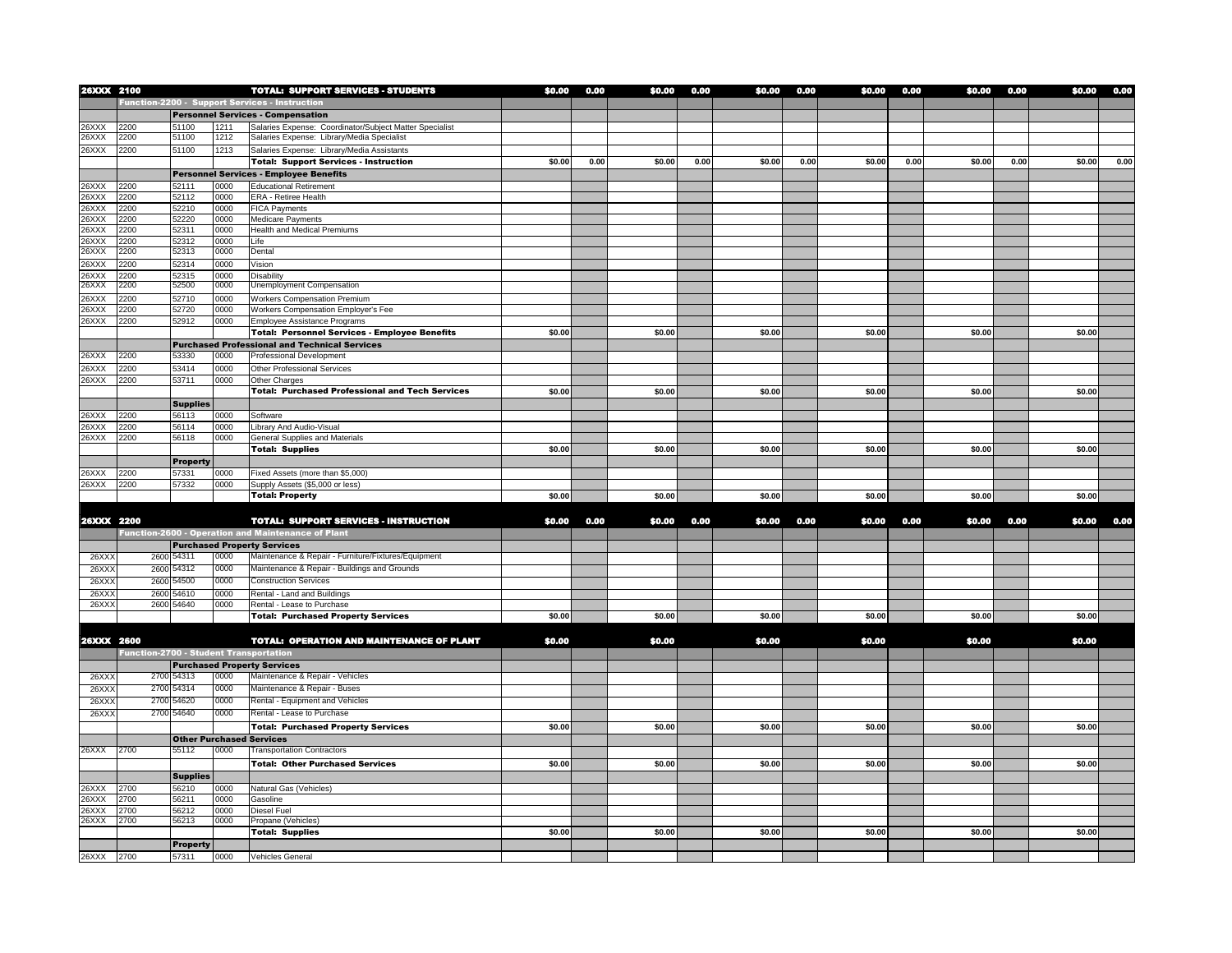| | | | | | | | | | | | | | | | | |
|---|---|---|---|---|---|---|---|---|---|---|---|---|---|---|---|---|
| **26XXX** | **2100** | | | **TOTAL: SUPPORT SERVICES - STUDENTS** | **$0.00** | **0.00** | **$0.00** | **0.00** | **$0.00** | **0.00** | **$0.00** | **0.00** | **$0.00** | **0.00** | **$0.00** | **0.00** |
| | **Function-2200 - Support Services - Instruction** | | | | | | | | | | | | | | | |
| | | **Personnel Services - Compensation** | | | | | | | | | | | | | | |
| 26XXX | 2200 | 51100 | 1211 | Salaries Expense: Coordinator/Subject Matter Specialist | | | | | | | | | | | | |
| 26XXX | 2200 | 51100 | 1212 | Salaries Expense: Library/Media Specialist | | | | | | | | | | | | |
| 26XXX | 2200 | 51100 | 1213 | Salaries Expense: Library/Media Assistants | | | | | | | | | | | | |
| | | | | **Total: Support Services - Instruction** | $0.00 | 0.00 | $0.00 | 0.00 | $0.00 | 0.00 | $0.00 | 0.00 | $0.00 | 0.00 | $0.00 | 0.00 |
| | | **Personnel Services - Employee Benefits** | | | | | | | | | | | | | | |
| 26XXX | 2200 | 52111 | 0000 | Educational Retirement | | | | | | | | | | | | |
| 26XXX | 2200 | 52112 | 0000 | ERA - Retiree Health | | | | | | | | | | | | |
| 26XXX | 2200 | 52210 | 0000 | FICA Payments | | | | | | | | | | | | |
| 26XXX | 2200 | 52220 | 0000 | Medicare Payments | | | | | | | | | | | | |
| 26XXX | 2200 | 52311 | 0000 | Health and Medical Premiums | | | | | | | | | | | | |
| 26XXX | 2200 | 52312 | 0000 | Life | | | | | | | | | | | | |
| 26XXX | 2200 | 52313 | 0000 | Dental | | | | | | | | | | | | |
| 26XXX | 2200 | 52314 | 0000 | Vision | | | | | | | | | | | | |
| 26XXX | 2200 | 52315 | 0000 | Disability | | | | | | | | | | | | |
| 26XXX | 2200 | 52500 | 0000 | Unemployment Compensation | | | | | | | | | | | | |
| 26XXX | 2200 | 52710 | 0000 | Workers Compensation Premium | | | | | | | | | | | | |
| 26XXX | 2200 | 52720 | 0000 | Workers Compensation Employer's Fee | | | | | | | | | | | | |
| 26XXX | 2200 | 52912 | 0000 | Employee Assistance Programs | | | | | | | | | | | | |
| | | | | **Total: Personnel Services - Employee Benefits** | $0.00 | | $0.00 | | $0.00 | | $0.00 | | $0.00 | | $0.00 | |
| | | **Purchased Professional and Technical Services** | | | | | | | | | | | | | | |
| 26XXX | 2200 | 53330 | 0000 | Professional Development | | | | | | | | | | | | |
| 26XXX | 2200 | 53414 | 0000 | Other Professional Services | | | | | | | | | | | | |
| 26XXX | 2200 | 53711 | 0000 | Other Charges | | | | | | | | | | | | |
| | | | | **Total: Purchased Professional and Tech Services** | $0.00 | | $0.00 | | $0.00 | | $0.00 | | $0.00 | | $0.00 | |
| | | **Supplies** | | | | | | | | | | | | | | |
| 26XXX | 2200 | 56113 | 0000 | Software | | | | | | | | | | | | |
| 26XXX | 2200 | 56114 | 0000 | Library And Audio-Visual | | | | | | | | | | | | |
| 26XXX | 2200 | 56118 | 0000 | General Supplies and Materials | | | | | | | | | | | | |
| | | | | **Total: Supplies** | $0.00 | | $0.00 | | $0.00 | | $0.00 | | $0.00 | | $0.00 | |
| | | **Property** | | | | | | | | | | | | | | |
| 26XXX | 2200 | 57331 | 0000 | Fixed Assets (more than $5,000) | | | | | | | | | | | | |
| 26XXX | 2200 | 57332 | 0000 | Supply Assets ($5,000 or less) | | | | | | | | | | | | |
| | | | | **Total: Property** | $0.00 | | $0.00 | | $0.00 | | $0.00 | | $0.00 | | $0.00 | |
| **26XXX** | **2200** | | | **TOTAL: SUPPORT SERVICES - INSTRUCTION** | **$0.00** | **0.00** | **$0.00** | **0.00** | **$0.00** | **0.00** | **$0.00** | **0.00** | **$0.00** | **0.00** | **$0.00** | **0.00** |
| | **Function-2600 - Operation and Maintenance of Plant** | | | | | | | | | | | | | | | |
| | | **Purchased Property Services** | | | | | | | | | | | | | | |
| 26XXX | 2600 | 54311 | 0000 | Maintenance & Repair - Furniture/Fixtures/Equipment | | | | | | | | | | | | |
| 26XXX | 2600 | 54312 | 0000 | Maintenance & Repair - Buildings and Grounds | | | | | | | | | | | | |
| 26XXX | 2600 | 54500 | 0000 | Construction Services | | | | | | | | | | | | |
| 26XXX | 2600 | 54610 | 0000 | Rental - Land and Buildings | | | | | | | | | | | | |
| 26XXX | 2600 | 54640 | 0000 | Rental - Lease to Purchase | | | | | | | | | | | | |
| | | | | **Total: Purchased Property Services** | $0.00 | | $0.00 | | $0.00 | | $0.00 | | $0.00 | | $0.00 | |
| **26XXX** | **2600** | | | **TOTAL: OPERATION AND MAINTENANCE OF PLANT** | **$0.00** | | **$0.00** | | **$0.00** | | **$0.00** | | **$0.00** | | **$0.00** | |
| | **Function-2700 - Student Transportation** | | | | | | | | | | | | | | | |
| | | **Purchased Property Services** | | | | | | | | | | | | | | |
| 26XXX | 2700 | 54313 | 0000 | Maintenance & Repair - Vehicles | | | | | | | | | | | | |
| 26XXX | 2700 | 54314 | 0000 | Maintenance & Repair - Buses | | | | | | | | | | | | |
| 26XXX | 2700 | 54620 | 0000 | Rental - Equipment and Vehicles | | | | | | | | | | | | |
| 26XXX | 2700 | 54640 | 0000 | Rental - Lease to Purchase | | | | | | | | | | | | |
| | | | | **Total: Purchased Property Services** | $0.00 | | $0.00 | | $0.00 | | $0.00 | | $0.00 | | $0.00 | |
| | | **Other Purchased Services** | | | | | | | | | | | | | | |
| 26XXX | 2700 | 55112 | 0000 | Transportation Contractors | | | | | | | | | | | | |
| | | | | **Total: Other Purchased Services** | $0.00 | | $0.00 | | $0.00 | | $0.00 | | $0.00 | | $0.00 | |
| | | **Supplies** | | | | | | | | | | | | | | |
| 26XXX | 2700 | 56210 | 0000 | Natural Gas (Vehicles) | | | | | | | | | | | | |
| 26XXX | 2700 | 56211 | 0000 | Gasoline | | | | | | | | | | | | |
| 26XXX | 2700 | 56212 | 0000 | Diesel Fuel | | | | | | | | | | | | |
| 26XXX | 2700 | 56213 | 0000 | Propane (Vehicles) | | | | | | | | | | | | |
| | | | | **Total: Supplies** | $0.00 | | $0.00 | | $0.00 | | $0.00 | | $0.00 | | $0.00 | |
| | | **Property** | | | | | | | | | | | | | | |
| 26XXX | 2700 | 57311 | 0000 | Vehicles General | | | | | | | | | | | | |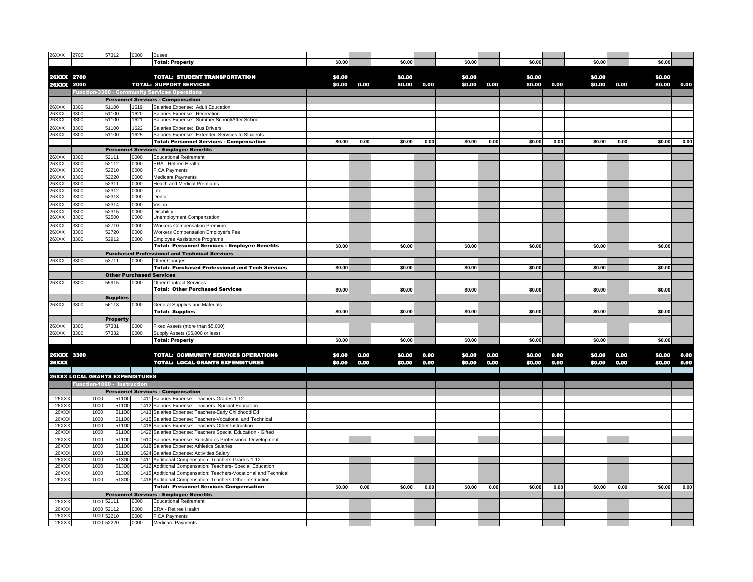| | | | | | | | | | | | | | | | | |
|---|---|---|---|---|---|---|---|---|---|---|---|---|---|---|---|---|
| 26XXX | 2700 | 57312 | 0000 | Buses | | | | | | | | | | | | |
| | | | | **Total: Property** | $0.00 | | $0.00 | | $0.00 | | $0.00 | | $0.00 | | $0.00 | |
| **26XXX** | **2700** | | | **TOTAL: STUDENT TRANSPORTATION** | **$0.00** | | **$0.00** | | **$0.00** | | **$0.00** | | **$0.00** | | **$0.00** | |
| **26XXX** | **2000** | | | **TOTAL: SUPPORT SERVICES** | **$0.00** | **0.00** | **$0.00** | **0.00** | **$0.00** | **0.00** | **$0.00** | **0.00** | **$0.00** | **0.00** | **$0.00** | **0.00** |
| **Function-3300 - Community Services Operations** | | | | | | | | | | | | | | | | |
| | | **Personnel Services - Compensation** | | | | | | | | | | | | | | |
| 26XXX | 3300 | 51100 | 1619 | Salaries Expense: Adult Education | | | | | | | | | | | | |
| 26XXX | 3300 | 51100 | 1620 | Salaries Expense: Recreation | | | | | | | | | | | | |
| 26XXX | 3300 | 51100 | 1621 | Salaries Expense: Summer School/After School | | | | | | | | | | | | |
| 26XXX | 3300 | 51100 | 1622 | Salaries Expense: Bus Drivers | | | | | | | | | | | | |
| 26XXX | 3300 | 51100 | 1625 | Salaries Expense: Extended Services to Students | | | | | | | | | | | | |
| | | | | **Total: Personnel Services - Compensation** | $0.00 | 0.00 | $0.00 | 0.00 | $0.00 | 0.00 | $0.00 | 0.00 | $0.00 | 0.00 | $0.00 | 0.00 |
| | | **Personnel Services - Employee Benefits** | | | | | | | | | | | | | | |
| 26XXX | 3300 | 52111 | 0000 | Educational Retirement | | | | | | | | | | | | |
| 26XXX | 3300 | 52112 | 0000 | ERA - Retiree Health | | | | | | | | | | | | |
| 26XXX | 3300 | 52210 | 0000 | FICA Payments | | | | | | | | | | | | |
| 26XXX | 3300 | 52220 | 0000 | Medicare Payments | | | | | | | | | | | | |
| 26XXX | 3300 | 52311 | 0000 | Health and Medical Premiums | | | | | | | | | | | | |
| 26XXX | 3300 | 52312 | 0000 | Life | | | | | | | | | | | | |
| 26XXX | 3300 | 52313 | 0000 | Dental | | | | | | | | | | | | |
| 26XXX | 3300 | 52314 | 0000 | Vision | | | | | | | | | | | | |
| 26XXX | 3300 | 52315 | 0000 | Disability | | | | | | | | | | | | |
| 26XXX | 3300 | 52500 | 0000 | Unemployment Compensation | | | | | | | | | | | | |
| 26XXX | 3300 | 52710 | 0000 | Workers Compensation Premium | | | | | | | | | | | | |
| 26XXX | 3300 | 52720 | 0000 | Workers Compensation Employer's Fee | | | | | | | | | | | | |
| 26XXX | 3300 | 52912 | 0000 | Employee Assistance Programs | | | | | | | | | | | | |
| | | | | **Total: Personnel Services - Employee Benefits** | $0.00 | | $0.00 | | $0.00 | | $0.00 | | $0.00 | | $0.00 | |
| | | **Purchased Professional and Technical Services** | | | | | | | | | | | | | | |
| 26XXX | 3300 | 53711 | 0000 | Other Charges | | | | | | | | | | | | |
| | | | | **Total: Purchased Professional and Tech Services** | $0.00 | | $0.00 | | $0.00 | | $0.00 | | $0.00 | | $0.00 | |
| | | **Other Purchased Services** | | | | | | | | | | | | | | |
| 26XXX | 3300 | 55915 | 0000 | Other Contract Services | | | | | | | | | | | | |
| | | | | **Total: Other Purchased Services** | $0.00 | | $0.00 | | $0.00 | | $0.00 | | $0.00 | | $0.00 | |
| | | **Supplies** | | | | | | | | | | | | | | |
| 26XXX | 3300 | 56118 | 0000 | General Supplies and Materials | | | | | | | | | | | | |
| | | | | **Total: Supplies** | $0.00 | | $0.00 | | $0.00 | | $0.00 | | $0.00 | | $0.00 | |
| | | **Property** | | | | | | | | | | | | | | |
| 26XXX | 3300 | 57331 | 0000 | Fixed Assets (more than $5,000) | | | | | | | | | | | | |
| 26XXX | 3300 | 57332 | 0000 | Supply Assets ($5,000 or less) | | | | | | | | | | | | |
| | | | | **Total: Property** | $0.00 | | $0.00 | | $0.00 | | $0.00 | | $0.00 | | $0.00 | |
| **26XXX** | **3300** | | | **TOTAL: COMMUNITY SERVICES OPERATIONS** | **$0.00** | **0.00** | **$0.00** | **0.00** | **$0.00** | **0.00** | **$0.00** | **0.00** | **$0.00** | **0.00** | **$0.00** | **0.00** |
| **26XXX** | | | | **TOTAL: LOCAL GRANTS EXPENDITURES** | **$0.00** | **0.00** | **$0.00** | **0.00** | **$0.00** | **0.00** | **$0.00** | **0.00** | **$0.00** | **0.00** | **$0.00** | **0.00** |
| **26XXX LOCAL GRANTS EXPENDITURES** | | | | | | | | | | | | | | | | |
| **Function-1000 - Instruction** | | | | | | | | | | | | | | | | |
| | | **Personnel Services - Compensation** | | | | | | | | | | | | | | |
| 26XXX | 1000 | 51100 | 1411 | Salaries Expense: Teachers-Grades 1-12 | | | | | | | | | | | | |
| 26XXX | 1000 | 51100 | 1412 | Salaries Expense: Teachers- Special Education | | | | | | | | | | | | |
| 26XXX | 1000 | 51100 | 1413 | Salaries Expense: Teachers-Early Childhood Ed | | | | | | | | | | | | |
| 26XXX | 1000 | 51100 | 1415 | Salaries Expense: Teachers-Vocational and Technical | | | | | | | | | | | | |
| 26XXX | 1000 | 51100 | 1416 | Salaries Expense: Teachers-Other Instruction | | | | | | | | | | | | |
| 26XXX | 1000 | 51100 | 1422 | Salaries Expense: Teachers Special Education - Gifted | | | | | | | | | | | | |
| 26XXX | 1000 | 51100 | 1610 | Salaries Expense: Substitutes Professional Development | | | | | | | | | | | | |
| 26XXX | 1000 | 51100 | 1618 | Salaries Expense: Athletics Salaries | | | | | | | | | | | | |
| 26XXX | 1000 | 51100 | 1624 | Salaries Expense: Activities Salary | | | | | | | | | | | | |
| 26XXX | 1000 | 51300 | 1411 | Additional Compensation: Teachers-Grades 1-12 | | | | | | | | | | | | |
| 26XXX | 1000 | 51300 | 1412 | Additional Compensation: Teachers- Special Education | | | | | | | | | | | | |
| 26XXX | 1000 | 51300 | 1415 | Additional Compensation: Teachers-Vocational and Technical | | | | | | | | | | | | |
| 26XXX | 1000 | 51300 | 1416 | Additional Compensation: Teachers-Other Instruction | | | | | | | | | | | | |
| | | | | **Total: Personnel Services Compensation** | $0.00 | 0.00 | $0.00 | 0.00 | $0.00 | 0.00 | $0.00 | 0.00 | $0.00 | 0.00 | $0.00 | 0.00 |
| | | **Personnel Services - Employee Benefits** | | | | | | | | | | | | | | |
| 26XXX | 1000 | 52111 | 0000 | Educational Retirement | | | | | | | | | | | | |
| 26XXX | 1000 | 52112 | 0000 | ERA - Retiree Health | | | | | | | | | | | | |
| 26XXX | 1000 | 52210 | 0000 | FICA Payments | | | | | | | | | | | | |
| 26XXX | 1000 | 52220 | 0000 | Medicare Payments | | | | | | | | | | | | |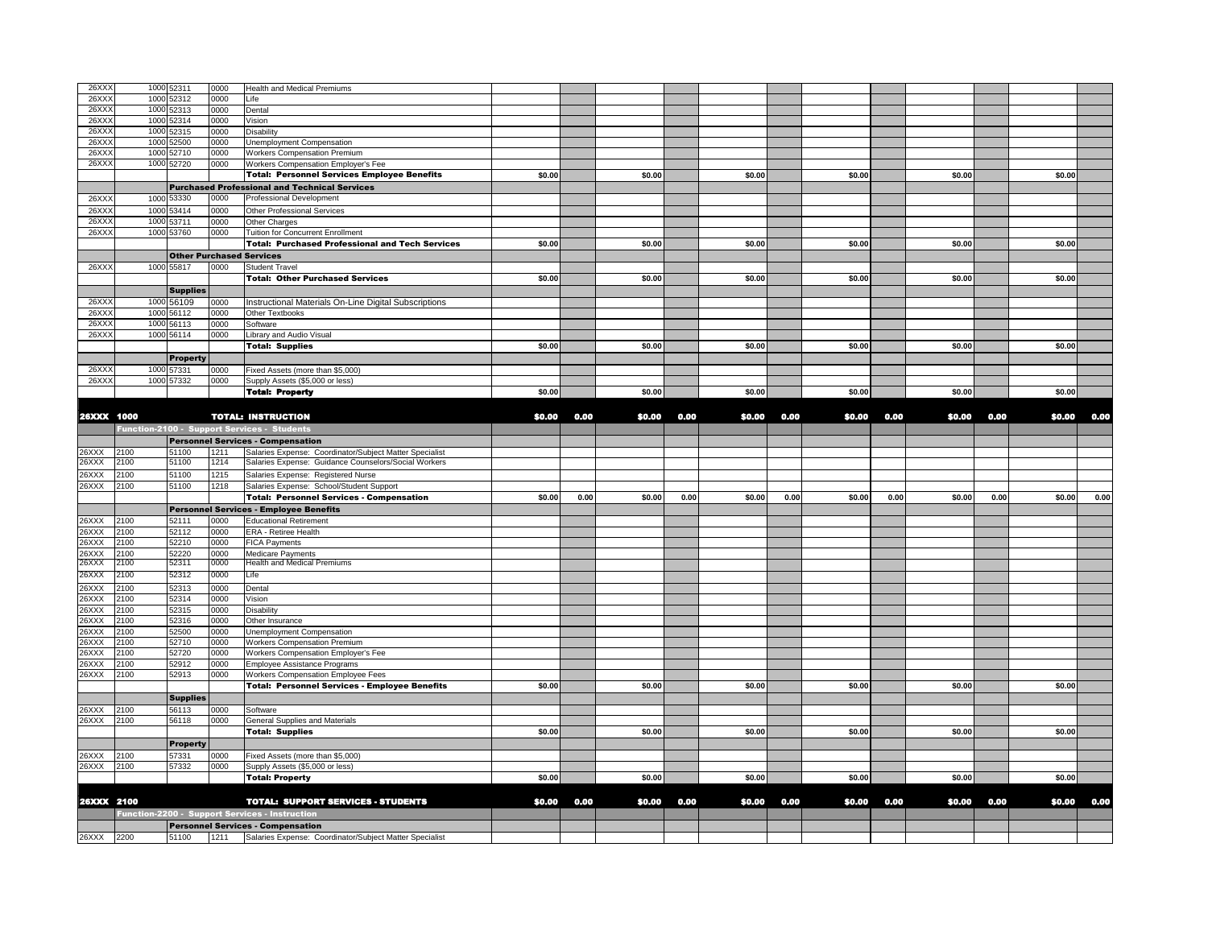| | | | | | | | | | | | | | | | | |
|---|---|---|---|---|---|---|---|---|---|---|---|---|---|---|---|---|
| 26XXX | 1000 | 52311 | 0000 | Health and Medical Premiums | | | | | | | | | | | | |
| 26XXX | 1000 | 52312 | 0000 | Life | | | | | | | | | | | | |
| 26XXX | 1000 | 52313 | 0000 | Dental | | | | | | | | | | | | |
| 26XXX | 1000 | 52314 | 0000 | Vision | | | | | | | | | | | | |
| 26XXX | 1000 | 52315 | 0000 | Disability | | | | | | | | | | | | |
| 26XXX | 1000 | 52500 | 0000 | Unemployment Compensation | | | | | | | | | | | | |
| 26XXX | 1000 | 52710 | 0000 | Workers Compensation Premium | | | | | | | | | | | | |
| 26XXX | 1000 | 52720 | 0000 | Workers Compensation Employer's Fee | | | | | | | | | | | | |
| | | | | **Total: Personnel Services Employee Benefits** | $0.00 | | $0.00 | | $0.00 | | $0.00 | | $0.00 | | $0.00 | |
| | | **Purchased Professional and Technical Services** | | | | | | | | | | | | | | |
| 26XXX | 1000 | 53330 | 0000 | Professional Development | | | | | | | | | | | | |
| 26XXX | 1000 | 53414 | 0000 | Other Professional Services | | | | | | | | | | | | |
| 26XXX | 1000 | 53711 | 0000 | Other Charges | | | | | | | | | | | | |
| 26XXX | 1000 | 53760 | 0000 | Tuition for Concurrent Enrollment | | | | | | | | | | | | |
| | | | | **Total: Purchased Professional and Tech Services** | $0.00 | | $0.00 | | $0.00 | | $0.00 | | $0.00 | | $0.00 | |
| | | **Other Purchased Services** | | | | | | | | | | | | | | |
| 26XXX | 1000 | 55817 | 0000 | Student Travel | | | | | | | | | | | | |
| | | | | **Total: Other Purchased Services** | $0.00 | | $0.00 | | $0.00 | | $0.00 | | $0.00 | | $0.00 | |
| | | **Supplies** | | | | | | | | | | | | | | |
| 26XXX | 1000 | 56109 | 0000 | Instructional Materials On-Line Digital Subscriptions | | | | | | | | | | | | |
| 26XXX | 1000 | 56112 | 0000 | Other Textbooks | | | | | | | | | | | | |
| 26XXX | 1000 | 56113 | 0000 | Software | | | | | | | | | | | | |
| 26XXX | 1000 | 56114 | 0000 | Library and Audio Visual | | | | | | | | | | | | |
| | | | | **Total: Supplies** | $0.00 | | $0.00 | | $0.00 | | $0.00 | | $0.00 | | $0.00 | |
| | | **Property** | | | | | | | | | | | | | | |
| 26XXX | 1000 | 57331 | 0000 | Fixed Assets (more than $5,000) | | | | | | | | | | | | |
| 26XXX | 1000 | 57332 | 0000 | Supply Assets ($5,000 or less) | | | | | | | | | | | | |
| | | | | **Total: Property** | $0.00 | | $0.00 | | $0.00 | | $0.00 | | $0.00 | | $0.00 | |
| **26XXX** | **1000** | | | **TOTAL: INSTRUCTION** | **$0.00** | **0.00** | **$0.00** | **0.00** | **$0.00** | **0.00** | **$0.00** | **0.00** | **$0.00** | **0.00** | **$0.00** | **0.00** |
| **Function-2100 - Support Services - Students** | | | | | | | | | | | | | | | | |
| | | **Personnel Services - Compensation** | | | | | | | | | | | | | | |
| 26XXX | 2100 | 51100 | 1211 | Salaries Expense: Coordinator/Subject Matter Specialist | | | | | | | | | | | | |
| 26XXX | 2100 | 51100 | 1214 | Salaries Expense: Guidance Counselors/Social Workers | | | | | | | | | | | | |
| 26XXX | 2100 | 51100 | 1215 | Salaries Expense: Registered Nurse | | | | | | | | | | | | |
| 26XXX | 2100 | 51100 | 1218 | Salaries Expense: School/Student Support | | | | | | | | | | | | |
| | | | | **Total: Personnel Services - Compensation** | $0.00 | 0.00 | $0.00 | 0.00 | $0.00 | 0.00 | $0.00 | 0.00 | $0.00 | 0.00 | $0.00 | 0.00 |
| | | **Personnel Services - Employee Benefits** | | | | | | | | | | | | | | |
| 26XXX | 2100 | 52111 | 0000 | Educational Retirement | | | | | | | | | | | | |
| 26XXX | 2100 | 52112 | 0000 | ERA - Retiree Health | | | | | | | | | | | | |
| 26XXX | 2100 | 52210 | 0000 | FICA Payments | | | | | | | | | | | | |
| 26XXX | 2100 | 52220 | 0000 | Medicare Payments | | | | | | | | | | | | |
| 26XXX | 2100 | 52311 | 0000 | Health and Medical Premiums | | | | | | | | | | | | |
| 26XXX | 2100 | 52312 | 0000 | Life | | | | | | | | | | | | |
| 26XXX | 2100 | 52313 | 0000 | Dental | | | | | | | | | | | | |
| 26XXX | 2100 | 52314 | 0000 | Vision | | | | | | | | | | | | |
| 26XXX | 2100 | 52315 | 0000 | Disability | | | | | | | | | | | | |
| 26XXX | 2100 | 52316 | 0000 | Other Insurance | | | | | | | | | | | | |
| 26XXX | 2100 | 52500 | 0000 | Unemployment Compensation | | | | | | | | | | | | |
| 26XXX | 2100 | 52710 | 0000 | Workers Compensation Premium | | | | | | | | | | | | |
| 26XXX | 2100 | 52720 | 0000 | Workers Compensation Employer's Fee | | | | | | | | | | | | |
| 26XXX | 2100 | 52912 | 0000 | Employee Assistance Programs | | | | | | | | | | | | |
| 26XXX | 2100 | 52913 | 0000 | Workers Compensation Employee Fees | | | | | | | | | | | | |
| | | | | **Total: Personnel Services - Employee Benefits** | $0.00 | | $0.00 | | $0.00 | | $0.00 | | $0.00 | | $0.00 | |
| | | **Supplies** | | | | | | | | | | | | | | |
| 26XXX | 2100 | 56113 | 0000 | Software | | | | | | | | | | | | |
| 26XXX | 2100 | 56118 | 0000 | General Supplies and Materials | | | | | | | | | | | | |
| | | | | **Total: Supplies** | $0.00 | | $0.00 | | $0.00 | | $0.00 | | $0.00 | | $0.00 | |
| | | **Property** | | | | | | | | | | | | | | |
| 26XXX | 2100 | 57331 | 0000 | Fixed Assets (more than $5,000) | | | | | | | | | | | | |
| 26XXX | 2100 | 57332 | 0000 | Supply Assets ($5,000 or less) | | | | | | | | | | | | |
| | | | | **Total: Property** | $0.00 | | $0.00 | | $0.00 | | $0.00 | | $0.00 | | $0.00 | |
| **26XXX** | **2100** | | | **TOTAL: SUPPORT SERVICES - STUDENTS** | **$0.00** | **0.00** | **$0.00** | **0.00** | **$0.00** | **0.00** | **$0.00** | **0.00** | **$0.00** | **0.00** | **$0.00** | **0.00** |
| **Function-2200 - Support Services - Instruction** | | | | | | | | | | | | | | | | |
| | | **Personnel Services - Compensation** | | | | | | | | | | | | | | |
| 26XXX | 2200 | 51100 | 1211 | Salaries Expense: Coordinator/Subject Matter Specialist | | | | | | | | | | | | |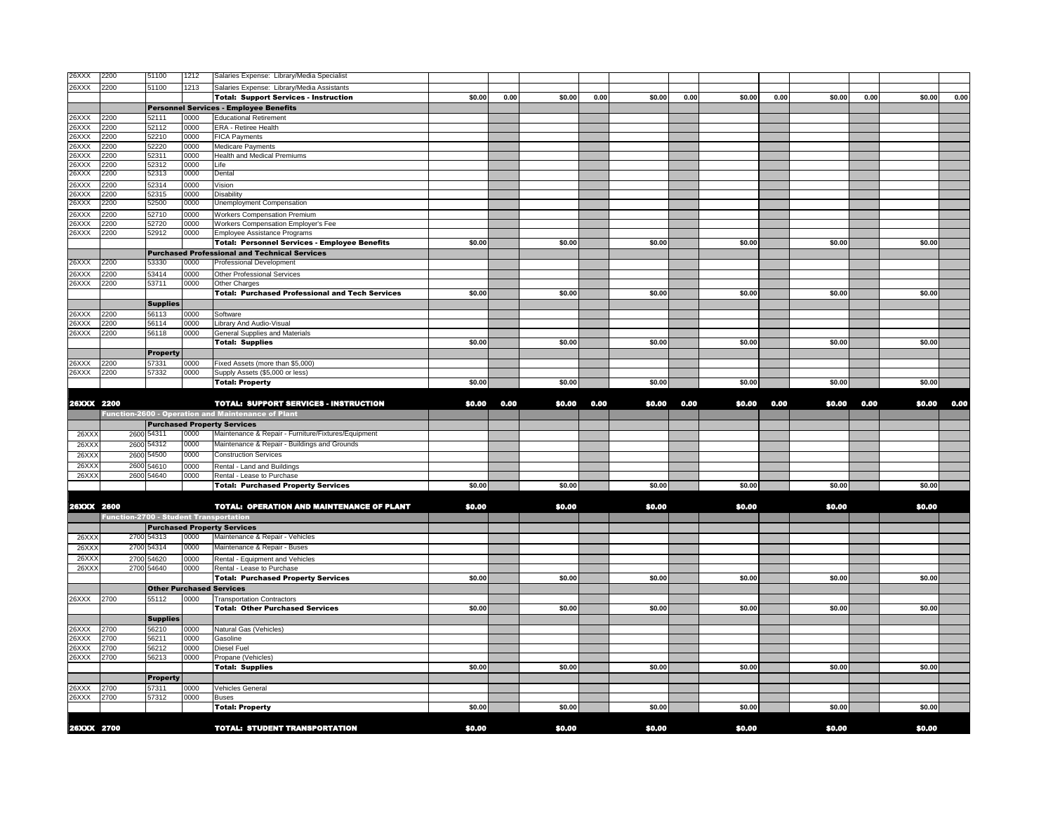| | | | | | | | | | | | | | | | | | |
|---|---|---|---|---|---|---|---|---|---|---|---|---|---|---|---|---|---|
| 26XXX | 2200 | 51100 | 1212 | Salaries Expense: Library/Media Specialist | | | | | | | | | | | | | |
| 26XXX | 2200 | 51100 | 1213 | Salaries Expense: Library/Media Assistants | | | | | | | | | | | | | |
| | | | | **Total: Support Services - Instruction** | $0.00 | 0.00 | $0.00 | 0.00 | $0.00 | 0.00 | $0.00 | 0.00 | $0.00 | 0.00 | $0.00 | 0.00 |
| | | **Personnel Services - Employee Benefits** | | | | | | | | | | | | | | | |
| 26XXX | 2200 | 52111 | 0000 | Educational Retirement | | | | | | | | | | | | | |
| 26XXX | 2200 | 52112 | 0000 | ERA - Retiree Health | | | | | | | | | | | | | |
| 26XXX | 2200 | 52210 | 0000 | FICA Payments | | | | | | | | | | | | | |
| 26XXX | 2200 | 52220 | 0000 | Medicare Payments | | | | | | | | | | | | | |
| 26XXX | 2200 | 52311 | 0000 | Health and Medical Premiums | | | | | | | | | | | | | |
| 26XXX | 2200 | 52312 | 0000 | Life | | | | | | | | | | | | | |
| 26XXX | 2200 | 52313 | 0000 | Dental | | | | | | | | | | | | | |
| 26XXX | 2200 | 52314 | 0000 | Vision | | | | | | | | | | | | | |
| 26XXX | 2200 | 52315 | 0000 | Disability | | | | | | | | | | | | | |
| 26XXX | 2200 | 52500 | 0000 | Unemployment Compensation | | | | | | | | | | | | | |
| 26XXX | 2200 | 52710 | 0000 | Workers Compensation Premium | | | | | | | | | | | | | |
| 26XXX | 2200 | 52720 | 0000 | Workers Compensation Employer's Fee | | | | | | | | | | | | | |
| 26XXX | 2200 | 52912 | 0000 | Employee Assistance Programs | | | | | | | | | | | | | |
| | | | | **Total: Personnel Services - Employee Benefits** | $0.00 | | $0.00 | | $0.00 | | $0.00 | | $0.00 | | $0.00 | |
| | | **Purchased Professional and Technical Services** | | | | | | | | | | | | | | | |
| 26XXX | 2200 | 53330 | 0000 | Professional Development | | | | | | | | | | | | | |
| 26XXX | 2200 | 53414 | 0000 | Other Professional Services | | | | | | | | | | | | | |
| 26XXX | 2200 | 53711 | 0000 | Other Charges | | | | | | | | | | | | | |
| | | | | **Total: Purchased Professional and Tech Services** | $0.00 | | $0.00 | | $0.00 | | $0.00 | | $0.00 | | $0.00 | |
| | | **Supplies** | | | | | | | | | | | | | | | |
| 26XXX | 2200 | 56113 | 0000 | Software | | | | | | | | | | | | | |
| 26XXX | 2200 | 56114 | 0000 | Library And Audio-Visual | | | | | | | | | | | | | |
| 26XXX | 2200 | 56118 | 0000 | General Supplies and Materials | | | | | | | | | | | | | |
| | | | | **Total: Supplies** | $0.00 | | $0.00 | | $0.00 | | $0.00 | | $0.00 | | $0.00 | |
| | | **Property** | | | | | | | | | | | | | | | |
| 26XXX | 2200 | 57331 | 0000 | Fixed Assets (more than $5,000) | | | | | | | | | | | | | |
| 26XXX | 2200 | 57332 | 0000 | Supply Assets ($5,000 or less) | | | | | | | | | | | | | |
| | | | | **Total: Property** | $0.00 | | $0.00 | | $0.00 | | $0.00 | | $0.00 | | $0.00 | |
| **26XXX** | **2200** | | | **TOTAL: SUPPORT SERVICES - INSTRUCTION** | **$0.00** | **0.00** | **$0.00** | **0.00** | **$0.00** | **0.00** | **$0.00** | **0.00** | **$0.00** | **0.00** | **$0.00** | **0.00** |
| | **Function-2600 - Operation and Maintenance of Plant** | | | | | | | | | | | | | | | | |
| | | **Purchased Property Services** | | | | | | | | | | | | | | | |
| 26XXX | 2600 | 54311 | 0000 | Maintenance & Repair - Furniture/Fixtures/Equipment | | | | | | | | | | | | | |
| 26XXX | 2600 | 54312 | 0000 | Maintenance & Repair - Buildings and Grounds | | | | | | | | | | | | | |
| 26XXX | 2600 | 54500 | 0000 | Construction Services | | | | | | | | | | | | | |
| 26XXX | 2600 | 54610 | 0000 | Rental - Land and Buildings | | | | | | | | | | | | | |
| 26XXX | 2600 | 54640 | 0000 | Rental - Lease to Purchase | | | | | | | | | | | | | |
| | | | | **Total: Purchased Property Services** | $0.00 | | $0.00 | | $0.00 | | $0.00 | | $0.00 | | $0.00 | |
| **26XXX** | **2600** | | | **TOTAL: OPERATION AND MAINTENANCE OF PLANT** | **$0.00** | | **$0.00** | | **$0.00** | | **$0.00** | | **$0.00** | | **$0.00** | |
| | **Function-2700 - Student Transportation** | | | | | | | | | | | | | | | | |
| | | **Purchased Property Services** | | | | | | | | | | | | | | | |
| 26XXX | 2700 | 54313 | 0000 | Maintenance & Repair - Vehicles | | | | | | | | | | | | | |
| 26XXX | 2700 | 54314 | 0000 | Maintenance & Repair - Buses | | | | | | | | | | | | | |
| 26XXX | 2700 | 54620 | 0000 | Rental - Equipment and Vehicles | | | | | | | | | | | | | |
| 26XXX | 2700 | 54640 | 0000 | Rental - Lease to Purchase | | | | | | | | | | | | | |
| | | | | **Total: Purchased Property Services** | $0.00 | | $0.00 | | $0.00 | | $0.00 | | $0.00 | | $0.00 | |
| | | **Other Purchased Services** | | | | | | | | | | | | | | | |
| 26XXX | 2700 | 55112 | 0000 | Transportation Contractors | | | | | | | | | | | | | |
| | | | | **Total: Other Purchased Services** | $0.00 | | $0.00 | | $0.00 | | $0.00 | | $0.00 | | $0.00 | |
| | | **Supplies** | | | | | | | | | | | | | | | |
| 26XXX | 2700 | 56210 | 0000 | Natural Gas (Vehicles) | | | | | | | | | | | | | |
| 26XXX | 2700 | 56211 | 0000 | Gasoline | | | | | | | | | | | | | |
| 26XXX | 2700 | 56212 | 0000 | Diesel Fuel | | | | | | | | | | | | | |
| 26XXX | 2700 | 56213 | 0000 | Propane (Vehicles) | | | | | | | | | | | | | |
| | | | | **Total: Supplies** | $0.00 | | $0.00 | | $0.00 | | $0.00 | | $0.00 | | $0.00 | |
| | | **Property** | | | | | | | | | | | | | | | |
| 26XXX | 2700 | 57311 | 0000 | Vehicles General | | | | | | | | | | | | | |
| 26XXX | 2700 | 57312 | 0000 | Buses | | | | | | | | | | | | | |
| | | | | **Total: Property** | $0.00 | | $0.00 | | $0.00 | | $0.00 | | $0.00 | | $0.00 | |
| **26XXX** | **2700** | | | **TOTAL: STUDENT TRANSPORTATION** | **$0.00** | | **$0.00** | | **$0.00** | | **$0.00** | | **$0.00** | | **$0.00** | |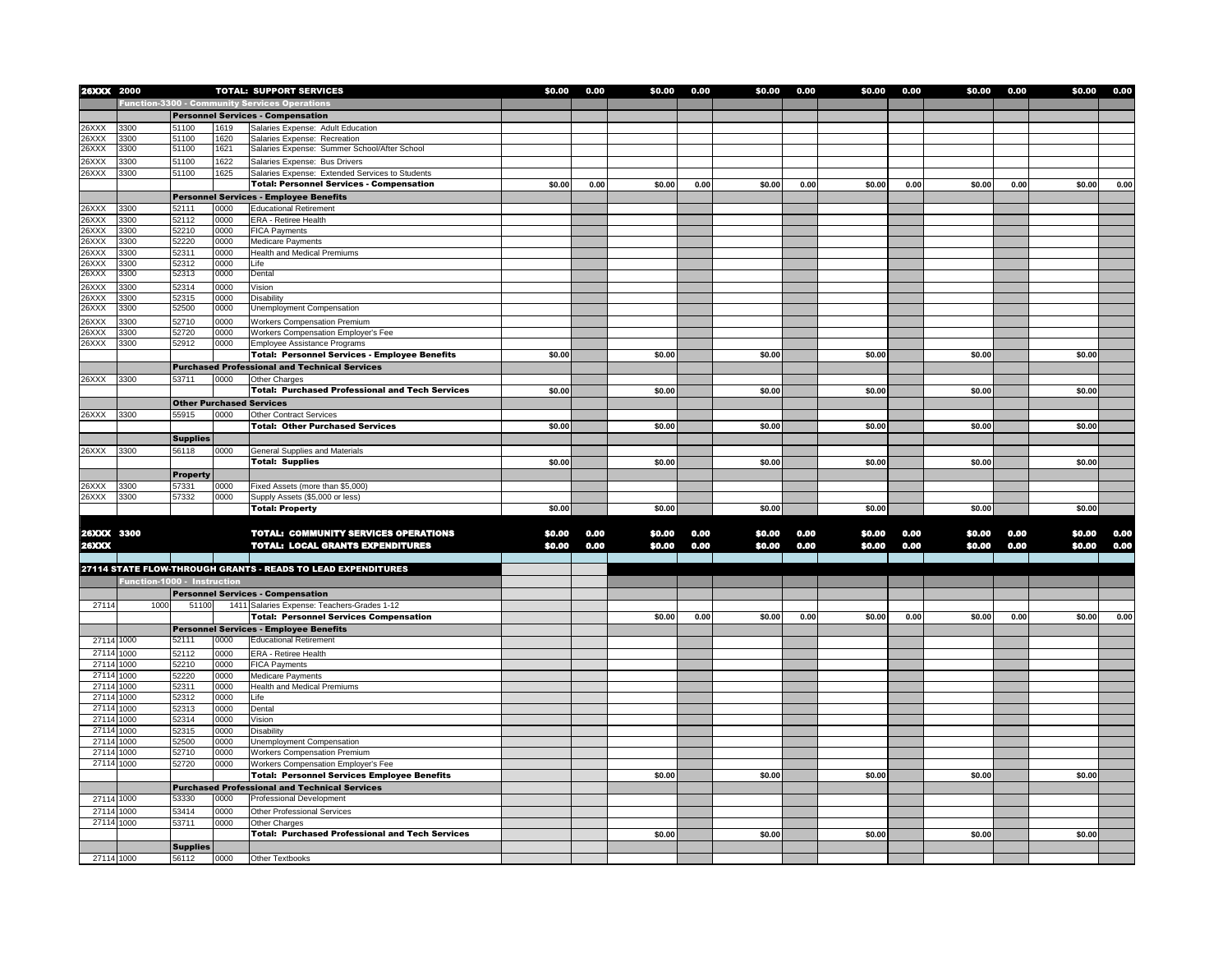| | | | | | | | | | | | | | | | | |
|---|---|---|---|---|---|---|---|---|---|---|---|---|---|---|---|---|
| **26XXX** | **2000** | | | **TOTAL: SUPPORT SERVICES** | **$0.00** | **0.00** | **$0.00** | **0.00** | **$0.00** | **0.00** | **$0.00** | **0.00** | **$0.00** | **0.00** | **$0.00** | **0.00** |
| | **Function-3300 - Community Services Operations** | | | | | | | | | | | | | | | |
| | | **Personnel Services - Compensation** | | | | | | | | | | | | | | |
| 26XXX | 3300 | 51100 | 1619 | Salaries Expense: Adult Education | | | | | | | | | | | | |
| 26XXX | 3300 | 51100 | 1620 | Salaries Expense: Recreation | | | | | | | | | | | | |
| 26XXX | 3300 | 51100 | 1621 | Salaries Expense: Summer School/After School | | | | | | | | | | | | |
| 26XXX | 3300 | 51100 | 1622 | Salaries Expense: Bus Drivers | | | | | | | | | | | | |
| 26XXX | 3300 | 51100 | 1625 | Salaries Expense: Extended Services to Students | | | | | | | | | | | | |
| | | | | **Total: Personnel Services - Compensation** | $0.00 | 0.00 | $0.00 | 0.00 | $0.00 | 0.00 | $0.00 | 0.00 | $0.00 | 0.00 | $0.00 | 0.00 |
| | | **Personnel Services - Employee Benefits** | | | | | | | | | | | | | | |
| 26XXX | 3300 | 52111 | 0000 | Educational Retirement | | | | | | | | | | | | |
| 26XXX | 3300 | 52112 | 0000 | ERA - Retiree Health | | | | | | | | | | | | |
| 26XXX | 3300 | 52210 | 0000 | FICA Payments | | | | | | | | | | | | |
| 26XXX | 3300 | 52220 | 0000 | Medicare Payments | | | | | | | | | | | | |
| 26XXX | 3300 | 52311 | 0000 | Health and Medical Premiums | | | | | | | | | | | | |
| 26XXX | 3300 | 52312 | 0000 | Life | | | | | | | | | | | | |
| 26XXX | 3300 | 52313 | 0000 | Dental | | | | | | | | | | | | |
| 26XXX | 3300 | 52314 | 0000 | Vision | | | | | | | | | | | | |
| 26XXX | 3300 | 52315 | 0000 | Disability | | | | | | | | | | | | |
| 26XXX | 3300 | 52500 | 0000 | Unemployment Compensation | | | | | | | | | | | | |
| 26XXX | 3300 | 52710 | 0000 | Workers Compensation Premium | | | | | | | | | | | | |
| 26XXX | 3300 | 52720 | 0000 | Workers Compensation Employer's Fee | | | | | | | | | | | | |
| 26XXX | 3300 | 52912 | 0000 | Employee Assistance Programs | | | | | | | | | | | | |
| | | | | **Total: Personnel Services - Employee Benefits** | $0.00 | | $0.00 | | $0.00 | | $0.00 | | $0.00 | | $0.00 | |
| | | **Purchased Professional and Technical Services** | | | | | | | | | | | | | | |
| 26XXX | 3300 | 53711 | 0000 | Other Charges | | | | | | | | | | | | |
| | | | | **Total: Purchased Professional and Tech Services** | $0.00 | | $0.00 | | $0.00 | | $0.00 | | $0.00 | | $0.00 | |
| | | **Other Purchased Services** | | | | | | | | | | | | | | |
| 26XXX | 3300 | 55915 | 0000 | Other Contract Services | | | | | | | | | | | | |
| | | | | **Total: Other Purchased Services** | $0.00 | | $0.00 | | $0.00 | | $0.00 | | $0.00 | | $0.00 | |
| | | **Supplies** | | | | | | | | | | | | | | |
| 26XXX | 3300 | 56118 | 0000 | General Supplies and Materials | | | | | | | | | | | | |
| | | | | **Total: Supplies** | $0.00 | | $0.00 | | $0.00 | | $0.00 | | $0.00 | | $0.00 | |
| | | **Property** | | | | | | | | | | | | | | |
| 26XXX | 3300 | 57331 | 0000 | Fixed Assets (more than $5,000) | | | | | | | | | | | | |
| 26XXX | 3300 | 57332 | 0000 | Supply Assets ($5,000 or less) | | | | | | | | | | | | |
| | | | | **Total: Property** | $0.00 | | $0.00 | | $0.00 | | $0.00 | | $0.00 | | $0.00 | |
| **26XXX** | **3300** | | | **TOTAL: COMMUNITY SERVICES OPERATIONS** | **$0.00** | **0.00** | **$0.00** | **0.00** | **$0.00** | **0.00** | **$0.00** | **0.00** | **$0.00** | **0.00** | **$0.00** | **0.00** |
| **26XXX** | | | | **TOTAL: LOCAL GRANTS EXPENDITURES** | **$0.00** | **0.00** | **$0.00** | **0.00** | **$0.00** | **0.00** | **$0.00** | **0.00** | **$0.00** | **0.00** | **$0.00** | **0.00** |
| **27114 STATE FLOW-THROUGH GRANTS - READS TO LEAD EXPENDITURES** | | | | | | | | | | | | | | | | |
| | **Function-1000 - Instruction** | | | | | | | | | | | | | | | |
| | | **Personnel Services - Compensation** | | | | | | | | | | | | | | |
| 27114 | 1000 | 51100 | 1411 | Salaries Expense: Teachers-Grades 1-12 | | | | | | | | | | | | |
| | | | | **Total: Personnel Services Compensation** | | | $0.00 | 0.00 | $0.00 | 0.00 | $0.00 | 0.00 | $0.00 | 0.00 | $0.00 | 0.00 |
| | | **Personnel Services - Employee Benefits** | | | | | | | | | | | | | | |
| 27114 | 1000 | 52111 | 0000 | Educational Retirement | | | | | | | | | | | | |
| 27114 | 1000 | 52112 | 0000 | ERA - Retiree Health | | | | | | | | | | | | |
| 27114 | 1000 | 52210 | 0000 | FICA Payments | | | | | | | | | | | | |
| 27114 | 1000 | 52220 | 0000 | Medicare Payments | | | | | | | | | | | | |
| 27114 | 1000 | 52311 | 0000 | Health and Medical Premiums | | | | | | | | | | | | |
| 27114 | 1000 | 52312 | 0000 | Life | | | | | | | | | | | | |
| 27114 | 1000 | 52313 | 0000 | Dental | | | | | | | | | | | | |
| 27114 | 1000 | 52314 | 0000 | Vision | | | | | | | | | | | | |
| 27114 | 1000 | 52315 | 0000 | Disability | | | | | | | | | | | | |
| 27114 | 1000 | 52500 | 0000 | Unemployment Compensation | | | | | | | | | | | | |
| 27114 | 1000 | 52710 | 0000 | Workers Compensation Premium | | | | | | | | | | | | |
| 27114 | 1000 | 52720 | 0000 | Workers Compensation Employer's Fee | | | | | | | | | | | | |
| | | | | **Total: Personnel Services Employee Benefits** | | | $0.00 | | $0.00 | | $0.00 | | $0.00 | | $0.00 | |
| | | **Purchased Professional and Technical Services** | | | | | | | | | | | | | | |
| 27114 | 1000 | 53330 | 0000 | Professional Development | | | | | | | | | | | | |
| 27114 | 1000 | 53414 | 0000 | Other Professional Services | | | | | | | | | | | | |
| 27114 | 1000 | 53711 | 0000 | Other Charges | | | | | | | | | | | | |
| | | | | **Total: Purchased Professional and Tech Services** | | | $0.00 | | $0.00 | | $0.00 | | $0.00 | | $0.00 | |
| | | **Supplies** | | | | | | | | | | | | | | |
| 27114 | 1000 | 56112 | 0000 | Other Textbooks | | | | | | | | | | | | |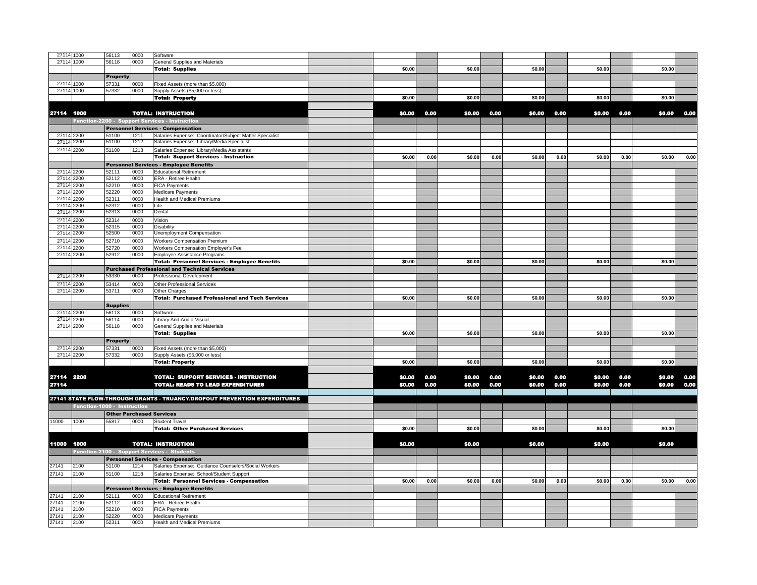| | | | | | | | | | | | | | | | | | |
|---|---|---|---|---|---|---|---|---|---|---|---|---|---|---|---|---|---|
| 27114 | 1000 | 56113 | 0000 | Software | | | | | | | | | | | | | |
| 27114 | 1000 | 56118 | 0000 | General Supplies and Materials | | | | | | | | | | | | | |
| | | | | **Total: Supplies** | | | $0.00 | | $0.00 | | $0.00 | | $0.00 | | $0.00 | | |
| | | **Property** | | | | | | | | | | | | | | | |
| 27114 | 1000 | 57331 | 0000 | Fixed Assets (more than $5,000) | | | | | | | | | | | | | |
| 27114 | 1000 | 57332 | 0000 | Supply Assets ($5,000 or less) | | | | | | | | | | | | | |
| | | | | **Total: Property** | | | $0.00 | | $0.00 | | $0.00 | | $0.00 | | $0.00 | | |
| **27114** | **1000** | | | **TOTAL: INSTRUCTION** | | | **$0.00** | **0.00** | **$0.00** | **0.00** | **$0.00** | **0.00** | **$0.00** | **0.00** | **$0.00** | **0.00** | |
| | **Function-2200 - Support Services - Instruction** | | | | | | | | | | | | | | | | |
| | | **Personnel Services - Compensation** | | | | | | | | | | | | | | | |
| 27114 | 2200 | 51100 | 1211 | Salaries Expense: Coordinator/Subject Matter Specialist | | | | | | | | | | | | | |
| 27114 | 2200 | 51100 | 1212 | Salaries Expense: Library/Media Specialist | | | | | | | | | | | | | |
| 27114 | 2200 | 51100 | 1213 | Salaries Expense: Library/Media Assistants | | | | | | | | | | | | | |
| | | | | **Total: Support Services - Instruction** | | | $0.00 | 0.00 | $0.00 | 0.00 | $0.00 | 0.00 | $0.00 | 0.00 | $0.00 | 0.00 | |
| | | **Personnel Services - Employee Benefits** | | | | | | | | | | | | | | | |
| 27114 | 2200 | 52111 | 0000 | Educational Retirement | | | | | | | | | | | | | |
| 27114 | 2200 | 52112 | 0000 | ERA - Retiree Health | | | | | | | | | | | | | |
| 27114 | 2200 | 52210 | 0000 | FICA Payments | | | | | | | | | | | | | |
| 27114 | 2200 | 52220 | 0000 | Medicare Payments | | | | | | | | | | | | | |
| 27114 | 2200 | 52311 | 0000 | Health and Medical Premiums | | | | | | | | | | | | | |
| 27114 | 2200 | 52312 | 0000 | Life | | | | | | | | | | | | | |
| 27114 | 2200 | 52313 | 0000 | Dental | | | | | | | | | | | | | |
| 27114 | 2200 | 52314 | 0000 | Vision | | | | | | | | | | | | | |
| 27114 | 2200 | 52315 | 0000 | Disability | | | | | | | | | | | | | |
| 27114 | 2200 | 52500 | 0000 | Unemployment Compensation | | | | | | | | | | | | | |
| 27114 | 2200 | 52710 | 0000 | Workers Compensation Premium | | | | | | | | | | | | | |
| 27114 | 2200 | 52720 | 0000 | Workers Compensation Employer's Fee | | | | | | | | | | | | | |
| 27114 | 2200 | 52912 | 0000 | Employee Assistance Programs | | | | | | | | | | | | | |
| | | | | **Total: Personnel Services - Employee Benefits** | | | $0.00 | | $0.00 | | $0.00 | | $0.00 | | $0.00 | | |
| | | **Purchased Professional and Technical Services** | | | | | | | | | | | | | | | |
| 27114 | 2200 | 53330 | 0000 | Professional Development | | | | | | | | | | | | | |
| 27114 | 2200 | 53414 | 0000 | Other Professional Services | | | | | | | | | | | | | |
| 27114 | 2200 | 53711 | 0000 | Other Charges | | | | | | | | | | | | | |
| | | | | **Total: Purchased Professional and Tech Services** | | | $0.00 | | $0.00 | | $0.00 | | $0.00 | | $0.00 | | |
| | | **Supplies** | | | | | | | | | | | | | | | |
| 27114 | 2200 | 56113 | 0000 | Software | | | | | | | | | | | | | |
| 27114 | 2200 | 56114 | 0000 | Library And Audio-Visual | | | | | | | | | | | | | |
| 27114 | 2200 | 56118 | 0000 | General Supplies and Materials | | | | | | | | | | | | | |
| | | | | **Total: Supplies** | | | $0.00 | | $0.00 | | $0.00 | | $0.00 | | $0.00 | | |
| | | **Property** | | | | | | | | | | | | | | | |
| 27114 | 2200 | 57331 | 0000 | Fixed Assets (more than $5,000) | | | | | | | | | | | | | |
| 27114 | 2200 | 57332 | 0000 | Supply Assets ($5,000 or less) | | | | | | | | | | | | | |
| | | | | **Total: Property** | | | $0.00 | | $0.00 | | $0.00 | | $0.00 | | $0.00 | | |
| **27114** | **2200** | | | **TOTAL: SUPPORT SERVICES - INSTRUCTION** | | | **$0.00** | **0.00** | **$0.00** | **0.00** | **$0.00** | **0.00** | **$0.00** | **0.00** | **$0.00** | **0.00** | |
| **27114** | | | | **TOTAL: READS TO LEAD EXPENDITURES** | | | **$0.00** | **0.00** | **$0.00** | **0.00** | **$0.00** | **0.00** | **$0.00** | **0.00** | **$0.00** | **0.00** | |
| **27141 STATE FLOW-THROUGH GRANTS - TRUANCY/DROPOUT PREVENTION EXPENDITURES** | | | | | | | | | | | | | | | | | |
| | **Function-1000 - Instruction** | | | | | | | | | | | | | | | | |
| | | **Other Purchased Services** | | | | | | | | | | | | | | | |
| 11000 | 1000 | 55817 | 0000 | Student Travel | | | | | | | | | | | | | |
| | | | | **Total: Other Purchased Services** | | | $0.00 | | $0.00 | | $0.00 | | $0.00 | | $0.00 | | |
| **11000** | **1000** | | | **TOTAL: INSTRUCTION** | | | **$0.00** | | **$0.00** | | **$0.00** | | **$0.00** | | **$0.00** | | |
| | **Function-2100 - Support Services - Students** | | | | | | | | | | | | | | | | |
| | | **Personnel Services - Compensation** | | | | | | | | | | | | | | | |
| 27141 | 2100 | 51100 | 1214 | Salaries Expense: Guidance Counselors/Social Workers | | | | | | | | | | | | | |
| 27141 | 2100 | 51100 | 1218 | Salaries Expense: School/Student Support | | | | | | | | | | | | | |
| | | | | **Total: Personnel Services - Compensation** | | | $0.00 | 0.00 | $0.00 | 0.00 | $0.00 | 0.00 | $0.00 | 0.00 | $0.00 | 0.00 | |
| | | **Personnel Services - Employee Benefits** | | | | | | | | | | | | | | | |
| 27141 | 2100 | 52111 | 0000 | Educational Retirement | | | | | | | | | | | | | |
| 27141 | 2100 | 52112 | 0000 | ERA - Retiree Health | | | | | | | | | | | | | |
| 27141 | 2100 | 52210 | 0000 | FICA Payments | | | | | | | | | | | | | |
| 27141 | 2100 | 52220 | 0000 | Medicare Payments | | | | | | | | | | | | | |
| 27141 | 2100 | 52311 | 0000 | Health and Medical Premiums | | | | | | | | | | | | | |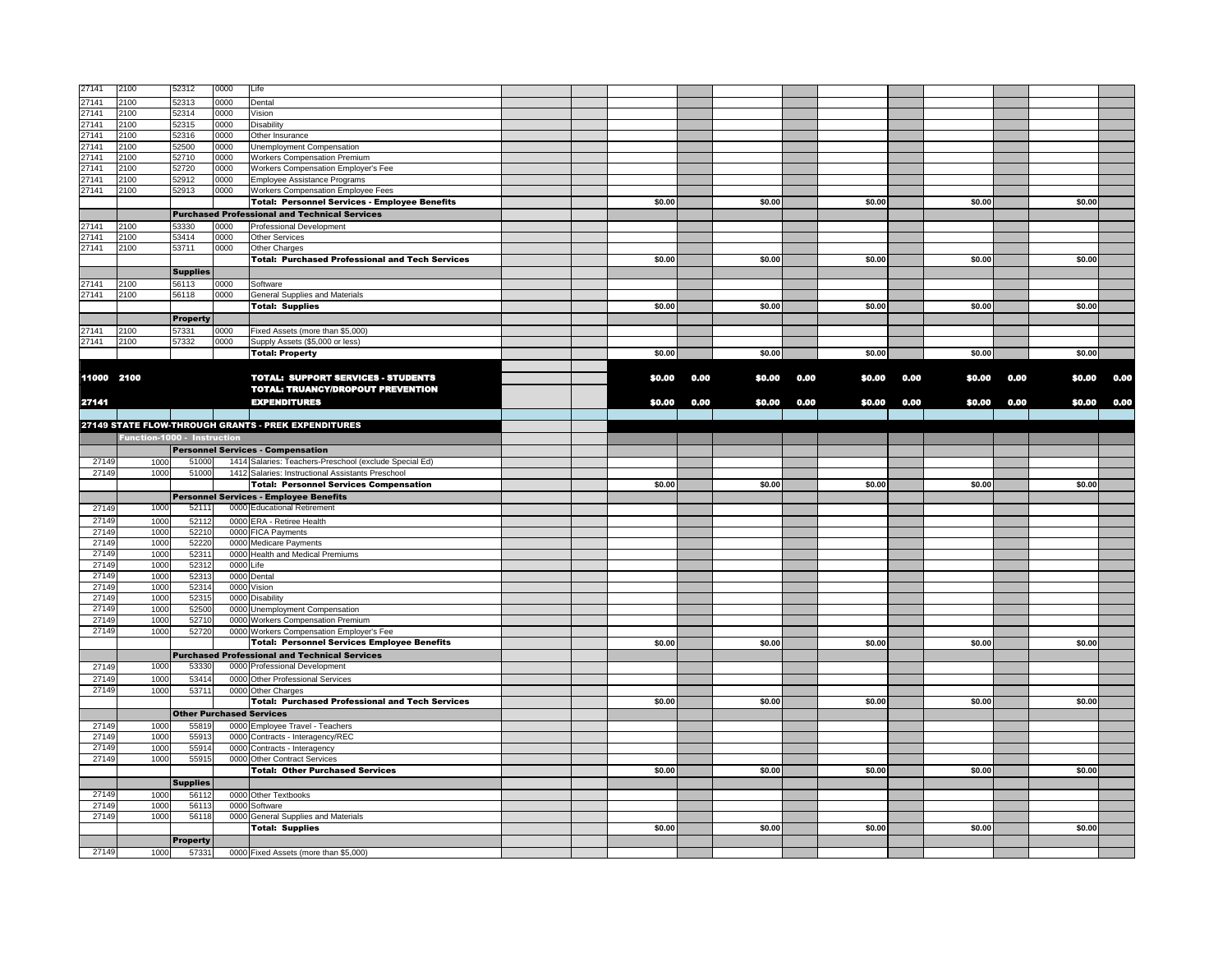| | | | | | | | | | | | | | | | | | | |
|---|---|---|---|---|---|---|---|---|---|---|---|---|---|---|---|---|---|---|
| 27141 | 2100 | 52312 | 0000 | Life | | | | | | | | | | | | | | |
| 27141 | 2100 | 52313 | 0000 | Dental | | | | | | | | | | | | | | |
| 27141 | 2100 | 52314 | 0000 | Vision | | | | | | | | | | | | | | |
| 27141 | 2100 | 52315 | 0000 | Disability | | | | | | | | | | | | | | |
| 27141 | 2100 | 52316 | 0000 | Other Insurance | | | | | | | | | | | | | | |
| 27141 | 2100 | 52500 | 0000 | Unemployment Compensation | | | | | | | | | | | | | | |
| 27141 | 2100 | 52710 | 0000 | Workers Compensation Premium | | | | | | | | | | | | | | |
| 27141 | 2100 | 52720 | 0000 | Workers Compensation Employer's Fee | | | | | | | | | | | | | | |
| 27141 | 2100 | 52912 | 0000 | Employee Assistance Programs | | | | | | | | | | | | | | |
| 27141 | 2100 | 52913 | 0000 | Workers Compensation Employee Fees | | | | | | | | | | | | | | |
| | | | | **Total: Personnel Services - Employee Benefits** | | | $0.00 | | $0.00 | | $0.00 | | $0.00 | | $0.00 | | | |
| | | **Purchased Professional and Technical Services** | | | | | | | | | | | | | | | | |
| 27141 | 2100 | 53330 | 0000 | Professional Development | | | | | | | | | | | | | | |
| 27141 | 2100 | 53414 | 0000 | Other Services | | | | | | | | | | | | | | |
| 27141 | 2100 | 53711 | 0000 | Other Charges | | | | | | | | | | | | | | |
| | | | | **Total: Purchased Professional and Tech Services** | | | $0.00 | | $0.00 | | $0.00 | | $0.00 | | $0.00 | | | |
| | | **Supplies** | | | | | | | | | | | | | | | | |
| 27141 | 2100 | 56113 | 0000 | Software | | | | | | | | | | | | | | |
| 27141 | 2100 | 56118 | 0000 | General Supplies and Materials | | | | | | | | | | | | | | |
| | | | | **Total: Supplies** | | | $0.00 | | $0.00 | | $0.00 | | $0.00 | | $0.00 | | | |
| | | **Property** | | | | | | | | | | | | | | | | |
| 27141 | 2100 | 57331 | 0000 | Fixed Assets (more than $5,000) | | | | | | | | | | | | | | |
| 27141 | 2100 | 57332 | 0000 | Supply Assets ($5,000 or less) | | | | | | | | | | | | | | |
| | | | | **Total: Property** | | | $0.00 | | $0.00 | | $0.00 | | $0.00 | | $0.00 | | | |
| **11000** | **2100** | | | **TOTAL: SUPPORT SERVICES - STUDENTS** | | | **$0.00** | **0.00** | **$0.00** | **0.00** | **$0.00** | **0.00** | **$0.00** | **0.00** | **$0.00** | **0.00** | | |
| **27141** | | | | **TOTAL: TRUANCY/DROPOUT PREVENTION EXPENDITURES** | | | **$0.00** | **0.00** | **$0.00** | **0.00** | **$0.00** | **0.00** | **$0.00** | **0.00** | **$0.00** | **0.00** | | |
| **27149 STATE FLOW-THROUGH GRANTS - PREK EXPENDITURES** | | | | | | | | | | | | | | | | | | |
| | **Function-1000 - Instruction** | | | | | | | | | | | | | | | | | |
| | | **Personnel Services - Compensation** | | | | | | | | | | | | | | | | |
| 27149 | 1000 | 51000 | 1414 | Salaries: Teachers-Preschool (exclude Special Ed) | | | | | | | | | | | | | | |
| 27149 | 1000 | 51000 | 1412 | Salaries: Instructional Assistants Preschool | | | | | | | | | | | | | | |
| | | | | **Total: Personnel Services Compensation** | | | $0.00 | | $0.00 | | $0.00 | | $0.00 | | $0.00 | | | |
| | | **Personnel Services - Employee Benefits** | | | | | | | | | | | | | | | | |
| 27149 | 1000 | 52111 | 0000 | Educational Retirement | | | | | | | | | | | | | | |
| 27149 | 1000 | 52112 | 0000 | ERA - Retiree Health | | | | | | | | | | | | | | |
| 27149 | 1000 | 52210 | 0000 | FICA Payments | | | | | | | | | | | | | | |
| 27149 | 1000 | 52220 | 0000 | Medicare Payments | | | | | | | | | | | | | | |
| 27149 | 1000 | 52311 | 0000 | Health and Medical Premiums | | | | | | | | | | | | | | |
| 27149 | 1000 | 52312 | 0000 | Life | | | | | | | | | | | | | | |
| 27149 | 1000 | 52313 | 0000 | Dental | | | | | | | | | | | | | | |
| 27149 | 1000 | 52314 | 0000 | Vision | | | | | | | | | | | | | | |
| 27149 | 1000 | 52315 | 0000 | Disability | | | | | | | | | | | | | | |
| 27149 | 1000 | 52500 | 0000 | Unemployment Compensation | | | | | | | | | | | | | | |
| 27149 | 1000 | 52710 | 0000 | Workers Compensation Premium | | | | | | | | | | | | | | |
| 27149 | 1000 | 52720 | 0000 | Workers Compensation Employer's Fee | | | | | | | | | | | | | | |
| | | | | **Total: Personnel Services Employee Benefits** | | | $0.00 | | $0.00 | | $0.00 | | $0.00 | | $0.00 | | | |
| | | **Purchased Professional and Technical Services** | | | | | | | | | | | | | | | | |
| 27149 | 1000 | 53330 | 0000 | Professional Development | | | | | | | | | | | | | | |
| 27149 | 1000 | 53414 | 0000 | Other Professional Services | | | | | | | | | | | | | | |
| 27149 | 1000 | 53711 | 0000 | Other Charges | | | | | | | | | | | | | | |
| | | | | **Total: Purchased Professional and Tech Services** | | | $0.00 | | $0.00 | | $0.00 | | $0.00 | | $0.00 | | | |
| | | **Other Purchased Services** | | | | | | | | | | | | | | | | |
| 27149 | 1000 | 55819 | 0000 | Employee Travel - Teachers | | | | | | | | | | | | | | |
| 27149 | 1000 | 55913 | 0000 | Contracts - Interagency/REC | | | | | | | | | | | | | | |
| 27149 | 1000 | 55914 | 0000 | Contracts - Interagency | | | | | | | | | | | | | | |
| 27149 | 1000 | 55915 | 0000 | Other Contract Services | | | | | | | | | | | | | | |
| | | | | **Total: Other Purchased Services** | | | $0.00 | | $0.00 | | $0.00 | | $0.00 | | $0.00 | | | |
| | | **Supplies** | | | | | | | | | | | | | | | | |
| 27149 | 1000 | 56112 | 0000 | Other Textbooks | | | | | | | | | | | | | | |
| 27149 | 1000 | 56113 | 0000 | Software | | | | | | | | | | | | | | |
| 27149 | 1000 | 56118 | 0000 | General Supplies and Materials | | | | | | | | | | | | | | |
| | | | | **Total: Supplies** | | | $0.00 | | $0.00 | | $0.00 | | $0.00 | | $0.00 | | | |
| | | **Property** | | | | | | | | | | | | | | | | |
| 27149 | 1000 | 57331 | 0000 | Fixed Assets (more than $5,000) | | | | | | | | | | | | | | |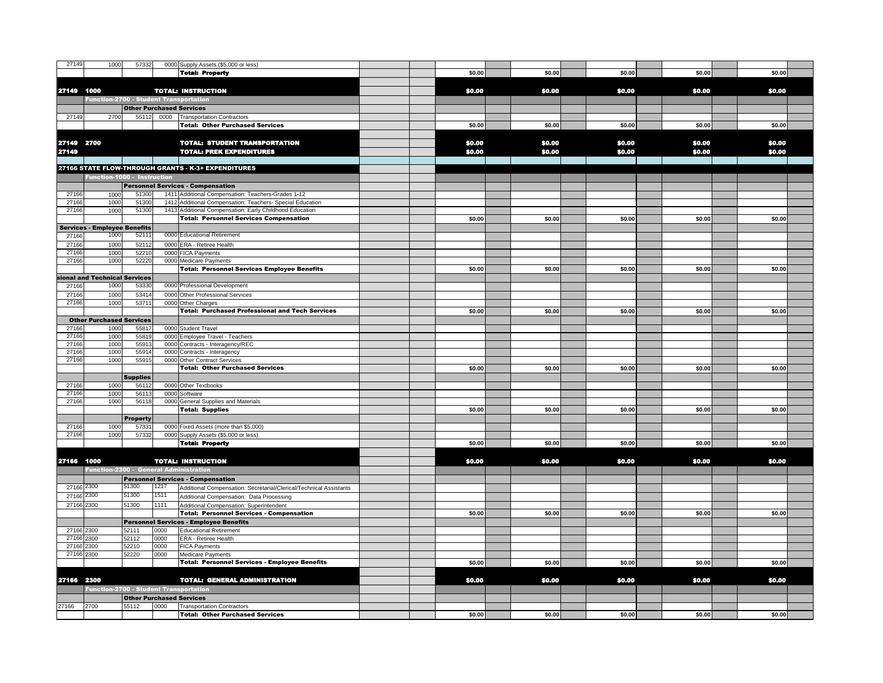| Fund | Function | Object | Sub | Description | | | | | | | | | | | | | |
|---|---|---|---|---|---|---|---|---|---|---|---|---|---|---|---|---|---|
| 27149 | 1000 | 57332 | 0000 | Supply Assets ($5,000 or less) | | | | | | | | | | | | | |
| | | | | **Total: Property** | | | $0.00 | | $0.00 | | $0.00 | | $0.00 | | $0.00 | | |
| **27149** | **1000** | | | **TOTAL: INSTRUCTION** | | | **$0.00** | | **$0.00** | | **$0.00** | | **$0.00** | | **$0.00** | | |
| **Function-2700 - Student Transportation** | | | | | | | | | | | | | | | | | |
| | | **Other Purchased Services** | | | | | | | | | | | | | | | |
| 27149 | 2700 | 55112 | 0000 | Transportation Contractors | | | | | | | | | | | | | |
| | | | | **Total: Other Purchased Services** | | | $0.00 | | $0.00 | | $0.00 | | $0.00 | | $0.00 | | |
| **27149** | **2700** | | | **TOTAL: STUDENT TRANSPORTATION** | | | **$0.00** | | **$0.00** | | **$0.00** | | **$0.00** | | **$0.00** | | |
| **27149** | | | | **TOTAL: PREK EXPENDITURES** | | | **$0.00** | | **$0.00** | | **$0.00** | | **$0.00** | | **$0.00** | | |
| **27166 STATE FLOW-THROUGH GRANTS - K-3+ EXPENDITURES** | | | | | | | | | | | | | | | | | |
| **Function-1000 - Instruction** | | | | | | | | | | | | | | | | | |
| | | **Personnel Services - Compensation** | | | | | | | | | | | | | | | |
| 27166 | 1000 | 51300 | 1411 | Additional Compensation: Teachers-Grades 1-12 | | | | | | | | | | | | | |
| 27166 | 1000 | 51300 | 1412 | Additional Compensation: Teachers- Special Education | | | | | | | | | | | | | |
| 27166 | 1000 | 51300 | 1413 | Additional Compensation: Early Childhood Education | | | | | | | | | | | | | |
| | | | | **Total: Personnel Services Compensation** | | | $0.00 | | $0.00 | | $0.00 | | $0.00 | | $0.00 | | |
| **Services - Employee Benefits** | | | | | | | | | | | | | | | | | |
| 27166 | 1000 | 52111 | 0000 | Educational Retirement | | | | | | | | | | | | | |
| 27166 | 1000 | 52112 | 0000 | ERA - Retiree Health | | | | | | | | | | | | | |
| 27166 | 1000 | 52210 | 0000 | FICA Payments | | | | | | | | | | | | | |
| 27166 | 1000 | 52220 | 0000 | Medicare Payments | | | | | | | | | | | | | |
| | | | | **Total: Personnel Services Employee Benefits** | | | $0.00 | | $0.00 | | $0.00 | | $0.00 | | $0.00 | | |
| **sional and Technical Services** | | | | | | | | | | | | | | | | | |
| 27166 | 1000 | 53330 | 0000 | Professional Development | | | | | | | | | | | | | |
| 27166 | 1000 | 53414 | 0000 | Other Professional Services | | | | | | | | | | | | | |
| 27166 | 1000 | 53711 | 0000 | Other Charges | | | | | | | | | | | | | |
| | | | | **Total: Purchased Professional and Tech Services** | | | $0.00 | | $0.00 | | $0.00 | | $0.00 | | $0.00 | | |
| **Other Purchased Services** | | | | | | | | | | | | | | | | | |
| 27166 | 1000 | 55817 | 0000 | Student Travel | | | | | | | | | | | | | |
| 27166 | 1000 | 55819 | 0000 | Employee Travel - Teachers | | | | | | | | | | | | | |
| 27166 | 1000 | 55913 | 0000 | Contracts - Interagency/REC | | | | | | | | | | | | | |
| 27166 | 1000 | 55914 | 0000 | Contracts - Interagency | | | | | | | | | | | | | |
| 27166 | 1000 | 55915 | 0000 | Other Contract Services | | | | | | | | | | | | | |
| | | | | **Total: Other Purchased Services** | | | $0.00 | | $0.00 | | $0.00 | | $0.00 | | $0.00 | | |
| | | **Supplies** | | | | | | | | | | | | | | | |
| 27166 | 1000 | 56112 | 0000 | Other Textbooks | | | | | | | | | | | | | |
| 27166 | 1000 | 56113 | 0000 | Software | | | | | | | | | | | | | |
| 27166 | 1000 | 56118 | 0000 | General Supplies and Materials | | | | | | | | | | | | | |
| | | | | **Total: Supplies** | | | $0.00 | | $0.00 | | $0.00 | | $0.00 | | $0.00 | | |
| | | **Property** | | | | | | | | | | | | | | | |
| 27166 | 1000 | 57331 | 0000 | Fixed Assets (more than $5,000) | | | | | | | | | | | | | |
| 27166 | 1000 | 57332 | 0000 | Supply Assets ($5,000 or less) | | | | | | | | | | | | | |
| | | | | **Total: Property** | | | $0.00 | | $0.00 | | $0.00 | | $0.00 | | $0.00 | | |
| **27166** | **1000** | | | **TOTAL: INSTRUCTION** | | | **$0.00** | | **$0.00** | | **$0.00** | | **$0.00** | | **$0.00** | | |
| **Function-2300 - General Administration** | | | | | | | | | | | | | | | | | |
| | | **Personnel Services - Compensation** | | | | | | | | | | | | | | | |
| 27166 | 2300 | 51300 | 1217 | Additional Compensation: Secretarial/Clerical/Technical Assistants | | | | | | | | | | | | | |
| 27166 | 2300 | 51300 | 1511 | Additional Compensation: Data Processing | | | | | | | | | | | | | |
| 27166 | 2300 | 51300 | 1111 | Additional Compensation: Superintendent | | | | | | | | | | | | | |
| | | | | **Total: Personnel Services - Compensation** | | | $0.00 | | $0.00 | | $0.00 | | $0.00 | | $0.00 | | |
| | | **Personnel Services - Employee Benefits** | | | | | | | | | | | | | | | |
| 27166 | 2300 | 52111 | 0000 | Educational Retirement | | | | | | | | | | | | | |
| 27166 | 2300 | 52112 | 0000 | ERA - Retiree Health | | | | | | | | | | | | | |
| 27166 | 2300 | 52210 | 0000 | FICA Payments | | | | | | | | | | | | | |
| 27166 | 2300 | 52220 | 0000 | Medicare Payments | | | | | | | | | | | | | |
| | | | | **Total: Personnel Services - Employee Benefits** | | | $0.00 | | $0.00 | | $0.00 | | $0.00 | | $0.00 | | |
| **27166** | **2300** | | | **TOTAL: GENERAL ADMINISTRATION** | | | **$0.00** | | **$0.00** | | **$0.00** | | **$0.00** | | **$0.00** | | |
| **Function-2700 - Student Transportation** | | | | | | | | | | | | | | | | | |
| | | **Other Purchased Services** | | | | | | | | | | | | | | | |
| 27166 | 2700 | 55112 | 0000 | Transportation Contractors | | | | | | | | | | | | | |
| | | | | **Total: Other Purchased Services** | | | $0.00 | | $0.00 | | $0.00 | | $0.00 | | $0.00 | | |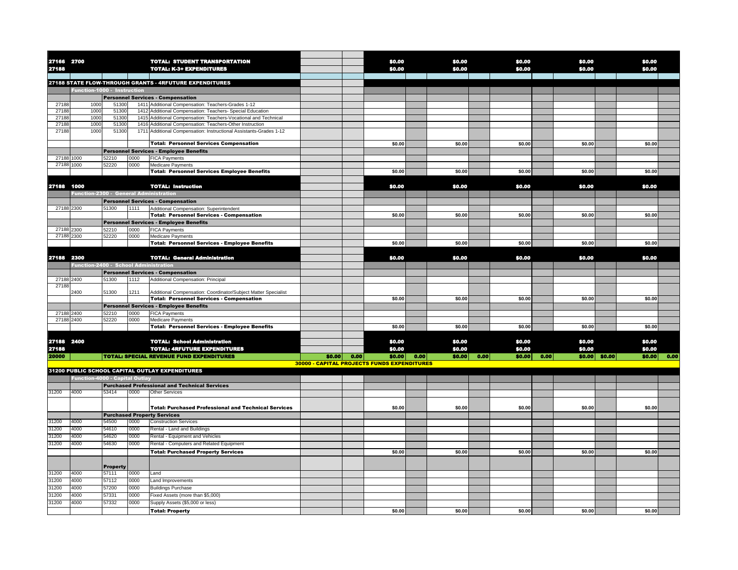| Fund | Function | Object | Sub | Description | | | | | | | | | | | | |
|---|---|---|---|---|---|---|---|---|---|---|---|---|---|---|---|---|
| 27166 | 2700 | | | **TOTAL: STUDENT TRANSPORTATION** | | | $0.00 | | $0.00 | | $0.00 | | $0.00 | | $0.00 | |
| 27188 | | | | **TOTAL: K-3+ EXPENDITURES** | | | $0.00 | | $0.00 | | $0.00 | | $0.00 | | $0.00 | |
| **27188 STATE FLOW-THROUGH GRANTS - 4RFUTURE EXPENDITURES** | | | | | | | | | | | | | | | | |
| **Function-1000 - Instruction** | | | | | | | | | | | | | | | | |
| | | **Personnel Services - Compensation** | | | | | | | | | | | | | | |
| 27188 | 1000 | 51300 | 1411 | Additional Compensation: Teachers-Grades 1-12 | | | | | | | | | | | | |
| 27188 | 1000 | 51300 | 1412 | Additional Compensation: Teachers- Special Education | | | | | | | | | | | | |
| 27188 | 1000 | 51300 | 1415 | Additional Compensation: Teachers-Vocational and Technical | | | | | | | | | | | | |
| 27188 | 1000 | 51300 | 1416 | Additional Compensation: Teachers-Other Instruction | | | | | | | | | | | | |
| 27188 | 1000 | 51300 | 1711 | Additional Compensation: Instructional Assistants-Grades 1-12 | | | | | | | | | | | | |
| | | | | **Total: Personnel Services Compensation** | | | $0.00 | | $0.00 | | $0.00 | | $0.00 | | $0.00 | |
| | | **Personnel Services - Employee Benefits** | | | | | | | | | | | | | | |
| 27188 | 1000 | 52210 | 0000 | FICA Payments | | | | | | | | | | | | |
| 27188 | 1000 | 52220 | 0000 | Medicare Payments | | | | | | | | | | | | |
| | | | | **Total: Personnel Services Employee Benefits** | | | $0.00 | | $0.00 | | $0.00 | | $0.00 | | $0.00 | |
| 27188 | 1000 | | | **TOTAL: Instruction** | | | $0.00 | | $0.00 | | $0.00 | | $0.00 | | $0.00 | |
| **Function-2300 - General Administration** | | | | | | | | | | | | | | | | |
| | | **Personnel Services - Compensation** | | | | | | | | | | | | | | |
| 27188 | 2300 | 51300 | 1111 | Additional Compensation: Superintendent | | | | | | | | | | | | |
| | | | | **Total: Personnel Services - Compensation** | | | $0.00 | | $0.00 | | $0.00 | | $0.00 | | $0.00 | |
| | | **Personnel Services - Employee Benefits** | | | | | | | | | | | | | | |
| 27188 | 2300 | 52210 | 0000 | FICA Payments | | | | | | | | | | | | |
| 27188 | 2300 | 52220 | 0000 | Medicare Payments | | | | | | | | | | | | |
| | | | | **Total: Personnel Services - Employee Benefits** | | | $0.00 | | $0.00 | | $0.00 | | $0.00 | | $0.00 | |
| 27188 | 2300 | | | **TOTAL: General Administration** | | | $0.00 | | $0.00 | | $0.00 | | $0.00 | | $0.00 | |
| **Function-2400 - School Administration** | | | | | | | | | | | | | | | | |
| | | **Personnel Services - Compensation** | | | | | | | | | | | | | | |
| 27188 | 2400 | 51300 | 1112 | Additional Compensation: Principal | | | | | | | | | | | | |
| 27188 | 2400 | 51300 | 1211 | Additional Compensation: Coordinator/Subject Matter Specialist | | | | | | | | | | | | |
| | | | | **Total: Personnel Services - Compensation** | | | $0.00 | | $0.00 | | $0.00 | | $0.00 | | $0.00 | |
| | | **Personnel Services - Employee Benefits** | | | | | | | | | | | | | | |
| 27188 | 2400 | 52210 | 0000 | FICA Payments | | | | | | | | | | | | |
| 27188 | 2400 | 52220 | 0000 | Medicare Payments | | | | | | | | | | | | |
| | | | | **Total: Personnel Services - Employee Benefits** | | | $0.00 | | $0.00 | | $0.00 | | $0.00 | | $0.00 | |
| 27188 | 2400 | | | **TOTAL: School Administration** | | | $0.00 | | $0.00 | | $0.00 | | $0.00 | | $0.00 | |
| 27188 | | | | **TOTAL: 4RFUTURE EXPENDITURES** | | | $0.00 | | $0.00 | | $0.00 | | $0.00 | | $0.00 | |
| 20000 | | | | **TOTAL: SPECIAL REVENUE FUND EXPENDITURES** | $0.00 | 0.00 | $0.00 | 0.00 | $0.00 | 0.00 | $0.00 | 0.00 | $0.00 | $0.00 | $0.00 | 0.00 |
| **30000 - CAPITAL PROJECTS FUNDS EXPENDITURES** | | | | | | | | | | | | | | | | |
| **31200 PUBLIC SCHOOL CAPITAL OUTLAY EXPENDITURES** | | | | | | | | | | | | | | | | |
| **Function-4000 - Capital Outlay** | | | | | | | | | | | | | | | | |
| | | **Purchased Professional and Technical Services** | | | | | | | | | | | | | | |
| 31200 | 4000 | 53414 | 0000 | Other Services | | | | | | | | | | | | |
| | | | | **Total: Purchased Professional and Technical Services** | | | $0.00 | | $0.00 | | $0.00 | | $0.00 | | $0.00 | |
| | | **Purchased Property Services** | | | | | | | | | | | | | | |
| 31200 | 4000 | 54500 | 0000 | Construction Services | | | | | | | | | | | | |
| 31200 | 4000 | 54610 | 0000 | Rental - Land and Buildings | | | | | | | | | | | | |
| 31200 | 4000 | 54620 | 0000 | Rental - Equipment and Vehicles | | | | | | | | | | | | |
| 31200 | 4000 | 54630 | 0000 | Rental - Computers and Related Equipment | | | | | | | | | | | | |
| | | | | **Total: Purchased Property Services** | | | $0.00 | | $0.00 | | $0.00 | | $0.00 | | $0.00 | |
| | | **Property** | | | | | | | | | | | | | | |
| 31200 | 4000 | 57111 | 0000 | Land | | | | | | | | | | | | |
| 31200 | 4000 | 57112 | 0000 | Land Improvements | | | | | | | | | | | | |
| 31200 | 4000 | 57200 | 0000 | Buildings Purchase | | | | | | | | | | | | |
| 31200 | 4000 | 57331 | 0000 | Fixed Assets (more than $5,000) | | | | | | | | | | | | |
| 31200 | 4000 | 57332 | 0000 | Supply Assets ($5,000 or less) | | | | | | | | | | | | |
| | | | | **Total: Property** | | | $0.00 | | $0.00 | | $0.00 | | $0.00 | | $0.00 | |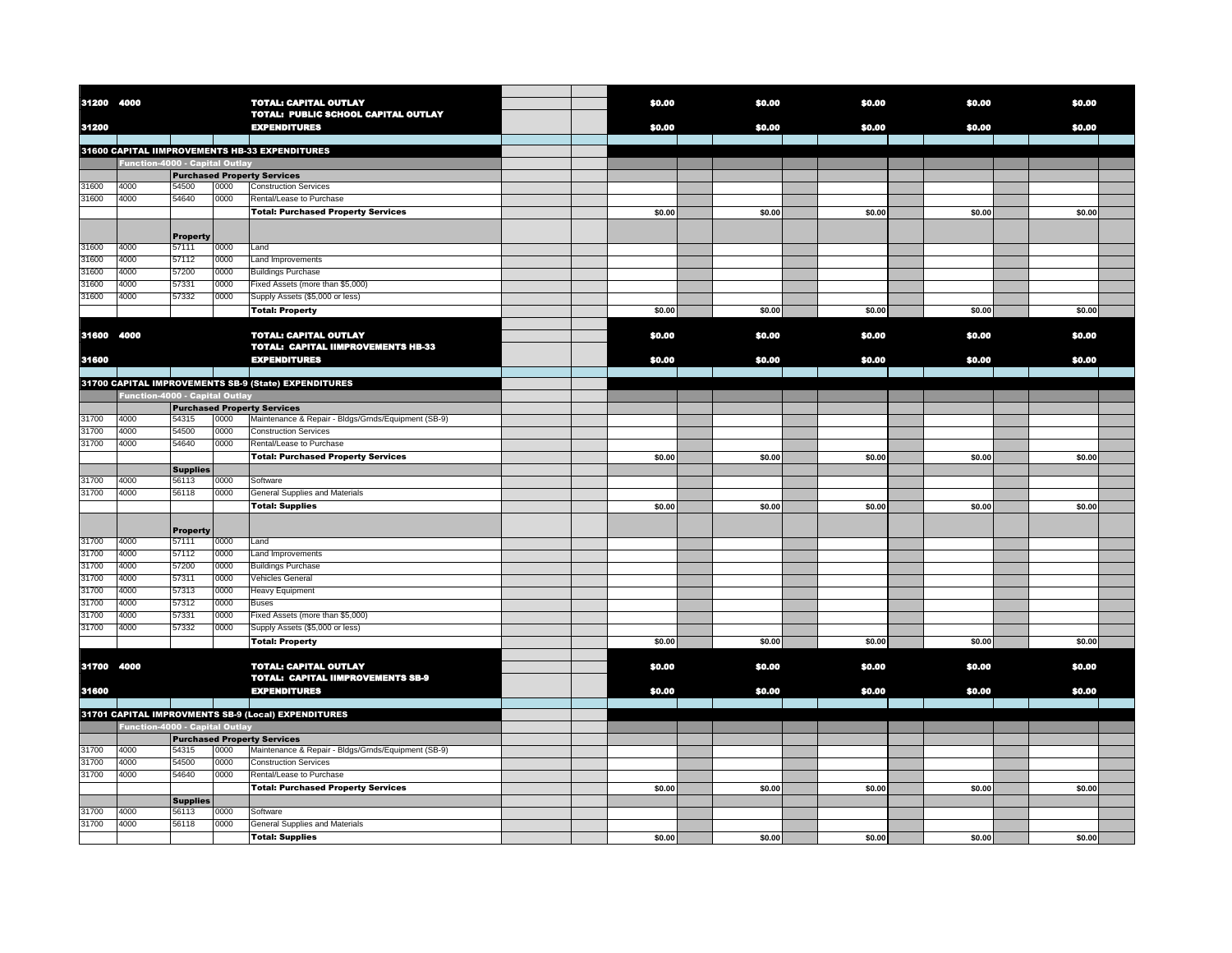| | | | | | | | | | | | | | | | | | |
|---|---|---|---|---|---|---|---|---|---|---|---|---|---|---|---|---|---|
| 31200 | 4000 | | | **TOTAL: CAPITAL OUTLAY** | | | $0.00 | | $0.00 | | $0.00 | | $0.00 | | $0.00 | | |
| 31200 | | | | **TOTAL: PUBLIC SCHOOL CAPITAL OUTLAY EXPENDITURES** | | | $0.00 | | $0.00 | | $0.00 | | $0.00 | | $0.00 | | |
| **31600 CAPITAL IIMPROVEMENTS HB-33 EXPENDITURES** | | | | | | | | | | | | | | | | | |
| | **Function-4000 - Capital Outlay** | | | | | | | | | | | | | | | | |
| | | **Purchased Property Services** | | | | | | | | | | | | | | | |
| 31600 | 4000 | 54500 | 0000 | Construction Services | | | | | | | | | | | | | |
| 31600 | 4000 | 54640 | 0000 | Rental/Lease to Purchase | | | | | | | | | | | | | |
| | | | | **Total: Purchased Property Services** | | | $0.00 | | $0.00 | | $0.00 | | $0.00 | | $0.00 | | |
| | | **Property** | | | | | | | | | | | | | | | |
| 31600 | 4000 | 57111 | 0000 | Land | | | | | | | | | | | | | |
| 31600 | 4000 | 57112 | 0000 | Land Improvements | | | | | | | | | | | | | |
| 31600 | 4000 | 57200 | 0000 | Buildings Purchase | | | | | | | | | | | | | |
| 31600 | 4000 | 57331 | 0000 | Fixed Assets (more than $5,000) | | | | | | | | | | | | | |
| 31600 | 4000 | 57332 | 0000 | Supply Assets ($5,000 or less) | | | | | | | | | | | | | |
| | | | | **Total: Property** | | | $0.00 | | $0.00 | | $0.00 | | $0.00 | | $0.00 | | |
| 31600 | 4000 | | | **TOTAL: CAPITAL OUTLAY** | | | $0.00 | | $0.00 | | $0.00 | | $0.00 | | $0.00 | | |
| 31600 | | | | **TOTAL: CAPITAL IIMPROVEMENTS HB-33 EXPENDITURES** | | | $0.00 | | $0.00 | | $0.00 | | $0.00 | | $0.00 | | |
| **31700 CAPITAL IMPROVEMENTS SB-9 (State) EXPENDITURES** | | | | | | | | | | | | | | | | | |
| | **Function-4000 - Capital Outlay** | | | | | | | | | | | | | | | | |
| | | **Purchased Property Services** | | | | | | | | | | | | | | | |
| 31700 | 4000 | 54315 | 0000 | Maintenance & Repair - Bldgs/Grnds/Equipment (SB-9) | | | | | | | | | | | | | |
| 31700 | 4000 | 54500 | 0000 | Construction Services | | | | | | | | | | | | | |
| 31700 | 4000 | 54640 | 0000 | Rental/Lease to Purchase | | | | | | | | | | | | | |
| | | | | **Total: Purchased Property Services** | | | $0.00 | | $0.00 | | $0.00 | | $0.00 | | $0.00 | | |
| | | **Supplies** | | | | | | | | | | | | | | | |
| 31700 | 4000 | 56113 | 0000 | Software | | | | | | | | | | | | | |
| 31700 | 4000 | 56118 | 0000 | General Supplies and Materials | | | | | | | | | | | | | |
| | | | | **Total: Supplies** | | | $0.00 | | $0.00 | | $0.00 | | $0.00 | | $0.00 | | |
| | | **Property** | | | | | | | | | | | | | | | |
| 31700 | 4000 | 57111 | 0000 | Land | | | | | | | | | | | | | |
| 31700 | 4000 | 57112 | 0000 | Land Improvements | | | | | | | | | | | | | |
| 31700 | 4000 | 57200 | 0000 | Buildings Purchase | | | | | | | | | | | | | |
| 31700 | 4000 | 57311 | 0000 | Vehicles General | | | | | | | | | | | | | |
| 31700 | 4000 | 57313 | 0000 | Heavy Equipment | | | | | | | | | | | | | |
| 31700 | 4000 | 57312 | 0000 | Buses | | | | | | | | | | | | | |
| 31700 | 4000 | 57331 | 0000 | Fixed Assets (more than $5,000) | | | | | | | | | | | | | |
| 31700 | 4000 | 57332 | 0000 | Supply Assets ($5,000 or less) | | | | | | | | | | | | | |
| | | | | **Total: Property** | | | $0.00 | | $0.00 | | $0.00 | | $0.00 | | $0.00 | | |
| 31700 | 4000 | | | **TOTAL: CAPITAL OUTLAY** | | | $0.00 | | $0.00 | | $0.00 | | $0.00 | | $0.00 | | |
| 31600 | | | | **TOTAL: CAPITAL IIMPROVEMENTS SB-9 EXPENDITURES** | | | $0.00 | | $0.00 | | $0.00 | | $0.00 | | $0.00 | | |
| **31701 CAPITAL IMPROVMENTS SB-9 (Local) EXPENDITURES** | | | | | | | | | | | | | | | | | |
| | **Function-4000 - Capital Outlay** | | | | | | | | | | | | | | | | |
| | | **Purchased Property Services** | | | | | | | | | | | | | | | |
| 31700 | 4000 | 54315 | 0000 | Maintenance & Repair - Bldgs/Grnds/Equipment (SB-9) | | | | | | | | | | | | | |
| 31700 | 4000 | 54500 | 0000 | Construction Services | | | | | | | | | | | | | |
| 31700 | 4000 | 54640 | 0000 | Rental/Lease to Purchase | | | | | | | | | | | | | |
| | | | | **Total: Purchased Property Services** | | | $0.00 | | $0.00 | | $0.00 | | $0.00 | | $0.00 | | |
| | | **Supplies** | | | | | | | | | | | | | | | |
| 31700 | 4000 | 56113 | 0000 | Software | | | | | | | | | | | | | |
| 31700 | 4000 | 56118 | 0000 | General Supplies and Materials | | | | | | | | | | | | | |
| | | | | **Total: Supplies** | | | $0.00 | | $0.00 | | $0.00 | | $0.00 | | $0.00 | | |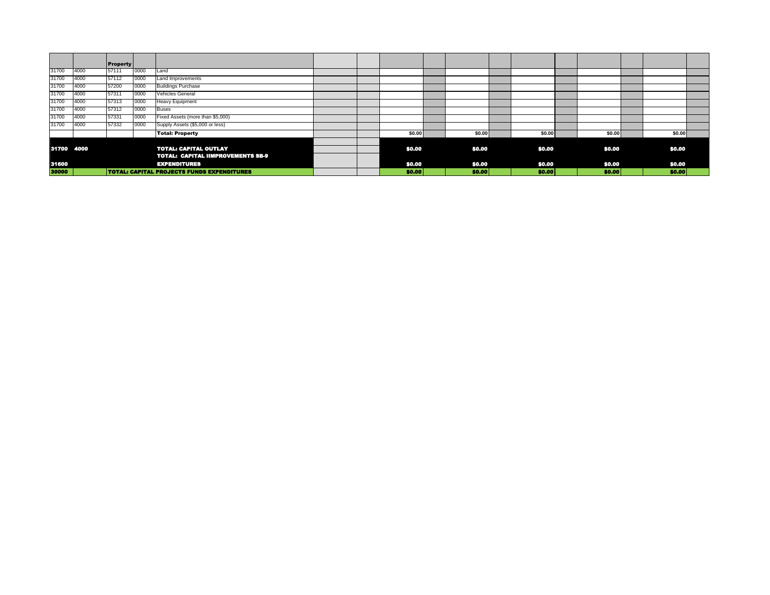| | | Property | | | | | | | | | | | | | | |
|---|---|---|---|---|---|---|---|---|---|---|---|---|---|---|---|---|
| 31700 | 4000 | 57111 | 0000 | Land | | | | | | | | | | | | |
| 31700 | 4000 | 57112 | 0000 | Land Improvements | | | | | | | | | | | | |
| 31700 | 4000 | 57200 | 0000 | Buildings Purchase | | | | | | | | | | | | |
| 31700 | 4000 | 57311 | 0000 | Vehicles General | | | | | | | | | | | | |
| 31700 | 4000 | 57313 | 0000 | Heavy Equipment | | | | | | | | | | | | |
| 31700 | 4000 | 57312 | 0000 | Buses | | | | | | | | | | | | |
| 31700 | 4000 | 57331 | 0000 | Fixed Assets (more than $5,000) | | | | | | | | | | | | |
| 31700 | 4000 | 57332 | 0000 | Supply Assets ($5,000 or less) | | | | | | | | | | | | |
| | | | | **Total: Property** | | | $0.00 | | $0.00 | | $0.00 | | $0.00 | | $0.00 | |
| **31700** | **4000** | | | **TOTAL: CAPITAL OUTLAY** | | | **$0.00** | | **$0.00** | | **$0.00** | | **$0.00** | | **$0.00** | |
| **31600** | | | | **TOTAL: CAPITAL IIMPROVEMENTS SB-9 EXPENDITURES** | | | **$0.00** | | **$0.00** | | **$0.00** | | **$0.00** | | **$0.00** | |
| **30000** | | | | **TOTAL: CAPITAL PROJECTS FUNDS EXPENDITURES** | | | **$0.00** | | **$0.00** | | **$0.00** | | **$0.00** | | **$0.00** | |